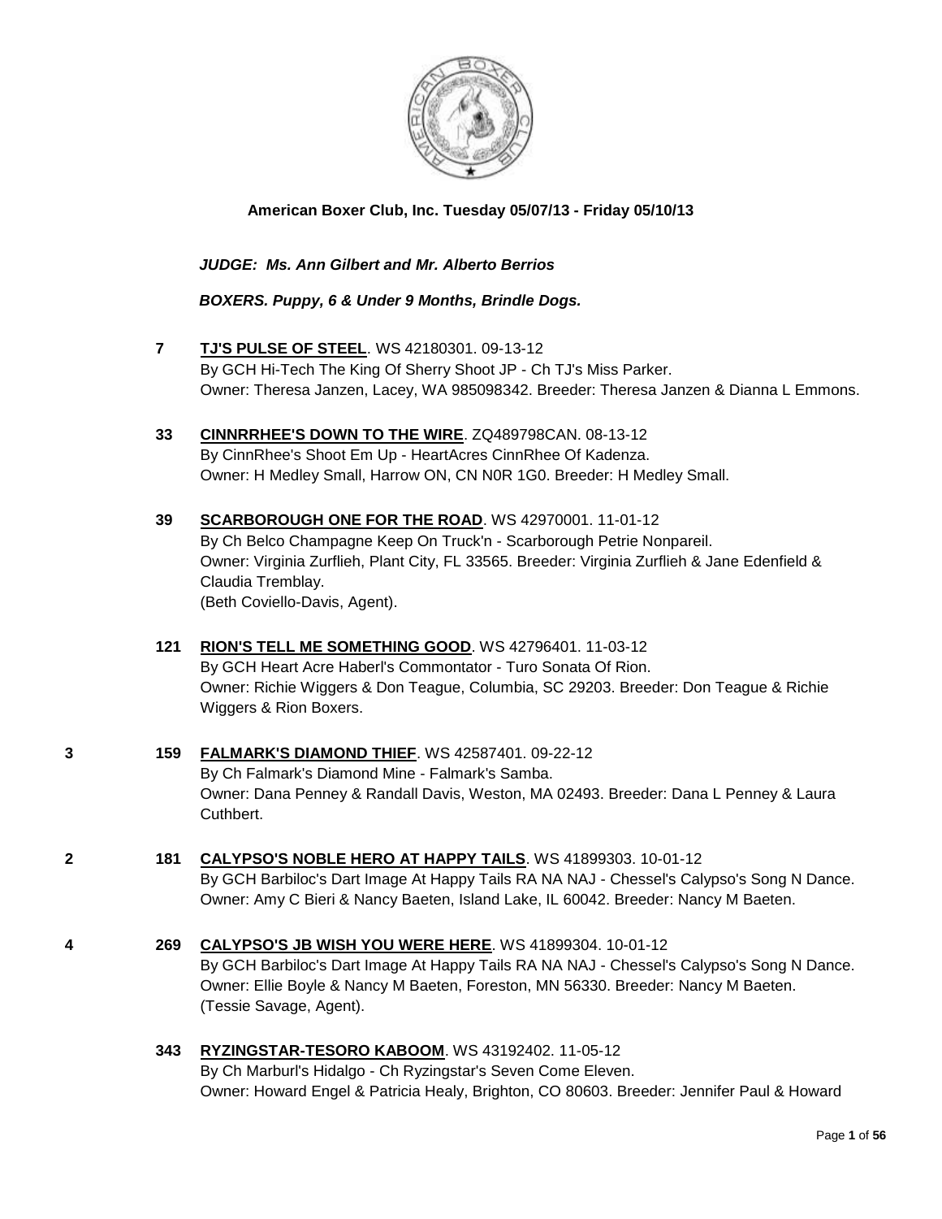**American Boxer Club, Inc. Tuesday 05/07/13 - Friday 05/10/13**

***JUDGE: Ms. Ann Gilbert and Mr. Alberto Berrios***

***BOXERS. Puppy, 6 & Under 9 Months, Brindle Dogs.***

**7** **TJ'S PULSE OF STEEL**. WS 42180301. 09-13-12
By GCH Hi-Tech The King Of Sherry Shoot JP - Ch TJ's Miss Parker.
Owner: Theresa Janzen, Lacey, WA 985098342. Breeder: Theresa Janzen & Dianna L Emmons.

**33** **CINNRRHEE'S DOWN TO THE WIRE**. ZQ489798CAN. 08-13-12
By CinnRhee's Shoot Em Up - HeartAcres CinnRhee Of Kadenza.
Owner: H Medley Small, Harrow ON, CN N0R 1G0. Breeder: H Medley Small.

**39** **SCARBOROUGH ONE FOR THE ROAD**. WS 42970001. 11-01-12
By Ch Belco Champagne Keep On Truck'n - Scarborough Petrie Nonpareil.
Owner: Virginia Zurflieh, Plant City, FL 33565. Breeder: Virginia Zurflieh & Jane Edenfield & Claudia Tremblay.
(Beth Coviello-Davis, Agent).

**121** **RION'S TELL ME SOMETHING GOOD**. WS 42796401. 11-03-12
By GCH Heart Acre Haberl's Commontator - Turo Sonata Of Rion.
Owner: Richie Wiggers & Don Teague, Columbia, SC 29203. Breeder: Don Teague & Richie Wiggers & Rion Boxers.

**3** **159** **FALMARK'S DIAMOND THIEF**. WS 42587401. 09-22-12
By Ch Falmark's Diamond Mine - Falmark's Samba.
Owner: Dana Penney & Randall Davis, Weston, MA 02493. Breeder: Dana L Penney & Laura Cuthbert.

**2** **181** **CALYPSO'S NOBLE HERO AT HAPPY TAILS**. WS 41899303. 10-01-12
By GCH Barbiloc's Dart Image At Happy Tails RA NA NAJ - Chessel's Calypso's Song N Dance.
Owner: Amy C Bieri & Nancy Baeten, Island Lake, IL 60042. Breeder: Nancy M Baeten.

**4** **269** **CALYPSO'S JB WISH YOU WERE HERE**. WS 41899304. 10-01-12
By GCH Barbiloc's Dart Image At Happy Tails RA NA NAJ - Chessel's Calypso's Song N Dance.
Owner: Ellie Boyle & Nancy M Baeten, Foreston, MN 56330. Breeder: Nancy M Baeten.
(Tessie Savage, Agent).

**343** **RYZINGSTAR-TESORO KABOOM**. WS 43192402. 11-05-12
By Ch Marburl's Hidalgo - Ch Ryzingstar's Seven Come Eleven.
Owner: Howard Engel & Patricia Healy, Brighton, CO 80603. Breeder: Jennifer Paul & Howard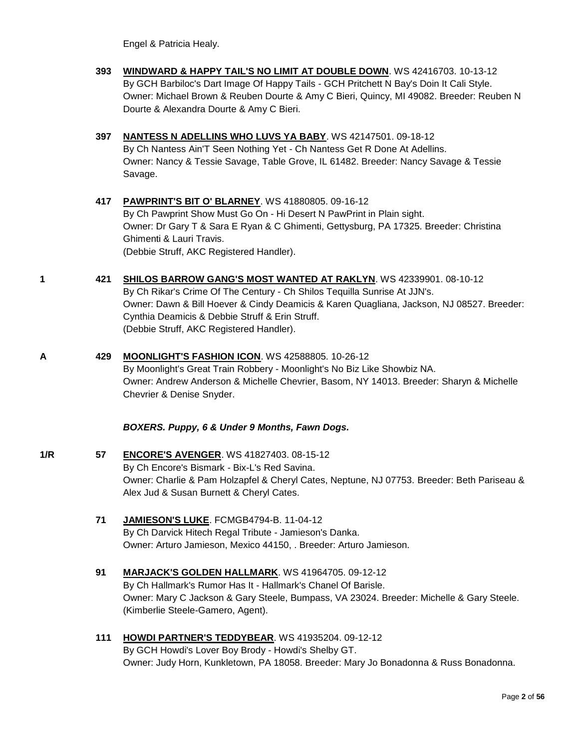Engel & Patricia Healy.

**393** **WINDWARD & HAPPY TAIL'S NO LIMIT AT DOUBLE DOWN**. WS 42416703. 10-13-12
By GCH Barbiloc's Dart Image Of Happy Tails - GCH Pritchett N Bay's Doin It Cali Style.
Owner: Michael Brown & Reuben Dourte & Amy C Bieri, Quincy, MI 49082. Breeder: Reuben N Dourte & Alexandra Dourte & Amy C Bieri.

**397** **NANTESS N ADELLINS WHO LUVS YA BABY**. WS 42147501. 09-18-12
By Ch Nantess Ain'T Seen Nothing Yet - Ch Nantess Get R Done At Adellins.
Owner: Nancy & Tessie Savage, Table Grove, IL 61482. Breeder: Nancy Savage & Tessie Savage.

**417** **PAWPRINT'S BIT O' BLARNEY**. WS 41880805. 09-16-12
By Ch Pawprint Show Must Go On - Hi Desert N PawPrint in Plain sight.
Owner: Dr Gary T & Sara E Ryan & C Ghimenti, Gettysburg, PA 17325. Breeder: Christina Ghimenti & Lauri Travis.
(Debbie Struff, AKC Registered Handler).

1 **421** **SHILOS BARROW GANG'S MOST WANTED AT RAKLYN**. WS 42339901. 08-10-12
By Ch Rikar's Crime Of The Century - Ch Shilos Tequilla Sunrise At JJN's.
Owner: Dawn & Bill Hoever & Cindy Deamicis & Karen Quagliana, Jackson, NJ 08527. Breeder: Cynthia Deamicis & Debbie Struff & Erin Struff.
(Debbie Struff, AKC Registered Handler).

A **429** **MOONLIGHT'S FASHION ICON**. WS 42588805. 10-26-12
By Moonlight's Great Train Robbery - Moonlight's No Biz Like Showbiz NA.
Owner: Andrew Anderson & Michelle Chevrier, Basom, NY 14013. Breeder: Sharyn & Michelle Chevrier & Denise Snyder.

***BOXERS. Puppy, 6 & Under 9 Months, Fawn Dogs.***

1/R **57** **ENCORE'S AVENGER**. WS 41827403. 08-15-12
By Ch Encore's Bismark - Bix-L's Red Savina.
Owner: Charlie & Pam Holzapfel & Cheryl Cates, Neptune, NJ 07753. Breeder: Beth Pariseau & Alex Jud & Susan Burnett & Cheryl Cates.

**71** **JAMIESON'S LUKE**. FCMGB4794-B. 11-04-12
By Ch Darvick Hitech Regal Tribute - Jamieson's Danka.
Owner: Arturo Jamieson, Mexico 44150, . Breeder: Arturo Jamieson.

**91** **MARJACK'S GOLDEN HALLMARK**. WS 41964705. 09-12-12
By Ch Hallmark's Rumor Has It - Hallmark's Chanel Of Barisle.
Owner: Mary C Jackson & Gary Steele, Bumpass, VA 23024. Breeder: Michelle & Gary Steele.
(Kimberlie Steele-Gamero, Agent).

**111** **HOWDI PARTNER'S TEDDYBEAR**. WS 41935204. 09-12-12
By GCH Howdi's Lover Boy Brody - Howdi's Shelby GT.
Owner: Judy Horn, Kunkletown, PA 18058. Breeder: Mary Jo Bonadonna & Russ Bonadonna.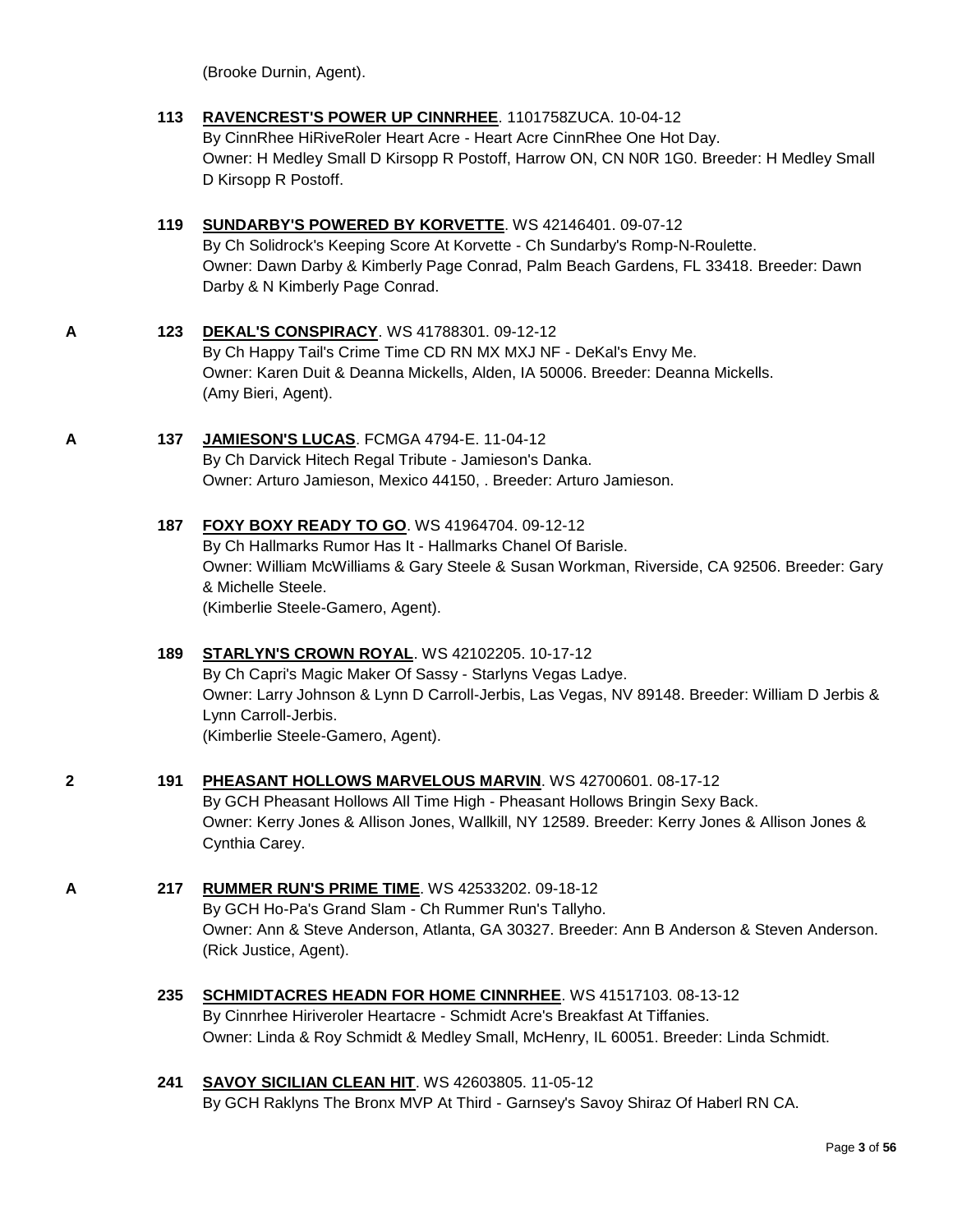(Brooke Durnin, Agent).

**113** **RAVENCREST'S POWER UP CINNRHEE**. 1101758ZUCA. 10-04-12
By CinnRhee HiRiveRoler Heart Acre - Heart Acre CinnRhee One Hot Day.
Owner: H Medley Small D Kirsopp R Postoff, Harrow ON, CN N0R 1G0. Breeder: H Medley Small D Kirsopp R Postoff.

**119** **SUNDARBY'S POWERED BY KORVETTE**. WS 42146401. 09-07-12
By Ch Solidrock's Keeping Score At Korvette - Ch Sundarby's Romp-N-Roulette.
Owner: Dawn Darby & Kimberly Page Conrad, Palm Beach Gardens, FL 33418. Breeder: Dawn Darby & N Kimberly Page Conrad.

**A** **123** **DEKAL'S CONSPIRACY**. WS 41788301. 09-12-12
By Ch Happy Tail's Crime Time CD RN MX MXJ NF - DeKal's Envy Me.
Owner: Karen Duit & Deanna Mickells, Alden, IA 50006. Breeder: Deanna Mickells.
(Amy Bieri, Agent).

**A** **137** **JAMIESON'S LUCAS**. FCMGA 4794-E. 11-04-12
By Ch Darvick Hitech Regal Tribute - Jamieson's Danka.
Owner: Arturo Jamieson, Mexico 44150, . Breeder: Arturo Jamieson.

**187** **FOXY BOXY READY TO GO**. WS 41964704. 09-12-12
By Ch Hallmarks Rumor Has It - Hallmarks Chanel Of Barisle.
Owner: William McWilliams & Gary Steele & Susan Workman, Riverside, CA 92506. Breeder: Gary & Michelle Steele.
(Kimberlie Steele-Gamero, Agent).

**189** **STARLYN'S CROWN ROYAL**. WS 42102205. 10-17-12
By Ch Capri's Magic Maker Of Sassy - Starlyns Vegas Ladye.
Owner: Larry Johnson & Lynn D Carroll-Jerbis, Las Vegas, NV 89148. Breeder: William D Jerbis & Lynn Carroll-Jerbis.
(Kimberlie Steele-Gamero, Agent).

**2** **191** **PHEASANT HOLLOWS MARVELOUS MARVIN**. WS 42700601. 08-17-12
By GCH Pheasant Hollows All Time High - Pheasant Hollows Bringin Sexy Back.
Owner: Kerry Jones & Allison Jones, Wallkill, NY 12589. Breeder: Kerry Jones & Allison Jones & Cynthia Carey.

**A** **217** **RUMMER RUN'S PRIME TIME**. WS 42533202. 09-18-12
By GCH Ho-Pa's Grand Slam - Ch Rummer Run's Tallyho.
Owner: Ann & Steve Anderson, Atlanta, GA 30327. Breeder: Ann B Anderson & Steven Anderson.
(Rick Justice, Agent).

**235** **SCHMIDTACRES HEADN FOR HOME CINNRHEE**. WS 41517103. 08-13-12
By Cinnrhee Hiriveroler Heartacre - Schmidt Acre's Breakfast At Tiffanies.
Owner: Linda & Roy Schmidt & Medley Small, McHenry, IL 60051. Breeder: Linda Schmidt.

**241** **SAVOY SICILIAN CLEAN HIT**. WS 42603805. 11-05-12
By GCH Raklyns The Bronx MVP At Third - Garnsey's Savoy Shiraz Of Haberl RN CA.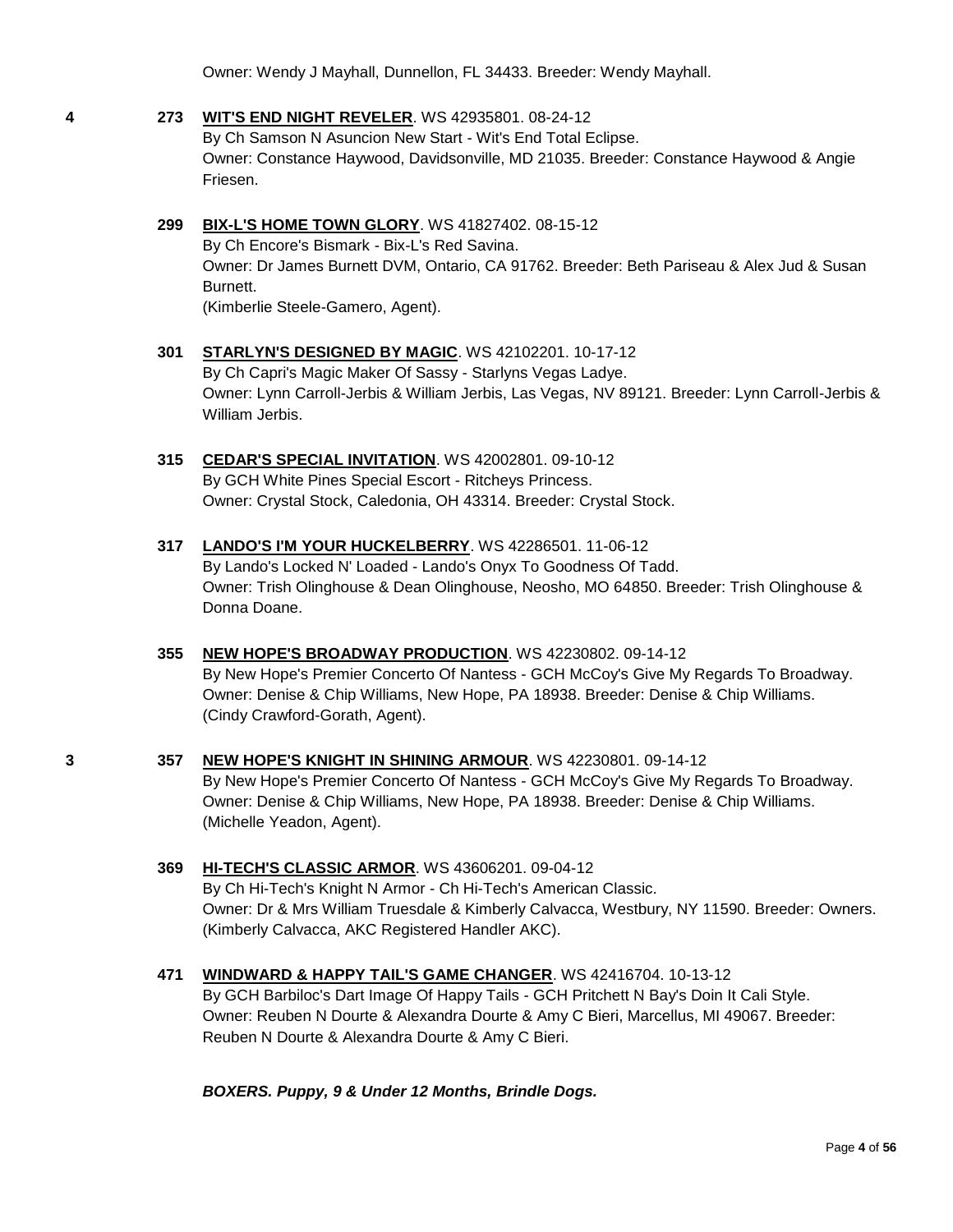Owner: Wendy J Mayhall, Dunnellon, FL 34433. Breeder: Wendy Mayhall.

**4** **273** **WIT'S END NIGHT REVELER**. WS 42935801. 08-24-12
By Ch Samson N Asuncion New Start - Wit's End Total Eclipse.
Owner: Constance Haywood, Davidsonville, MD 21035. Breeder: Constance Haywood & Angie Friesen.

**299** **BIX-L'S HOME TOWN GLORY**. WS 41827402. 08-15-12
By Ch Encore's Bismark - Bix-L's Red Savina.
Owner: Dr James Burnett DVM, Ontario, CA 91762. Breeder: Beth Pariseau & Alex Jud & Susan Burnett.
(Kimberlie Steele-Gamero, Agent).

**301** **STARLYN'S DESIGNED BY MAGIC**. WS 42102201. 10-17-12
By Ch Capri's Magic Maker Of Sassy - Starlyns Vegas Ladye.
Owner: Lynn Carroll-Jerbis & William Jerbis, Las Vegas, NV 89121. Breeder: Lynn Carroll-Jerbis & William Jerbis.

**315** **CEDAR'S SPECIAL INVITATION**. WS 42002801. 09-10-12
By GCH White Pines Special Escort - Ritcheys Princess.
Owner: Crystal Stock, Caledonia, OH 43314. Breeder: Crystal Stock.

**317** **LANDO'S I'M YOUR HUCKELBERRY**. WS 42286501. 11-06-12
By Lando's Locked N' Loaded - Lando's Onyx To Goodness Of Tadd.
Owner: Trish Olinghouse & Dean Olinghouse, Neosho, MO 64850. Breeder: Trish Olinghouse & Donna Doane.

**355** **NEW HOPE'S BROADWAY PRODUCTION**. WS 42230802. 09-14-12
By New Hope's Premier Concerto Of Nantess - GCH McCoy's Give My Regards To Broadway.
Owner: Denise & Chip Williams, New Hope, PA 18938. Breeder: Denise & Chip Williams.
(Cindy Crawford-Gorath, Agent).

**3** **357** **NEW HOPE'S KNIGHT IN SHINING ARMOUR**. WS 42230801. 09-14-12
By New Hope's Premier Concerto Of Nantess - GCH McCoy's Give My Regards To Broadway.
Owner: Denise & Chip Williams, New Hope, PA 18938. Breeder: Denise & Chip Williams.
(Michelle Yeadon, Agent).

**369** **HI-TECH'S CLASSIC ARMOR**. WS 43606201. 09-04-12
By Ch Hi-Tech's Knight N Armor - Ch Hi-Tech's American Classic.
Owner: Dr & Mrs William Truesdale & Kimberly Calvacca, Westbury, NY 11590. Breeder: Owners.
(Kimberly Calvacca, AKC Registered Handler AKC).

**471** **WINDWARD & HAPPY TAIL'S GAME CHANGER**. WS 42416704. 10-13-12
By GCH Barbiloc's Dart Image Of Happy Tails - GCH Pritchett N Bay's Doin It Cali Style.
Owner: Reuben N Dourte & Alexandra Dourte & Amy C Bieri, Marcellus, MI 49067. Breeder: Reuben N Dourte & Alexandra Dourte & Amy C Bieri.

***BOXERS. Puppy, 9 & Under 12 Months, Brindle Dogs.***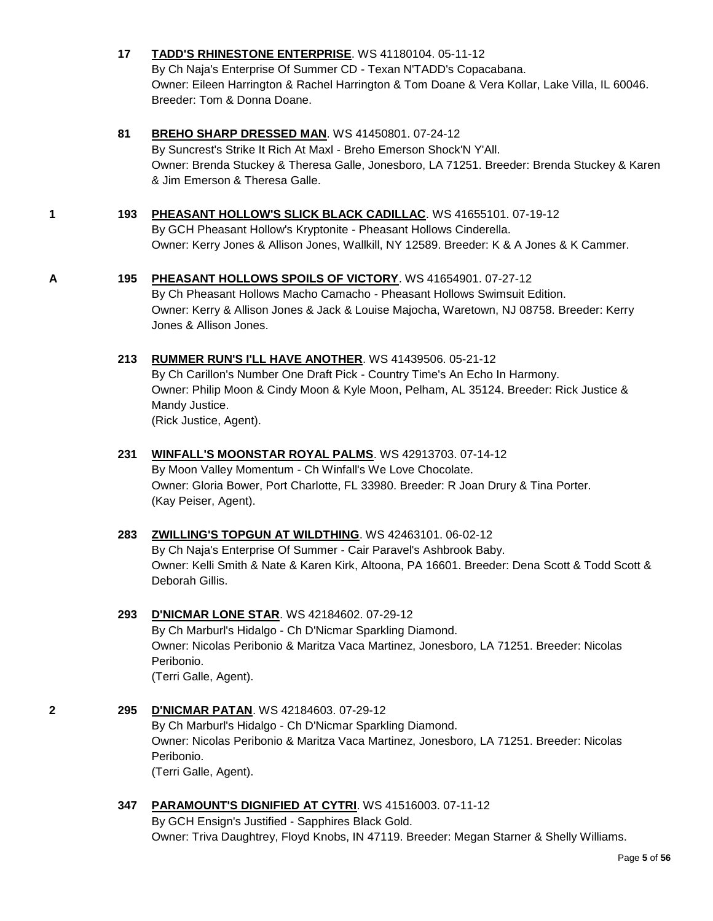**17** **TADD'S RHINESTONE ENTERPRISE**. WS 41180104. 05-11-12
By Ch Naja's Enterprise Of Summer CD - Texan N'TADD's Copacabana.
Owner: Eileen Harrington & Rachel Harrington & Tom Doane & Vera Kollar, Lake Villa, IL 60046. Breeder: Tom & Donna Doane.

**81** **BREHO SHARP DRESSED MAN**. WS 41450801. 07-24-12
By Suncrest's Strike It Rich At Maxl - Breho Emerson Shock'N Y'All.
Owner: Brenda Stuckey & Theresa Galle, Jonesboro, LA 71251. Breeder: Brenda Stuckey & Karen & Jim Emerson & Theresa Galle.

**1** **193** **PHEASANT HOLLOW'S SLICK BLACK CADILLAC**. WS 41655101. 07-19-12
By GCH Pheasant Hollow's Kryptonite - Pheasant Hollows Cinderella.
Owner: Kerry Jones & Allison Jones, Wallkill, NY 12589. Breeder: K & A Jones & K Cammer.

**A** **195** **PHEASANT HOLLOWS SPOILS OF VICTORY**. WS 41654901. 07-27-12
By Ch Pheasant Hollows Macho Camacho - Pheasant Hollows Swimsuit Edition.
Owner: Kerry & Allison Jones & Jack & Louise Majocha, Waretown, NJ 08758. Breeder: Kerry Jones & Allison Jones.

**213** **RUMMER RUN'S I'LL HAVE ANOTHER**. WS 41439506. 05-21-12
By Ch Carillon's Number One Draft Pick - Country Time's An Echo In Harmony.
Owner: Philip Moon & Cindy Moon & Kyle Moon, Pelham, AL 35124. Breeder: Rick Justice & Mandy Justice.
(Rick Justice, Agent).

**231** **WINFALL'S MOONSTAR ROYAL PALMS**. WS 42913703. 07-14-12
By Moon Valley Momentum - Ch Winfall's We Love Chocolate.
Owner: Gloria Bower, Port Charlotte, FL 33980. Breeder: R Joan Drury & Tina Porter.
(Kay Peiser, Agent).

**283** **ZWILLING'S TOPGUN AT WILDTHING**. WS 42463101. 06-02-12
By Ch Naja's Enterprise Of Summer - Cair Paravel's Ashbrook Baby.
Owner: Kelli Smith & Nate & Karen Kirk, Altoona, PA 16601. Breeder: Dena Scott & Todd Scott & Deborah Gillis.

**293** **D'NICMAR LONE STAR**. WS 42184602. 07-29-12
By Ch Marburl's Hidalgo - Ch D'Nicmar Sparkling Diamond.
Owner: Nicolas Peribonio & Maritza Vaca Martinez, Jonesboro, LA 71251. Breeder: Nicolas Peribonio.
(Terri Galle, Agent).

**2** **295** **D'NICMAR PATAN**. WS 42184603. 07-29-12
By Ch Marburl's Hidalgo - Ch D'Nicmar Sparkling Diamond.
Owner: Nicolas Peribonio & Maritza Vaca Martinez, Jonesboro, LA 71251. Breeder: Nicolas Peribonio.
(Terri Galle, Agent).

**347** **PARAMOUNT'S DIGNIFIED AT CYTRI**. WS 41516003. 07-11-12
By GCH Ensign's Justified - Sapphires Black Gold.
Owner: Triva Daughtrey, Floyd Knobs, IN 47119. Breeder: Megan Starner & Shelly Williams.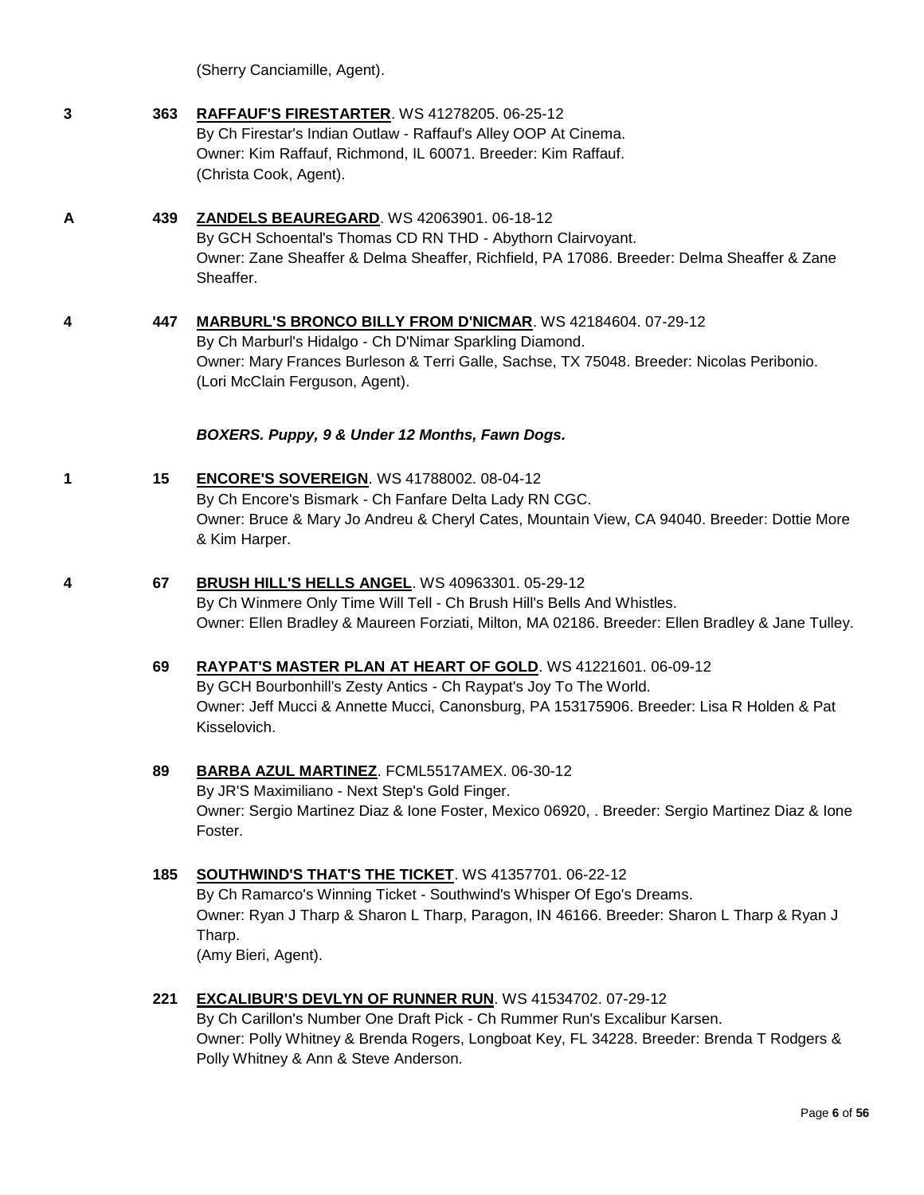(Sherry Canciamille, Agent).

**3** **363** **RAFFAUF'S FIRESTARTER**. WS 41278205. 06-25-12
By Ch Firestar's Indian Outlaw - Raffauf's Alley OOP At Cinema.
Owner: Kim Raffauf, Richmond, IL 60071. Breeder: Kim Raffauf.
(Christa Cook, Agent).

**A** **439** **ZANDELS BEAUREGARD**. WS 42063901. 06-18-12
By GCH Schoental's Thomas CD RN THD - Abythorn Clairvoyant.
Owner: Zane Sheaffer & Delma Sheaffer, Richfield, PA 17086. Breeder: Delma Sheaffer & Zane Sheaffer.

**4** **447** **MARBURL'S BRONCO BILLY FROM D'NICMAR**. WS 42184604. 07-29-12
By Ch Marburl's Hidalgo - Ch D'Nimar Sparkling Diamond.
Owner: Mary Frances Burleson & Terri Galle, Sachse, TX 75048. Breeder: Nicolas Peribonio.
(Lori McClain Ferguson, Agent).

***BOXERS. Puppy, 9 & Under 12 Months, Fawn Dogs.***

**1** **15** **ENCORE'S SOVEREIGN**. WS 41788002. 08-04-12
By Ch Encore's Bismark - Ch Fanfare Delta Lady RN CGC.
Owner: Bruce & Mary Jo Andreu & Cheryl Cates, Mountain View, CA 94040. Breeder: Dottie More & Kim Harper.

**4** **67** **BRUSH HILL'S HELLS ANGEL**. WS 40963301. 05-29-12
By Ch Winmere Only Time Will Tell - Ch Brush Hill's Bells And Whistles.
Owner: Ellen Bradley & Maureen Forziati, Milton, MA 02186. Breeder: Ellen Bradley & Jane Tulley.

**69** **RAYPAT'S MASTER PLAN AT HEART OF GOLD**. WS 41221601. 06-09-12
By GCH Bourbonhill's Zesty Antics - Ch Raypat's Joy To The World.
Owner: Jeff Mucci & Annette Mucci, Canonsburg, PA 153175906. Breeder: Lisa R Holden & Pat Kisselovich.

**89** **BARBA AZUL MARTINEZ**. FCML5517AMEX. 06-30-12
By JR'S Maximiliano - Next Step's Gold Finger.
Owner: Sergio Martinez Diaz & Ione Foster, Mexico 06920, . Breeder: Sergio Martinez Diaz & Ione Foster.

**185** **SOUTHWIND'S THAT'S THE TICKET**. WS 41357701. 06-22-12
By Ch Ramarco's Winning Ticket - Southwind's Whisper Of Ego's Dreams.
Owner: Ryan J Tharp & Sharon L Tharp, Paragon, IN 46166. Breeder: Sharon L Tharp & Ryan J Tharp.
(Amy Bieri, Agent).

**221** **EXCALIBUR'S DEVLYN OF RUNNER RUN**. WS 41534702. 07-29-12
By Ch Carillon's Number One Draft Pick - Ch Rummer Run's Excalibur Karsen.
Owner: Polly Whitney & Brenda Rogers, Longboat Key, FL 34228. Breeder: Brenda T Rodgers & Polly Whitney & Ann & Steve Anderson.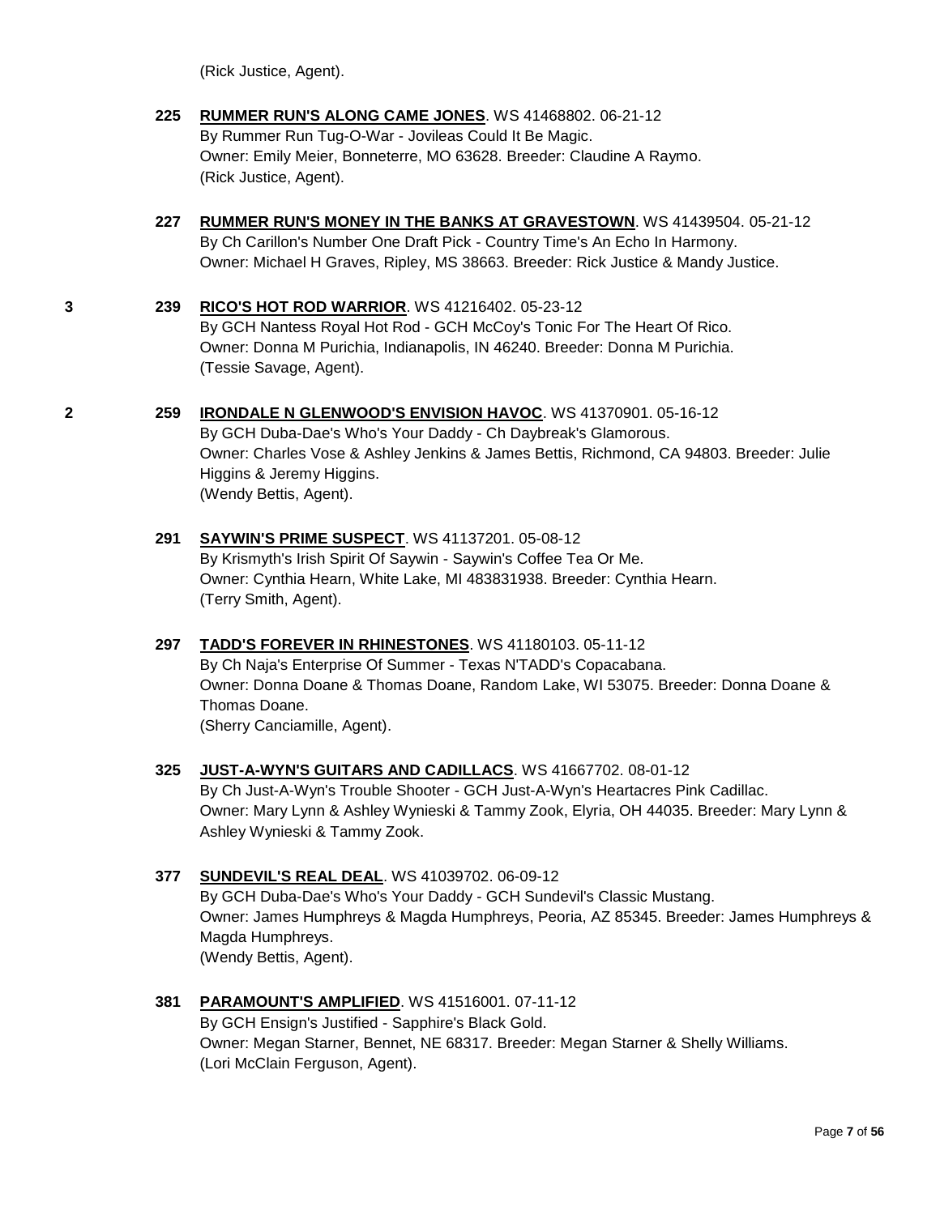(Rick Justice, Agent).

**225** **RUMMER RUN'S ALONG CAME JONES**. WS 41468802. 06-21-12
By Rummer Run Tug-O-War - Jovileas Could It Be Magic.
Owner: Emily Meier, Bonneterre, MO 63628. Breeder: Claudine A Raymo.
(Rick Justice, Agent).

**227** **RUMMER RUN'S MONEY IN THE BANKS AT GRAVESTOWN**. WS 41439504. 05-21-12
By Ch Carillon's Number One Draft Pick - Country Time's An Echo In Harmony.
Owner: Michael H Graves, Ripley, MS 38663. Breeder: Rick Justice & Mandy Justice.

**3** **239** **RICO'S HOT ROD WARRIOR**. WS 41216402. 05-23-12
By GCH Nantess Royal Hot Rod - GCH McCoy's Tonic For The Heart Of Rico.
Owner: Donna M Purichia, Indianapolis, IN 46240. Breeder: Donna M Purichia.
(Tessie Savage, Agent).

**2** **259** **IRONDALE N GLENWOOD'S ENVISION HAVOC**. WS 41370901. 05-16-12
By GCH Duba-Dae's Who's Your Daddy - Ch Daybreak's Glamorous.
Owner: Charles Vose & Ashley Jenkins & James Bettis, Richmond, CA 94803. Breeder: Julie Higgins & Jeremy Higgins.
(Wendy Bettis, Agent).

**291** **SAYWIN'S PRIME SUSPECT**. WS 41137201. 05-08-12
By Krismyth's Irish Spirit Of Saywin - Saywin's Coffee Tea Or Me.
Owner: Cynthia Hearn, White Lake, MI 483831938. Breeder: Cynthia Hearn.
(Terry Smith, Agent).

**297** **TADD'S FOREVER IN RHINESTONES**. WS 41180103. 05-11-12
By Ch Naja's Enterprise Of Summer - Texas N'TADD's Copacabana.
Owner: Donna Doane & Thomas Doane, Random Lake, WI 53075. Breeder: Donna Doane & Thomas Doane.
(Sherry Canciamille, Agent).

**325** **JUST-A-WYN'S GUITARS AND CADILLACS**. WS 41667702. 08-01-12
By Ch Just-A-Wyn's Trouble Shooter - GCH Just-A-Wyn's Heartacres Pink Cadillac.
Owner: Mary Lynn & Ashley Wynieski & Tammy Zook, Elyria, OH 44035. Breeder: Mary Lynn & Ashley Wynieski & Tammy Zook.

**377** **SUNDEVIL'S REAL DEAL**. WS 41039702. 06-09-12
By GCH Duba-Dae's Who's Your Daddy - GCH Sundevil's Classic Mustang.
Owner: James Humphreys & Magda Humphreys, Peoria, AZ 85345. Breeder: James Humphreys & Magda Humphreys.
(Wendy Bettis, Agent).

**381** **PARAMOUNT'S AMPLIFIED**. WS 41516001. 07-11-12
By GCH Ensign's Justified - Sapphire's Black Gold.
Owner: Megan Starner, Bennet, NE 68317. Breeder: Megan Starner & Shelly Williams.
(Lori McClain Ferguson, Agent).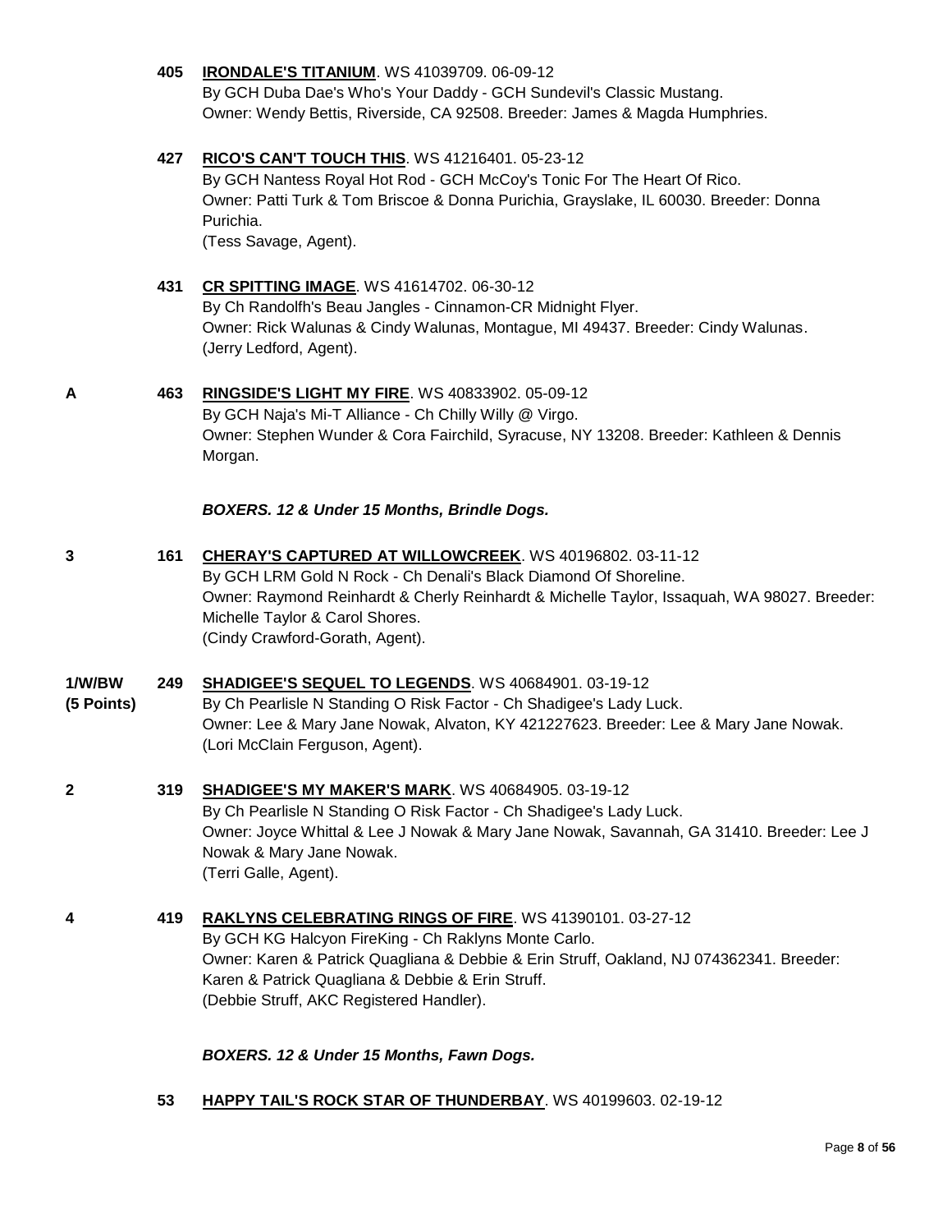**405** **IRONDALE'S TITANIUM**. WS 41039709. 06-09-12
By GCH Duba Dae's Who's Your Daddy - GCH Sundevil's Classic Mustang.
Owner: Wendy Bettis, Riverside, CA 92508. Breeder: James & Magda Humphries.

**427** **RICO'S CAN'T TOUCH THIS**. WS 41216401. 05-23-12
By GCH Nantess Royal Hot Rod - GCH McCoy's Tonic For The Heart Of Rico.
Owner: Patti Turk & Tom Briscoe & Donna Purichia, Grayslake, IL 60030. Breeder: Donna Purichia.
(Tess Savage, Agent).

**431** **CR SPITTING IMAGE**. WS 41614702. 06-30-12
By Ch Randolfh's Beau Jangles - Cinnamon-CR Midnight Flyer.
Owner: Rick Walunas & Cindy Walunas, Montague, MI 49437. Breeder: Cindy Walunas.
(Jerry Ledford, Agent).

**A** **463** **RINGSIDE'S LIGHT MY FIRE**. WS 40833902. 05-09-12
By GCH Naja's Mi-T Alliance - Ch Chilly Willy @ Virgo.
Owner: Stephen Wunder & Cora Fairchild, Syracuse, NY 13208. Breeder: Kathleen & Dennis Morgan.

***BOXERS. 12 & Under 15 Months, Brindle Dogs.***

**3** **161** **CHERAY'S CAPTURED AT WILLOWCREEK**. WS 40196802. 03-11-12
By GCH LRM Gold N Rock - Ch Denali's Black Diamond Of Shoreline.
Owner: Raymond Reinhardt & Cherly Reinhardt & Michelle Taylor, Issaquah, WA 98027. Breeder: Michelle Taylor & Carol Shores.
(Cindy Crawford-Gorath, Agent).

**1/W/BW (5 Points)** **249** **SHADIGEE'S SEQUEL TO LEGENDS**. WS 40684901. 03-19-12
By Ch Pearlisle N Standing O Risk Factor - Ch Shadigee's Lady Luck.
Owner: Lee & Mary Jane Nowak, Alvaton, KY 421227623. Breeder: Lee & Mary Jane Nowak.
(Lori McClain Ferguson, Agent).

**2** **319** **SHADIGEE'S MY MAKER'S MARK**. WS 40684905. 03-19-12
By Ch Pearlisle N Standing O Risk Factor - Ch Shadigee's Lady Luck.
Owner: Joyce Whittal & Lee J Nowak & Mary Jane Nowak, Savannah, GA 31410. Breeder: Lee J Nowak & Mary Jane Nowak.
(Terri Galle, Agent).

**4** **419** **RAKLYNS CELEBRATING RINGS OF FIRE**. WS 41390101. 03-27-12
By GCH KG Halcyon FireKing - Ch Raklyns Monte Carlo.
Owner: Karen & Patrick Quagliana & Debbie & Erin Struff, Oakland, NJ 074362341. Breeder: Karen & Patrick Quagliana & Debbie & Erin Struff.
(Debbie Struff, AKC Registered Handler).

***BOXERS. 12 & Under 15 Months, Fawn Dogs.***

**53** **HAPPY TAIL'S ROCK STAR OF THUNDERBAY**. WS 40199603. 02-19-12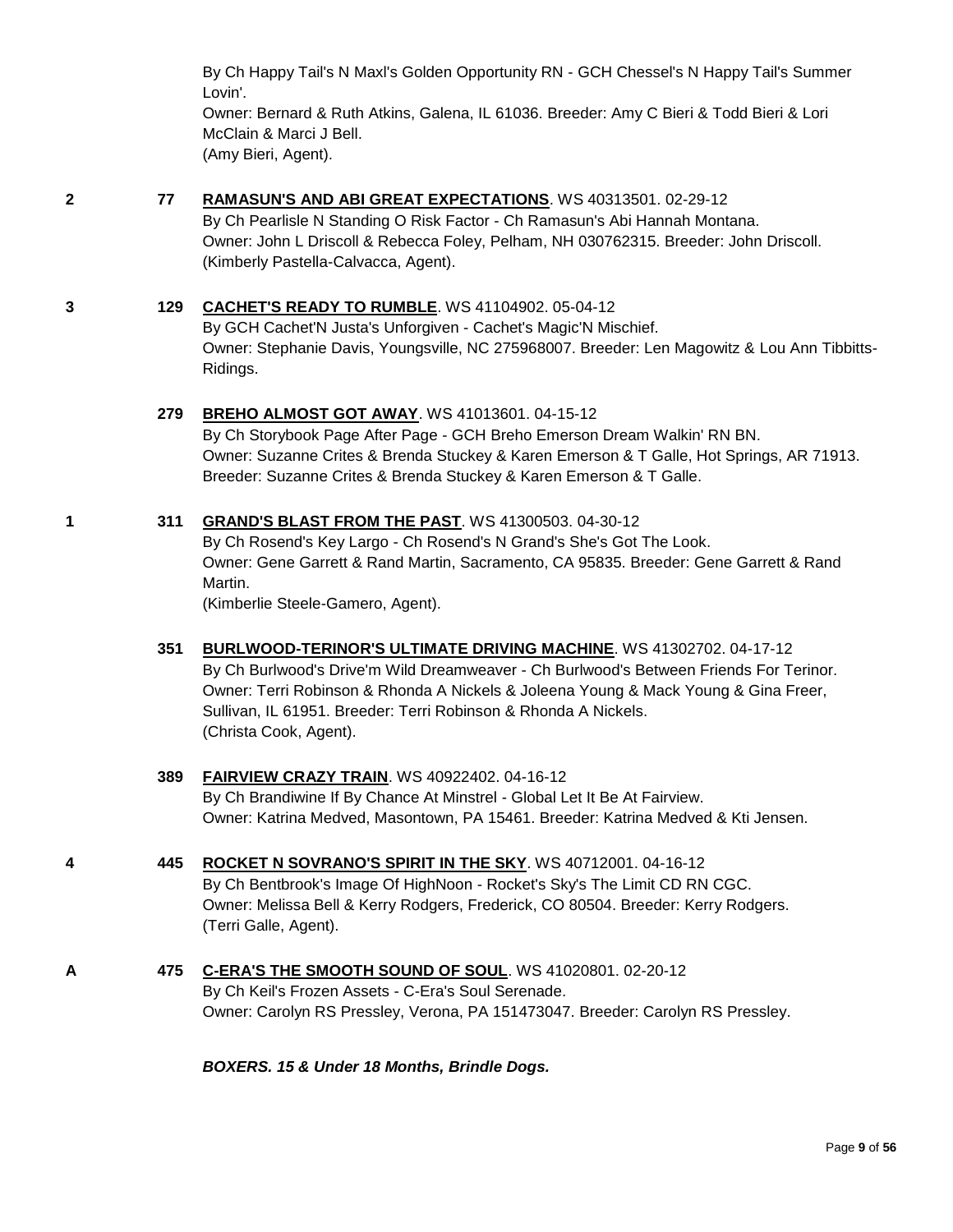By Ch Happy Tail's N Maxl's Golden Opportunity RN - GCH Chessel's N Happy Tail's Summer Lovin'.
Owner: Bernard & Ruth Atkins, Galena, IL 61036. Breeder: Amy C Bieri & Todd Bieri & Lori McClain & Marci J Bell.
(Amy Bieri, Agent).

**2** **77** **RAMASUN'S AND ABI GREAT EXPECTATIONS**. WS 40313501. 02-29-12
By Ch Pearlisle N Standing O Risk Factor - Ch Ramasun's Abi Hannah Montana.
Owner: John L Driscoll & Rebecca Foley, Pelham, NH 030762315. Breeder: John Driscoll.
(Kimberly Pastella-Calvacca, Agent).

**3** **129** **CACHET'S READY TO RUMBLE**. WS 41104902. 05-04-12
By GCH Cachet'N Justa's Unforgiven - Cachet's Magic'N Mischief.
Owner: Stephanie Davis, Youngsville, NC 275968007. Breeder: Len Magowitz & Lou Ann Tibbitts-Ridings.

**279** **BREHO ALMOST GOT AWAY**. WS 41013601. 04-15-12
By Ch Storybook Page After Page - GCH Breho Emerson Dream Walkin' RN BN.
Owner: Suzanne Crites & Brenda Stuckey & Karen Emerson & T Galle, Hot Springs, AR 71913.
Breeder: Suzanne Crites & Brenda Stuckey & Karen Emerson & T Galle.

**1** **311** **GRAND'S BLAST FROM THE PAST**. WS 41300503. 04-30-12
By Ch Rosend's Key Largo - Ch Rosend's N Grand's She's Got The Look.
Owner: Gene Garrett & Rand Martin, Sacramento, CA 95835. Breeder: Gene Garrett & Rand Martin.
(Kimberlie Steele-Gamero, Agent).

**351** **BURLWOOD-TERINOR'S ULTIMATE DRIVING MACHINE**. WS 41302702. 04-17-12
By Ch Burlwood's Drive'm Wild Dreamweaver - Ch Burlwood's Between Friends For Terinor.
Owner: Terri Robinson & Rhonda A Nickels & Joleena Young & Mack Young & Gina Freer, Sullivan, IL 61951. Breeder: Terri Robinson & Rhonda A Nickels.
(Christa Cook, Agent).

**389** **FAIRVIEW CRAZY TRAIN**. WS 40922402. 04-16-12
By Ch Brandiwine If By Chance At Minstrel - Global Let It Be At Fairview.
Owner: Katrina Medved, Masontown, PA 15461. Breeder: Katrina Medved & Kti Jensen.

**4** **445** **ROCKET N SOVRANO'S SPIRIT IN THE SKY**. WS 40712001. 04-16-12
By Ch Bentbrook's Image Of HighNoon - Rocket's Sky's The Limit CD RN CGC.
Owner: Melissa Bell & Kerry Rodgers, Frederick, CO 80504. Breeder: Kerry Rodgers.
(Terri Galle, Agent).

**A** **475** **C-ERA'S THE SMOOTH SOUND OF SOUL**. WS 41020801. 02-20-12
By Ch Keil's Frozen Assets - C-Era's Soul Serenade.
Owner: Carolyn RS Pressley, Verona, PA 151473047. Breeder: Carolyn RS Pressley.

***BOXERS. 15 & Under 18 Months, Brindle Dogs.***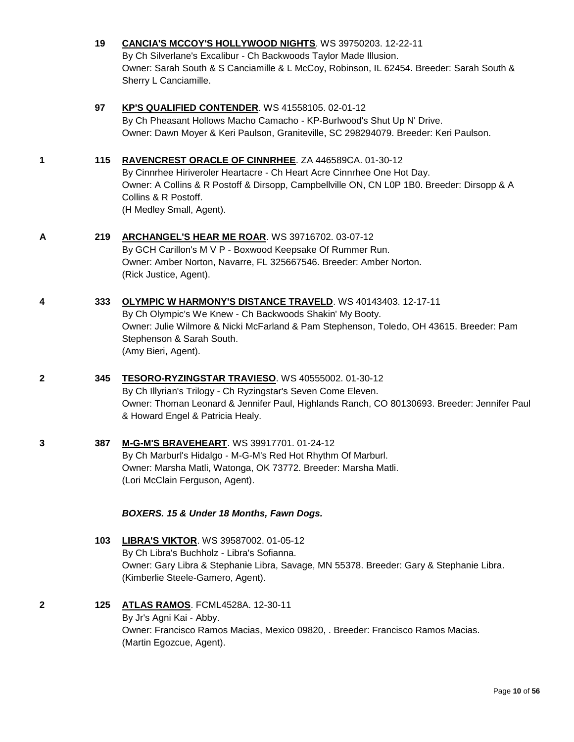**19** **CANCIA'S MCCOY'S HOLLYWOOD NIGHTS**. WS 39750203. 12-22-11
By Ch Silverlane's Excalibur - Ch Backwoods Taylor Made Illusion.
Owner: Sarah South & S Canciamille & L McCoy, Robinson, IL 62454. Breeder: Sarah South & Sherry L Canciamille.

**97** **KP'S QUALIFIED CONTENDER**. WS 41558105. 02-01-12
By Ch Pheasant Hollows Macho Camacho - KP-Burlwood's Shut Up N' Drive.
Owner: Dawn Moyer & Keri Paulson, Graniteville, SC 298294079. Breeder: Keri Paulson.

**1** **115** **RAVENCREST ORACLE OF CINNRHEE**. ZA 446589CA. 01-30-12
By Cinnrhee Hiriveroler Heartacre - Ch Heart Acre Cinnrhee One Hot Day.
Owner: A Collins & R Postoff & Dirsopp, Campbellville ON, CN L0P 1B0. Breeder: Dirsopp & A Collins & R Postoff.
(H Medley Small, Agent).

**A** **219** **ARCHANGEL'S HEAR ME ROAR**. WS 39716702. 03-07-12
By GCH Carillon's M V P - Boxwood Keepsake Of Rummer Run.
Owner: Amber Norton, Navarre, FL 325667546. Breeder: Amber Norton.
(Rick Justice, Agent).

**4** **333** **OLYMPIC W HARMONY'S DISTANCE TRAVELD**. WS 40143403. 12-17-11
By Ch Olympic's We Knew - Ch Backwoods Shakin' My Booty.
Owner: Julie Wilmore & Nicki McFarland & Pam Stephenson, Toledo, OH 43615. Breeder: Pam Stephenson & Sarah South.
(Amy Bieri, Agent).

**2** **345** **TESORO-RYZINGSTAR TRAVIESO**. WS 40555002. 01-30-12
By Ch Illyrian's Trilogy - Ch Ryzingstar's Seven Come Eleven.
Owner: Thoman Leonard & Jennifer Paul, Highlands Ranch, CO 80130693. Breeder: Jennifer Paul & Howard Engel & Patricia Healy.

**3** **387** **M-G-M'S BRAVEHEART**. WS 39917701. 01-24-12
By Ch Marburl's Hidalgo - M-G-M's Red Hot Rhythm Of Marburl.
Owner: Marsha Matli, Watonga, OK 73772. Breeder: Marsha Matli.
(Lori McClain Ferguson, Agent).

***BOXERS. 15 & Under 18 Months, Fawn Dogs.***

**103** **LIBRA'S VIKTOR**. WS 39587002. 01-05-12
By Ch Libra's Buchholz - Libra's Sofianna.
Owner: Gary Libra & Stephanie Libra, Savage, MN 55378. Breeder: Gary & Stephanie Libra.
(Kimberlie Steele-Gamero, Agent).

**2** **125** **ATLAS RAMOS**. FCML4528A. 12-30-11
By Jr's Agni Kai - Abby.
Owner: Francisco Ramos Macias, Mexico 09820, . Breeder: Francisco Ramos Macias.
(Martin Egozcue, Agent).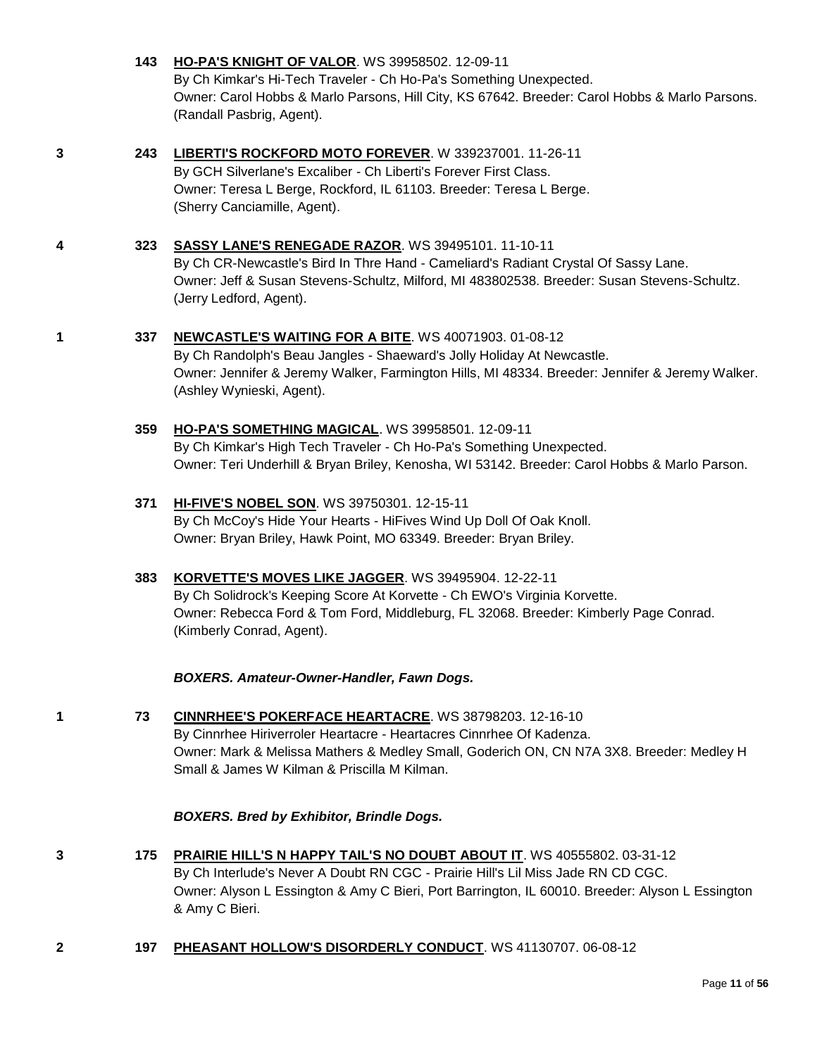**143** **HO-PA'S KNIGHT OF VALOR**. WS 39958502. 12-09-11
By Ch Kimkar's Hi-Tech Traveler - Ch Ho-Pa's Something Unexpected.
Owner: Carol Hobbs & Marlo Parsons, Hill City, KS 67642. Breeder: Carol Hobbs & Marlo Parsons.
(Randall Pasbrig, Agent).

3 **243** **LIBERTI'S ROCKFORD MOTO FOREVER**. W 339237001. 11-26-11
By GCH Silverlane's Excaliber - Ch Liberti's Forever First Class.
Owner: Teresa L Berge, Rockford, IL 61103. Breeder: Teresa L Berge.
(Sherry Canciamille, Agent).

4 **323** **SASSY LANE'S RENEGADE RAZOR**. WS 39495101. 11-10-11
By Ch CR-Newcastle's Bird In Thre Hand - Cameliard's Radiant Crystal Of Sassy Lane.
Owner: Jeff & Susan Stevens-Schultz, Milford, MI 483802538. Breeder: Susan Stevens-Schultz.
(Jerry Ledford, Agent).

1 **337** **NEWCASTLE'S WAITING FOR A BITE**. WS 40071903. 01-08-12
By Ch Randolph's Beau Jangles - Shaeward's Jolly Holiday At Newcastle.
Owner: Jennifer & Jeremy Walker, Farmington Hills, MI 48334. Breeder: Jennifer & Jeremy Walker.
(Ashley Wynieski, Agent).

**359** **HO-PA'S SOMETHING MAGICAL**. WS 39958501. 12-09-11
By Ch Kimkar's High Tech Traveler - Ch Ho-Pa's Something Unexpected.
Owner: Teri Underhill & Bryan Briley, Kenosha, WI 53142. Breeder: Carol Hobbs & Marlo Parson.

**371** **HI-FIVE'S NOBEL SON**. WS 39750301. 12-15-11
By Ch McCoy's Hide Your Hearts - HiFives Wind Up Doll Of Oak Knoll.
Owner: Bryan Briley, Hawk Point, MO 63349. Breeder: Bryan Briley.

**383** **KORVETTE'S MOVES LIKE JAGGER**. WS 39495904. 12-22-11
By Ch Solidrock's Keeping Score At Korvette - Ch EWO's Virginia Korvette.
Owner: Rebecca Ford & Tom Ford, Middleburg, FL 32068. Breeder: Kimberly Page Conrad.
(Kimberly Conrad, Agent).

***BOXERS. Amateur-Owner-Handler, Fawn Dogs.***

1 **73** **CINNRHEE'S POKERFACE HEARTACRE**. WS 38798203. 12-16-10
By Cinnrhee Hiriverroler Heartacre - Heartacres Cinnrhee Of Kadenza.
Owner: Mark & Melissa Mathers & Medley Small, Goderich ON, CN N7A 3X8. Breeder: Medley H Small & James W Kilman & Priscilla M Kilman.

***BOXERS. Bred by Exhibitor, Brindle Dogs.***

3 **175** **PRAIRIE HILL'S N HAPPY TAIL'S NO DOUBT ABOUT IT**. WS 40555802. 03-31-12
By Ch Interlude's Never A Doubt RN CGC - Prairie Hill's Lil Miss Jade RN CD CGC.
Owner: Alyson L Essington & Amy C Bieri, Port Barrington, IL 60010. Breeder: Alyson L Essington & Amy C Bieri.

2 **197** **PHEASANT HOLLOW'S DISORDERLY CONDUCT**. WS 41130707. 06-08-12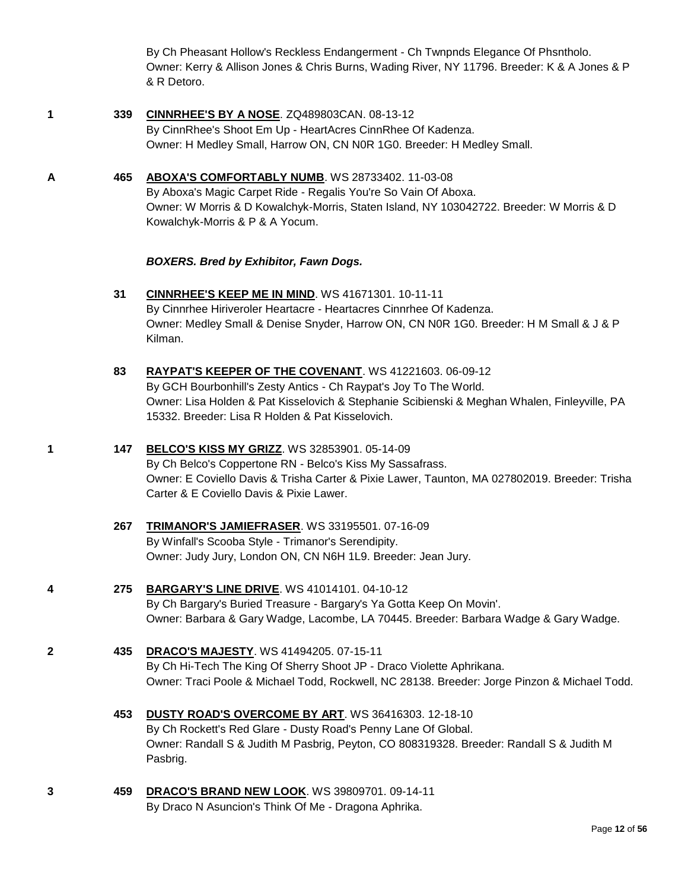By Ch Pheasant Hollow's Reckless Endangerment - Ch Twnpnds Elegance Of Phsntholo.
Owner: Kerry & Allison Jones & Chris Burns, Wading River, NY 11796. Breeder: K & A Jones & P & R Detoro.

**1** **339** **CINNRHEE'S BY A NOSE**. ZQ489803CAN. 08-13-12
By CinnRhee's Shoot Em Up - HeartAcres CinnRhee Of Kadenza.
Owner: H Medley Small, Harrow ON, CN N0R 1G0. Breeder: H Medley Small.

**A** **465** **ABOXA'S COMFORTABLY NUMB**. WS 28733402. 11-03-08
By Aboxa's Magic Carpet Ride - Regalis You're So Vain Of Aboxa.
Owner: W Morris & D Kowalchyk-Morris, Staten Island, NY 103042722. Breeder: W Morris & D Kowalchyk-Morris & P & A Yocum.

***BOXERS. Bred by Exhibitor, Fawn Dogs.***

**31** **CINNRHEE'S KEEP ME IN MIND**. WS 41671301. 10-11-11
By Cinnrhee Hiriveroler Heartacre - Heartacres Cinnrhee Of Kadenza.
Owner: Medley Small & Denise Snyder, Harrow ON, CN N0R 1G0. Breeder: H M Small & J & P Kilman.

**83** **RAYPAT'S KEEPER OF THE COVENANT**. WS 41221603. 06-09-12
By GCH Bourbonhill's Zesty Antics - Ch Raypat's Joy To The World.
Owner: Lisa Holden & Pat Kisselovich & Stephanie Scibienski & Meghan Whalen, Finleyville, PA 15332. Breeder: Lisa R Holden & Pat Kisselovich.

**1** **147** **BELCO'S KISS MY GRIZZ**. WS 32853901. 05-14-09
By Ch Belco's Coppertone RN - Belco's Kiss My Sassafrass.
Owner: E Coviello Davis & Trisha Carter & Pixie Lawer, Taunton, MA 027802019. Breeder: Trisha Carter & E Coviello Davis & Pixie Lawer.

**267** **TRIMANOR'S JAMIEFRASER**. WS 33195501. 07-16-09
By Winfall's Scooba Style - Trimanor's Serendipity.
Owner: Judy Jury, London ON, CN N6H 1L9. Breeder: Jean Jury.

**4** **275** **BARGARY'S LINE DRIVE**. WS 41014101. 04-10-12
By Ch Bargary's Buried Treasure - Bargary's Ya Gotta Keep On Movin'.
Owner: Barbara & Gary Wadge, Lacombe, LA 70445. Breeder: Barbara Wadge & Gary Wadge.

**2** **435** **DRACO'S MAJESTY**. WS 41494205. 07-15-11
By Ch Hi-Tech The King Of Sherry Shoot JP - Draco Violette Aphrikana.
Owner: Traci Poole & Michael Todd, Rockwell, NC 28138. Breeder: Jorge Pinzon & Michael Todd.

**453** **DUSTY ROAD'S OVERCOME BY ART**. WS 36416303. 12-18-10
By Ch Rockett's Red Glare - Dusty Road's Penny Lane Of Global.
Owner: Randall S & Judith M Pasbrig, Peyton, CO 808319328. Breeder: Randall S & Judith M Pasbrig.

**3** **459** **DRACO'S BRAND NEW LOOK**. WS 39809701. 09-14-11
By Draco N Asuncion's Think Of Me - Dragona Aphrika.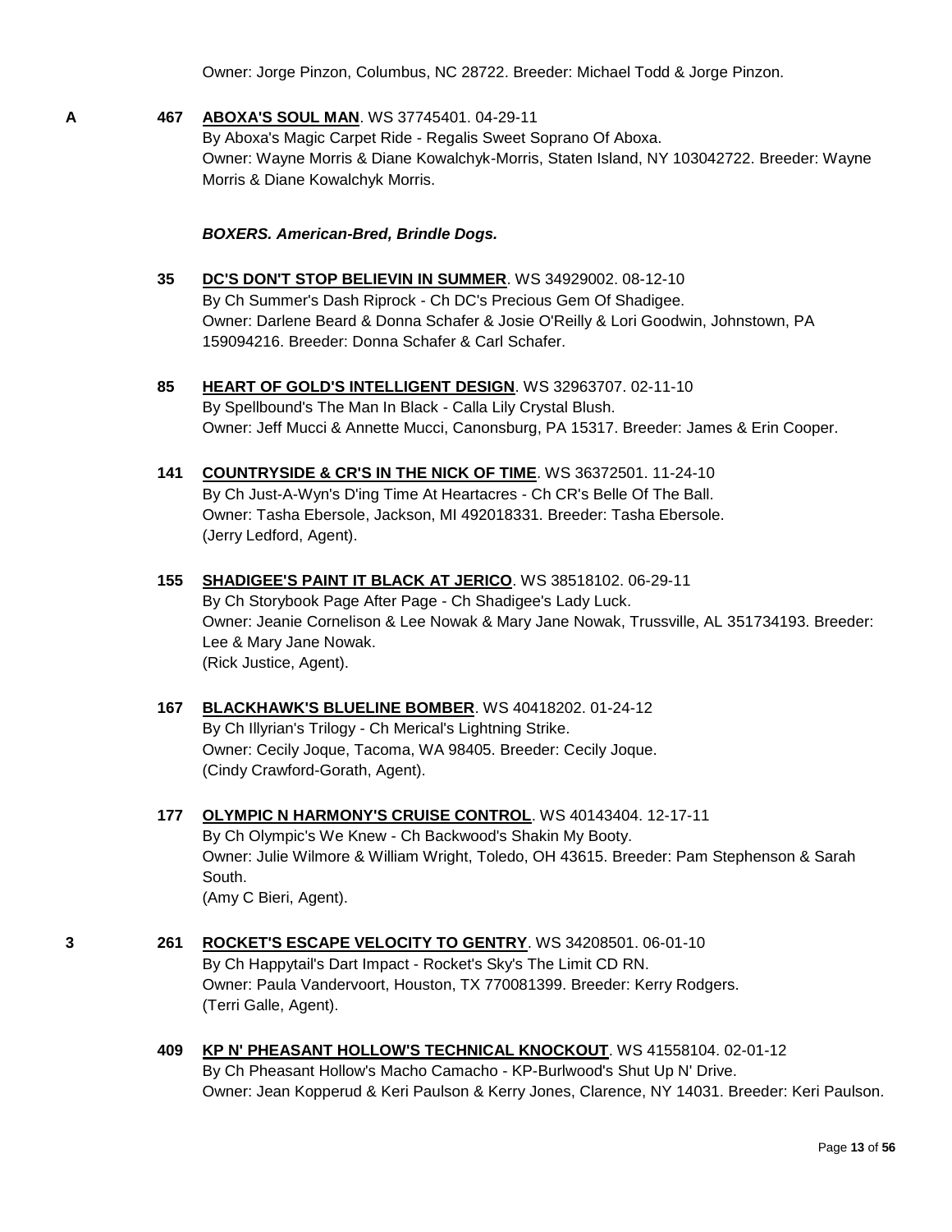Owner: Jorge Pinzon, Columbus, NC 28722. Breeder: Michael Todd & Jorge Pinzon.

A 467 **ABOXA'S SOUL MAN**. WS 37745401. 04-29-11
By Aboxa's Magic Carpet Ride - Regalis Sweet Soprano Of Aboxa.
Owner: Wayne Morris & Diane Kowalchyk-Morris, Staten Island, NY 103042722. Breeder: Wayne Morris & Diane Kowalchyk Morris.

***BOXERS. American-Bred, Brindle Dogs.***

35 **DC'S DON'T STOP BELIEVIN IN SUMMER**. WS 34929002. 08-12-10
By Ch Summer's Dash Riprock - Ch DC's Precious Gem Of Shadigee.
Owner: Darlene Beard & Donna Schafer & Josie O'Reilly & Lori Goodwin, Johnstown, PA 159094216. Breeder: Donna Schafer & Carl Schafer.

85 **HEART OF GOLD'S INTELLIGENT DESIGN**. WS 32963707. 02-11-10
By Spellbound's The Man In Black - Calla Lily Crystal Blush.
Owner: Jeff Mucci & Annette Mucci, Canonsburg, PA 15317. Breeder: James & Erin Cooper.

141 **COUNTRYSIDE & CR'S IN THE NICK OF TIME**. WS 36372501. 11-24-10
By Ch Just-A-Wyn's D'ing Time At Heartacres - Ch CR's Belle Of The Ball.
Owner: Tasha Ebersole, Jackson, MI 492018331. Breeder: Tasha Ebersole.
(Jerry Ledford, Agent).

155 **SHADIGEE'S PAINT IT BLACK AT JERICO**. WS 38518102. 06-29-11
By Ch Storybook Page After Page - Ch Shadigee's Lady Luck.
Owner: Jeanie Cornelison & Lee Nowak & Mary Jane Nowak, Trussville, AL 351734193. Breeder: Lee & Mary Jane Nowak.
(Rick Justice, Agent).

167 **BLACKHAWK'S BLUELINE BOMBER**. WS 40418202. 01-24-12
By Ch Illyrian's Trilogy - Ch Merical's Lightning Strike.
Owner: Cecily Joque, Tacoma, WA 98405. Breeder: Cecily Joque.
(Cindy Crawford-Gorath, Agent).

177 **OLYMPIC N HARMONY'S CRUISE CONTROL**. WS 40143404. 12-17-11
By Ch Olympic's We Knew - Ch Backwood's Shakin My Booty.
Owner: Julie Wilmore & William Wright, Toledo, OH 43615. Breeder: Pam Stephenson & Sarah South.
(Amy C Bieri, Agent).

3 261 **ROCKET'S ESCAPE VELOCITY TO GENTRY**. WS 34208501. 06-01-10
By Ch Happytail's Dart Impact - Rocket's Sky's The Limit CD RN.
Owner: Paula Vandervoort, Houston, TX 770081399. Breeder: Kerry Rodgers.
(Terri Galle, Agent).

409 **KP N' PHEASANT HOLLOW'S TECHNICAL KNOCKOUT**. WS 41558104. 02-01-12
By Ch Pheasant Hollow's Macho Camacho - KP-Burlwood's Shut Up N' Drive.
Owner: Jean Kopperud & Keri Paulson & Kerry Jones, Clarence, NY 14031. Breeder: Keri Paulson.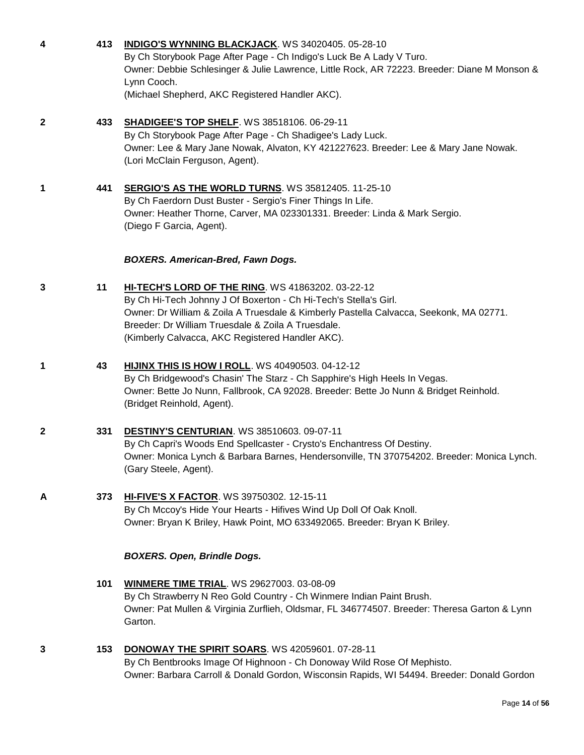**4** **413** **INDIGO'S WYNNING BLACKJACK**. WS 34020405. 05-28-10
By Ch Storybook Page After Page - Ch Indigo's Luck Be A Lady V Turo.
Owner: Debbie Schlesinger & Julie Lawrence, Little Rock, AR 72223. Breeder: Diane M Monson & Lynn Cooch.
(Michael Shepherd, AKC Registered Handler AKC).

**2** **433** **SHADIGEE'S TOP SHELF**. WS 38518106. 06-29-11
By Ch Storybook Page After Page - Ch Shadigee's Lady Luck.
Owner: Lee & Mary Jane Nowak, Alvaton, KY 421227623. Breeder: Lee & Mary Jane Nowak.
(Lori McClain Ferguson, Agent).

**1** **441** **SERGIO'S AS THE WORLD TURNS**. WS 35812405. 11-25-10
By Ch Faerdorn Dust Buster - Sergio's Finer Things In Life.
Owner: Heather Thorne, Carver, MA 023301331. Breeder: Linda & Mark Sergio.
(Diego F Garcia, Agent).

### *BOXERS. American-Bred, Fawn Dogs.*

**3** **11** **HI-TECH'S LORD OF THE RING**. WS 41863202. 03-22-12
By Ch Hi-Tech Johnny J Of Boxerton - Ch Hi-Tech's Stella's Girl.
Owner: Dr William & Zoila A Truesdale & Kimberly Pastella Calvacca, Seekonk, MA 02771.
Breeder: Dr William Truesdale & Zoila A Truesdale.
(Kimberly Calvacca, AKC Registered Handler AKC).

**1** **43** **HIJINX THIS IS HOW I ROLL**. WS 40490503. 04-12-12
By Ch Bridgewood's Chasin' The Starz - Ch Sapphire's High Heels In Vegas.
Owner: Bette Jo Nunn, Fallbrook, CA 92028. Breeder: Bette Jo Nunn & Bridget Reinhold.
(Bridget Reinhold, Agent).

**2** **331** **DESTINY'S CENTURIAN**. WS 38510603. 09-07-11
By Ch Capri's Woods End Spellcaster - Crysto's Enchantress Of Destiny.
Owner: Monica Lynch & Barbara Barnes, Hendersonville, TN 370754202. Breeder: Monica Lynch.
(Gary Steele, Agent).

**A** **373** **HI-FIVE'S X FACTOR**. WS 39750302. 12-15-11
By Ch Mccoy's Hide Your Hearts - Hifives Wind Up Doll Of Oak Knoll.
Owner: Bryan K Briley, Hawk Point, MO 633492065. Breeder: Bryan K Briley.

### *BOXERS. Open, Brindle Dogs.*

**101** **WINMERE TIME TRIAL**. WS 29627003. 03-08-09
By Ch Strawberry N Reo Gold Country - Ch Winmere Indian Paint Brush.
Owner: Pat Mullen & Virginia Zurflieh, Oldsmar, FL 346774507. Breeder: Theresa Garton & Lynn Garton.

**3** **153** **DONOWAY THE SPIRIT SOARS**. WS 42059601. 07-28-11
By Ch Bentbrooks Image Of Highnoon - Ch Donoway Wild Rose Of Mephisto.
Owner: Barbara Carroll & Donald Gordon, Wisconsin Rapids, WI 54494. Breeder: Donald Gordon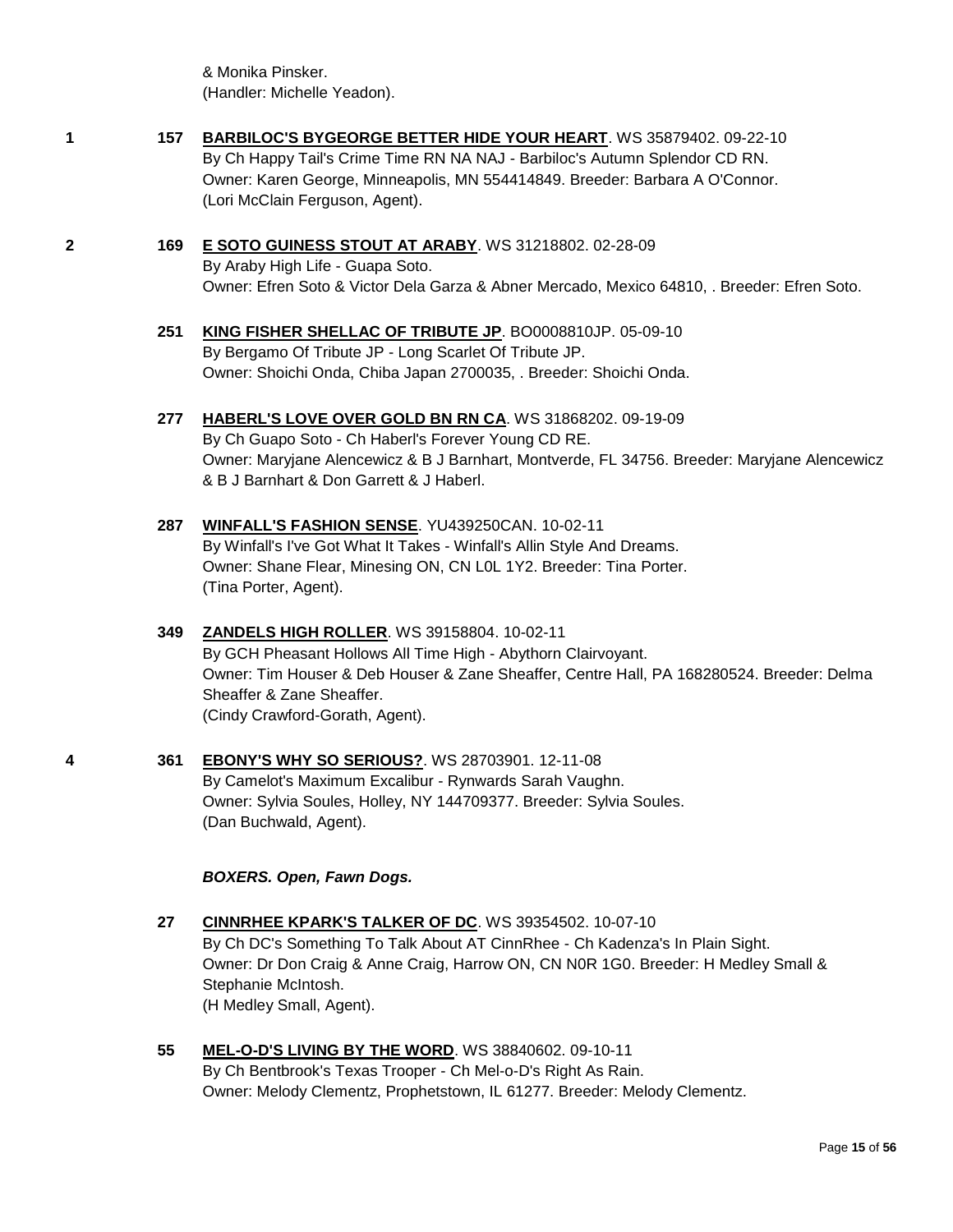& Monika Pinsker.
(Handler: Michelle Yeadon).

**1** **157** **BARBILOC'S BYGEORGE BETTER HIDE YOUR HEART**. WS 35879402. 09-22-10
By Ch Happy Tail's Crime Time RN NA NAJ - Barbiloc's Autumn Splendor CD RN.
Owner: Karen George, Minneapolis, MN 554414849. Breeder: Barbara A O'Connor.
(Lori McClain Ferguson, Agent).

**2** **169** **E SOTO GUINESS STOUT AT ARABY**. WS 31218802. 02-28-09
By Araby High Life - Guapa Soto.
Owner: Efren Soto & Victor Dela Garza & Abner Mercado, Mexico 64810, . Breeder: Efren Soto.

**251** **KING FISHER SHELLAC OF TRIBUTE JP**. BO0008810JP. 05-09-10
By Bergamo Of Tribute JP - Long Scarlet Of Tribute JP.
Owner: Shoichi Onda, Chiba Japan 2700035, . Breeder: Shoichi Onda.

**277** **HABERL'S LOVE OVER GOLD BN RN CA**. WS 31868202. 09-19-09
By Ch Guapo Soto - Ch Haberl's Forever Young CD RE.
Owner: Maryjane Alencewicz & B J Barnhart, Montverde, FL 34756. Breeder: Maryjane Alencewicz & B J Barnhart & Don Garrett & J Haberl.

**287** **WINFALL'S FASHION SENSE**. YU439250CAN. 10-02-11
By Winfall's I've Got What It Takes - Winfall's Allin Style And Dreams.
Owner: Shane Flear, Minesing ON, CN L0L 1Y2. Breeder: Tina Porter.
(Tina Porter, Agent).

**349** **ZANDELS HIGH ROLLER**. WS 39158804. 10-02-11
By GCH Pheasant Hollows All Time High - Abythorn Clairvoyant.
Owner: Tim Houser & Deb Houser & Zane Sheaffer, Centre Hall, PA 168280524. Breeder: Delma Sheaffer & Zane Sheaffer.
(Cindy Crawford-Gorath, Agent).

**4** **361** **EBONY'S WHY SO SERIOUS?**. WS 28703901. 12-11-08
By Camelot's Maximum Excalibur - Rynwards Sarah Vaughn.
Owner: Sylvia Soules, Holley, NY 144709377. Breeder: Sylvia Soules.
(Dan Buchwald, Agent).

***BOXERS. Open, Fawn Dogs.***

**27** **CINNRHEE KPARK'S TALKER OF DC**. WS 39354502. 10-07-10
By Ch DC's Something To Talk About AT CinnRhee - Ch Kadenza's In Plain Sight.
Owner: Dr Don Craig & Anne Craig, Harrow ON, CN N0R 1G0. Breeder: H Medley Small & Stephanie McIntosh.
(H Medley Small, Agent).

**55** **MEL-O-D'S LIVING BY THE WORD**. WS 38840602. 09-10-11
By Ch Bentbrook's Texas Trooper - Ch Mel-o-D's Right As Rain.
Owner: Melody Clementz, Prophetstown, IL 61277. Breeder: Melody Clementz.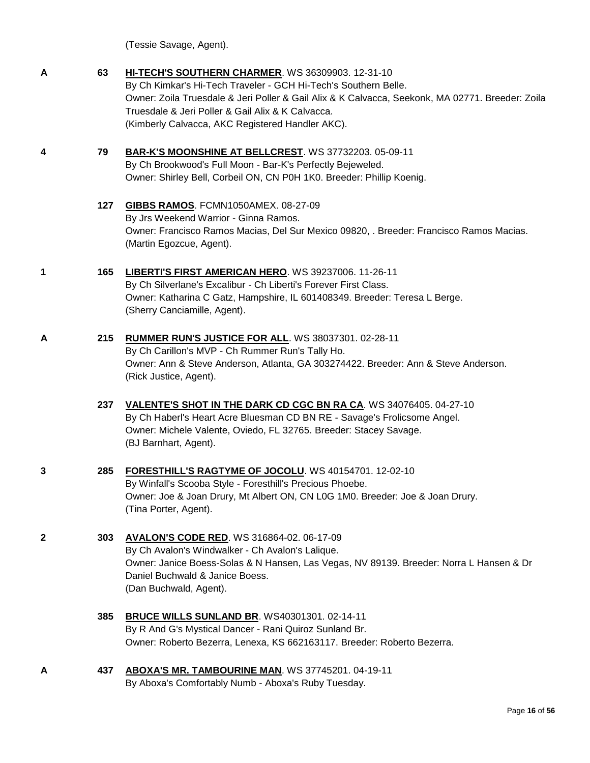(Tessie Savage, Agent).

**A** 63 **HI-TECH'S SOUTHERN CHARMER**. WS 36309903. 12-31-10
By Ch Kimkar's Hi-Tech Traveler - GCH Hi-Tech's Southern Belle.
Owner: Zoila Truesdale & Jeri Poller & Gail Alix & K Calvacca, Seekonk, MA 02771. Breeder: Zoila Truesdale & Jeri Poller & Gail Alix & K Calvacca.
(Kimberly Calvacca, AKC Registered Handler AKC).

**4** 79 **BAR-K'S MOONSHINE AT BELLCREST**. WS 37732203. 05-09-11
By Ch Brookwood's Full Moon - Bar-K's Perfectly Bejeweled.
Owner: Shirley Bell, Corbeil ON, CN P0H 1K0. Breeder: Phillip Koenig.

127 **GIBBS RAMOS**. FCMN1050AMEX. 08-27-09
By Jrs Weekend Warrior - Ginna Ramos.
Owner: Francisco Ramos Macias, Del Sur Mexico 09820, . Breeder: Francisco Ramos Macias.
(Martin Egozcue, Agent).

**1** 165 **LIBERTI'S FIRST AMERICAN HERO**. WS 39237006. 11-26-11
By Ch Silverlane's Excalibur - Ch Liberti's Forever First Class.
Owner: Katharina C Gatz, Hampshire, IL 601408349. Breeder: Teresa L Berge.
(Sherry Canciamille, Agent).

**A** 215 **RUMMER RUN'S JUSTICE FOR ALL**. WS 38037301. 02-28-11
By Ch Carillon's MVP - Ch Rummer Run's Tally Ho.
Owner: Ann & Steve Anderson, Atlanta, GA 303274422. Breeder: Ann & Steve Anderson.
(Rick Justice, Agent).

237 **VALENTE'S SHOT IN THE DARK CD CGC BN RA CA**. WS 34076405. 04-27-10
By Ch Haberl's Heart Acre Bluesman CD BN RE - Savage's Frolicsome Angel.
Owner: Michele Valente, Oviedo, FL 32765. Breeder: Stacey Savage.
(BJ Barnhart, Agent).

**3** 285 **FORESTHILL'S RAGTYME OF JOCOLU**. WS 40154701. 12-02-10
By Winfall's Scooba Style - Foresthill's Precious Phoebe.
Owner: Joe & Joan Drury, Mt Albert ON, CN L0G 1M0. Breeder: Joe & Joan Drury.
(Tina Porter, Agent).

**2** 303 **AVALON'S CODE RED**. WS 316864-02. 06-17-09
By Ch Avalon's Windwalker - Ch Avalon's Lalique.
Owner: Janice Boess-Solas & N Hansen, Las Vegas, NV 89139. Breeder: Norra L Hansen & Dr Daniel Buchwald & Janice Boess.
(Dan Buchwald, Agent).

385 **BRUCE WILLS SUNLAND BR**. WS40301301. 02-14-11
By R And G's Mystical Dancer - Rani Quiroz Sunland Br.
Owner: Roberto Bezerra, Lenexa, KS 662163117. Breeder: Roberto Bezerra.

**A** 437 **ABOXA'S MR. TAMBOURINE MAN**. WS 37745201. 04-19-11
By Aboxa's Comfortably Numb - Aboxa's Ruby Tuesday.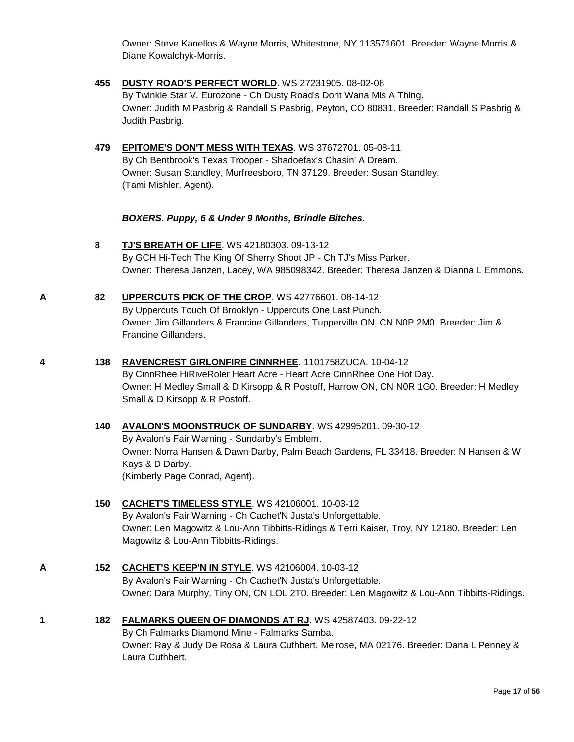Owner: Steve Kanellos & Wayne Morris, Whitestone, NY 113571601. Breeder: Wayne Morris & Diane Kowalchyk-Morris.

**455** **DUSTY ROAD'S PERFECT WORLD**. WS 27231905. 08-02-08
By Twinkle Star V. Eurozone - Ch Dusty Road's Dont Wana Mis A Thing.
Owner: Judith M Pasbrig & Randall S Pasbrig, Peyton, CO 80831. Breeder: Randall S Pasbrig & Judith Pasbrig.

**479** **EPITOME'S DON'T MESS WITH TEXAS**. WS 37672701. 05-08-11
By Ch Bentbrook's Texas Trooper - Shadoefax's Chasin' A Dream.
Owner: Susan Standley, Murfreesboro, TN 37129. Breeder: Susan Standley.
(Tami Mishler, Agent).

***BOXERS. Puppy, 6 & Under 9 Months, Brindle Bitches.***

**8** **TJ'S BREATH OF LIFE**. WS 42180303. 09-13-12
By GCH Hi-Tech The King Of Sherry Shoot JP - Ch TJ's Miss Parker.
Owner: Theresa Janzen, Lacey, WA 985098342. Breeder: Theresa Janzen & Dianna L Emmons.

**A** **82** **UPPERCUTS PICK OF THE CROP**. WS 42776601. 08-14-12
By Uppercuts Touch Of Brooklyn - Uppercuts One Last Punch.
Owner: Jim Gillanders & Francine Gillanders, Tupperville ON, CN N0P 2M0. Breeder: Jim & Francine Gillanders.

**4** **138** **RAVENCREST GIRLONFIRE CINNRHEE**. 1101758ZUCA. 10-04-12
By CinnRhee HiRiveRoler Heart Acre - Heart Acre CinnRhee One Hot Day.
Owner: H Medley Small & D Kirsopp & R Postoff, Harrow ON, CN N0R 1G0. Breeder: H Medley Small & D Kirsopp & R Postoff.

**140** **AVALON'S MOONSTRUCK OF SUNDARBY**. WS 42995201. 09-30-12
By Avalon's Fair Warning - Sundarby's Emblem.
Owner: Norra Hansen & Dawn Darby, Palm Beach Gardens, FL 33418. Breeder: N Hansen & W Kays & D Darby.
(Kimberly Page Conrad, Agent).

**150** **CACHET'S TIMELESS STYLE**. WS 42106001. 10-03-12
By Avalon's Fair Warning - Ch Cachet'N Justa's Unforgettable.
Owner: Len Magowitz & Lou-Ann Tibbitts-Ridings & Terri Kaiser, Troy, NY 12180. Breeder: Len Magowitz & Lou-Ann Tibbitts-Ridings.

**A** **152** **CACHET'S KEEP'N IN STYLE**. WS 42106004. 10-03-12
By Avalon's Fair Warning - Ch Cachet'N Justa's Unforgettable.
Owner: Dara Murphy, Tiny ON, CN LOL 2T0. Breeder: Len Magowitz & Lou-Ann Tibbitts-Ridings.

**1** **182** **FALMARKS QUEEN OF DIAMONDS AT RJ**. WS 42587403. 09-22-12
By Ch Falmarks Diamond Mine - Falmarks Samba.
Owner: Ray & Judy De Rosa & Laura Cuthbert, Melrose, MA 02176. Breeder: Dana L Penney & Laura Cuthbert.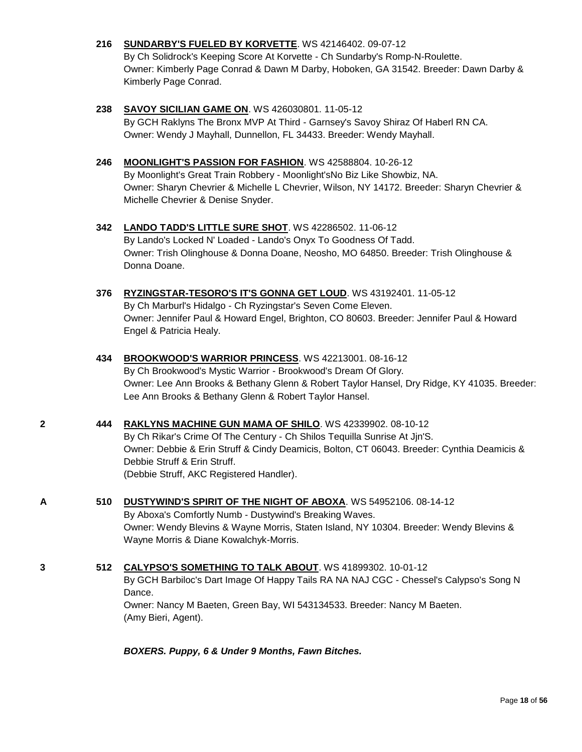**216** **SUNDARBY'S FUELED BY KORVETTE**. WS 42146402. 09-07-12
By Ch Solidrock's Keeping Score At Korvette - Ch Sundarby's Romp-N-Roulette.
Owner: Kimberly Page Conrad & Dawn M Darby, Hoboken, GA 31542. Breeder: Dawn Darby & Kimberly Page Conrad.

**238** **SAVOY SICILIAN GAME ON**. WS 426030801. 11-05-12
By GCH Raklyns The Bronx MVP At Third - Garnsey's Savoy Shiraz Of Haberl RN CA.
Owner: Wendy J Mayhall, Dunnellon, FL 34433. Breeder: Wendy Mayhall.

**246** **MOONLIGHT'S PASSION FOR FASHION**. WS 42588804. 10-26-12
By Moonlight's Great Train Robbery - Moonlight'sNo Biz Like Showbiz, NA.
Owner: Sharyn Chevrier & Michelle L Chevrier, Wilson, NY 14172. Breeder: Sharyn Chevrier & Michelle Chevrier & Denise Snyder.

**342** **LANDO TADD'S LITTLE SURE SHOT**. WS 42286502. 11-06-12
By Lando's Locked N' Loaded - Lando's Onyx To Goodness Of Tadd.
Owner: Trish Olinghouse & Donna Doane, Neosho, MO 64850. Breeder: Trish Olinghouse & Donna Doane.

**376** **RYZINGSTAR-TESORO'S IT'S GONNA GET LOUD**. WS 43192401. 11-05-12
By Ch Marburl's Hidalgo - Ch Ryzingstar's Seven Come Eleven.
Owner: Jennifer Paul & Howard Engel, Brighton, CO 80603. Breeder: Jennifer Paul & Howard Engel & Patricia Healy.

**434** **BROOKWOOD'S WARRIOR PRINCESS**. WS 42213001. 08-16-12
By Ch Brookwood's Mystic Warrior - Brookwood's Dream Of Glory.
Owner: Lee Ann Brooks & Bethany Glenn & Robert Taylor Hansel, Dry Ridge, KY 41035. Breeder: Lee Ann Brooks & Bethany Glenn & Robert Taylor Hansel.

**2** **444** **RAKLYNS MACHINE GUN MAMA OF SHILO**. WS 42339902. 08-10-12
By Ch Rikar's Crime Of The Century - Ch Shilos Tequilla Sunrise At Jjn'S.
Owner: Debbie & Erin Struff & Cindy Deamicis, Bolton, CT 06043. Breeder: Cynthia Deamicis & Debbie Struff & Erin Struff.
(Debbie Struff, AKC Registered Handler).

**A** **510** **DUSTYWIND'S SPIRIT OF THE NIGHT OF ABOXA**. WS 54952106. 08-14-12
By Aboxa's Comfortly Numb - Dustywind's Breaking Waves.
Owner: Wendy Blevins & Wayne Morris, Staten Island, NY 10304. Breeder: Wendy Blevins & Wayne Morris & Diane Kowalchyk-Morris.

**3** **512** **CALYPSO'S SOMETHING TO TALK ABOUT**. WS 41899302. 10-01-12
By GCH Barbiloc's Dart Image Of Happy Tails RA NA NAJ CGC - Chessel's Calypso's Song N Dance.
Owner: Nancy M Baeten, Green Bay, WI 543134533. Breeder: Nancy M Baeten.
(Amy Bieri, Agent).

***BOXERS. Puppy, 6 & Under 9 Months, Fawn Bitches.***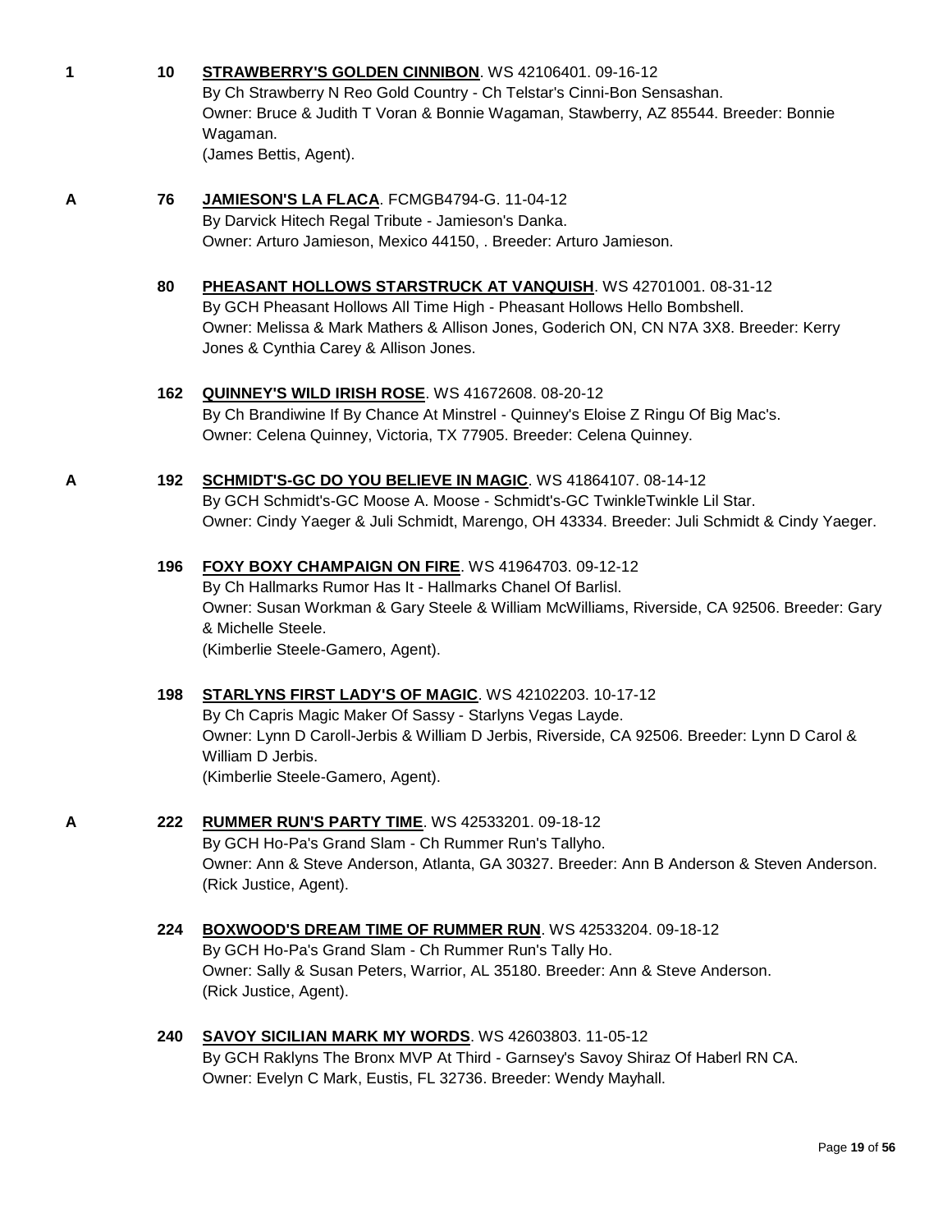**1** **10** **STRAWBERRY'S GOLDEN CINNIBON**. WS 42106401. 09-16-12
By Ch Strawberry N Reo Gold Country - Ch Telstar's Cinni-Bon Sensashan.
Owner: Bruce & Judith T Voran & Bonnie Wagaman, Stawberry, AZ 85544. Breeder: Bonnie Wagaman.
(James Bettis, Agent).

**A** **76** **JAMIESON'S LA FLACA**. FCMGB4794-G. 11-04-12
By Darvick Hitech Regal Tribute - Jamieson's Danka.
Owner: Arturo Jamieson, Mexico 44150, . Breeder: Arturo Jamieson.

**80** **PHEASANT HOLLOWS STARSTRUCK AT VANQUISH**. WS 42701001. 08-31-12
By GCH Pheasant Hollows All Time High - Pheasant Hollows Hello Bombshell.
Owner: Melissa & Mark Mathers & Allison Jones, Goderich ON, CN N7A 3X8. Breeder: Kerry Jones & Cynthia Carey & Allison Jones.

**162** **QUINNEY'S WILD IRISH ROSE**. WS 41672608. 08-20-12
By Ch Brandiwine If By Chance At Minstrel - Quinney's Eloise Z Ringu Of Big Mac's.
Owner: Celena Quinney, Victoria, TX 77905. Breeder: Celena Quinney.

**A** **192** **SCHMIDT'S-GC DO YOU BELIEVE IN MAGIC**. WS 41864107. 08-14-12
By GCH Schmidt's-GC Moose A. Moose - Schmidt's-GC TwinkleTwinkle Lil Star.
Owner: Cindy Yaeger & Juli Schmidt, Marengo, OH 43334. Breeder: Juli Schmidt & Cindy Yaeger.

**196** **FOXY BOXY CHAMPAIGN ON FIRE**. WS 41964703. 09-12-12
By Ch Hallmarks Rumor Has It - Hallmarks Chanel Of Barlisl.
Owner: Susan Workman & Gary Steele & William McWilliams, Riverside, CA 92506. Breeder: Gary & Michelle Steele.
(Kimberlie Steele-Gamero, Agent).

**198** **STARLYNS FIRST LADY'S OF MAGIC**. WS 42102203. 10-17-12
By Ch Capris Magic Maker Of Sassy - Starlyns Vegas Layde.
Owner: Lynn D Caroll-Jerbis & William D Jerbis, Riverside, CA 92506. Breeder: Lynn D Carol & William D Jerbis.
(Kimberlie Steele-Gamero, Agent).

**A** **222** **RUMMER RUN'S PARTY TIME**. WS 42533201. 09-18-12
By GCH Ho-Pa's Grand Slam - Ch Rummer Run's Tallyho.
Owner: Ann & Steve Anderson, Atlanta, GA 30327. Breeder: Ann B Anderson & Steven Anderson.
(Rick Justice, Agent).

**224** **BOXWOOD'S DREAM TIME OF RUMMER RUN**. WS 42533204. 09-18-12
By GCH Ho-Pa's Grand Slam - Ch Rummer Run's Tally Ho.
Owner: Sally & Susan Peters, Warrior, AL 35180. Breeder: Ann & Steve Anderson.
(Rick Justice, Agent).

**240** **SAVOY SICILIAN MARK MY WORDS**. WS 42603803. 11-05-12
By GCH Raklyns The Bronx MVP At Third - Garnsey's Savoy Shiraz Of Haberl RN CA.
Owner: Evelyn C Mark, Eustis, FL 32736. Breeder: Wendy Mayhall.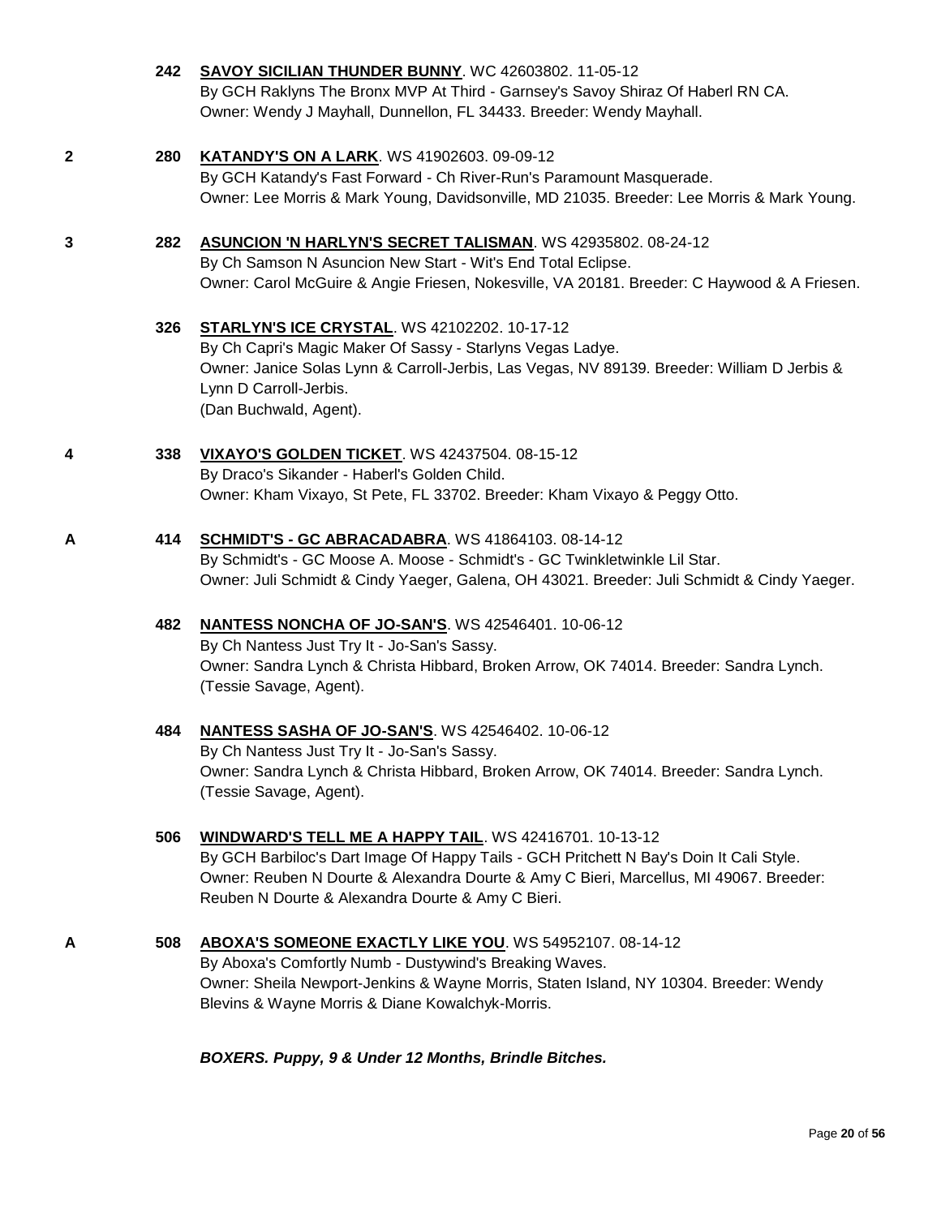**242** **SAVOY SICILIAN THUNDER BUNNY**. WC 42603802. 11-05-12
By GCH Raklyns The Bronx MVP At Third - Garnsey's Savoy Shiraz Of Haberl RN CA.
Owner: Wendy J Mayhall, Dunnellon, FL 34433. Breeder: Wendy Mayhall.

**2** **280** **KATANDY'S ON A LARK**. WS 41902603. 09-09-12
By GCH Katandy's Fast Forward - Ch River-Run's Paramount Masquerade.
Owner: Lee Morris & Mark Young, Davidsonville, MD 21035. Breeder: Lee Morris & Mark Young.

**3** **282** **ASUNCION 'N HARLYN'S SECRET TALISMAN**. WS 42935802. 08-24-12
By Ch Samson N Asuncion New Start - Wit's End Total Eclipse.
Owner: Carol McGuire & Angie Friesen, Nokesville, VA 20181. Breeder: C Haywood & A Friesen.

**326** **STARLYN'S ICE CRYSTAL**. WS 42102202. 10-17-12
By Ch Capri's Magic Maker Of Sassy - Starlyns Vegas Ladye.
Owner: Janice Solas Lynn & Carroll-Jerbis, Las Vegas, NV 89139. Breeder: William D Jerbis & Lynn D Carroll-Jerbis.
(Dan Buchwald, Agent).

**4** **338** **VIXAYO'S GOLDEN TICKET**. WS 42437504. 08-15-12
By Draco's Sikander - Haberl's Golden Child.
Owner: Kham Vixayo, St Pete, FL 33702. Breeder: Kham Vixayo & Peggy Otto.

**A** **414** **SCHMIDT'S - GC ABRACADABRA**. WS 41864103. 08-14-12
By Schmidt's - GC Moose A. Moose - Schmidt's - GC Twinkletwinkle Lil Star.
Owner: Juli Schmidt & Cindy Yaeger, Galena, OH 43021. Breeder: Juli Schmidt & Cindy Yaeger.

**482** **NANTESS NONCHA OF JO-SAN'S**. WS 42546401. 10-06-12
By Ch Nantess Just Try It - Jo-San's Sassy.
Owner: Sandra Lynch & Christa Hibbard, Broken Arrow, OK 74014. Breeder: Sandra Lynch.
(Tessie Savage, Agent).

**484** **NANTESS SASHA OF JO-SAN'S**. WS 42546402. 10-06-12
By Ch Nantess Just Try It - Jo-San's Sassy.
Owner: Sandra Lynch & Christa Hibbard, Broken Arrow, OK 74014. Breeder: Sandra Lynch.
(Tessie Savage, Agent).

**506** **WINDWARD'S TELL ME A HAPPY TAIL**. WS 42416701. 10-13-12
By GCH Barbiloc's Dart Image Of Happy Tails - GCH Pritchett N Bay's Doin It Cali Style.
Owner: Reuben N Dourte & Alexandra Dourte & Amy C Bieri, Marcellus, MI 49067. Breeder: Reuben N Dourte & Alexandra Dourte & Amy C Bieri.

**A** **508** **ABOXA'S SOMEONE EXACTLY LIKE YOU**. WS 54952107. 08-14-12
By Aboxa's Comfortly Numb - Dustywind's Breaking Waves.
Owner: Sheila Newport-Jenkins & Wayne Morris, Staten Island, NY 10304. Breeder: Wendy Blevins & Wayne Morris & Diane Kowalchyk-Morris.

***BOXERS. Puppy, 9 & Under 12 Months, Brindle Bitches.***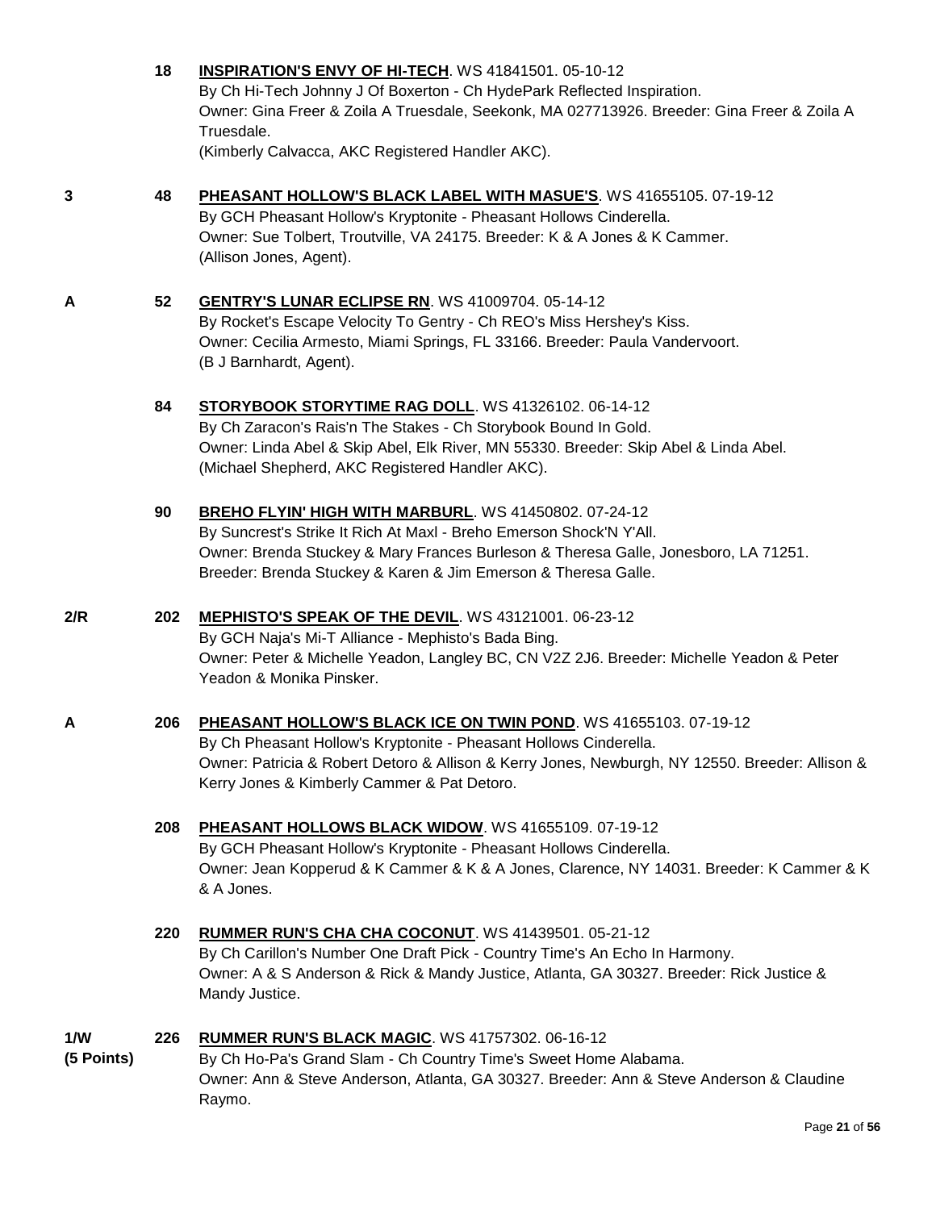**18** **INSPIRATION'S ENVY OF HI-TECH**. WS 41841501. 05-10-12
By Ch Hi-Tech Johnny J Of Boxerton - Ch HydePark Reflected Inspiration.
Owner: Gina Freer & Zoila A Truesdale, Seekonk, MA 027713926. Breeder: Gina Freer & Zoila A Truesdale.
(Kimberly Calvacca, AKC Registered Handler AKC).

**3** **48** **PHEASANT HOLLOW'S BLACK LABEL WITH MASUE'S**. WS 41655105. 07-19-12
By GCH Pheasant Hollow's Kryptonite - Pheasant Hollows Cinderella.
Owner: Sue Tolbert, Troutville, VA 24175. Breeder: K & A Jones & K Cammer.
(Allison Jones, Agent).

**A** **52** **GENTRY'S LUNAR ECLIPSE RN**. WS 41009704. 05-14-12
By Rocket's Escape Velocity To Gentry - Ch REO's Miss Hershey's Kiss.
Owner: Cecilia Armesto, Miami Springs, FL 33166. Breeder: Paula Vandervoort.
(B J Barnhardt, Agent).

**84** **STORYBOOK STORYTIME RAG DOLL**. WS 41326102. 06-14-12
By Ch Zaracon's Rais'n The Stakes - Ch Storybook Bound In Gold.
Owner: Linda Abel & Skip Abel, Elk River, MN 55330. Breeder: Skip Abel & Linda Abel.
(Michael Shepherd, AKC Registered Handler AKC).

**90** **BREHO FLYIN' HIGH WITH MARBURL**. WS 41450802. 07-24-12
By Suncrest's Strike It Rich At Maxl - Breho Emerson Shock'N Y'All.
Owner: Brenda Stuckey & Mary Frances Burleson & Theresa Galle, Jonesboro, LA 71251.
Breeder: Brenda Stuckey & Karen & Jim Emerson & Theresa Galle.

**2/R** **202** **MEPHISTO'S SPEAK OF THE DEVIL**. WS 43121001. 06-23-12
By GCH Naja's Mi-T Alliance - Mephisto's Bada Bing.
Owner: Peter & Michelle Yeadon, Langley BC, CN V2Z 2J6. Breeder: Michelle Yeadon & Peter Yeadon & Monika Pinsker.

**A** **206** **PHEASANT HOLLOW'S BLACK ICE ON TWIN POND**. WS 41655103. 07-19-12
By Ch Pheasant Hollow's Kryptonite - Pheasant Hollows Cinderella.
Owner: Patricia & Robert Detoro & Allison & Kerry Jones, Newburgh, NY 12550. Breeder: Allison & Kerry Jones & Kimberly Cammer & Pat Detoro.

**208** **PHEASANT HOLLOWS BLACK WIDOW**. WS 41655109. 07-19-12
By GCH Pheasant Hollow's Kryptonite - Pheasant Hollows Cinderella.
Owner: Jean Kopperud & K Cammer & K & A Jones, Clarence, NY 14031. Breeder: K Cammer & K & A Jones.

**220** **RUMMER RUN'S CHA CHA COCONUT**. WS 41439501. 05-21-12
By Ch Carillon's Number One Draft Pick - Country Time's An Echo In Harmony.
Owner: A & S Anderson & Rick & Mandy Justice, Atlanta, GA 30327. Breeder: Rick Justice & Mandy Justice.

**1/W (5 Points)** **226** **RUMMER RUN'S BLACK MAGIC**. WS 41757302. 06-16-12
By Ch Ho-Pa's Grand Slam - Ch Country Time's Sweet Home Alabama.
Owner: Ann & Steve Anderson, Atlanta, GA 30327. Breeder: Ann & Steve Anderson & Claudine Raymo.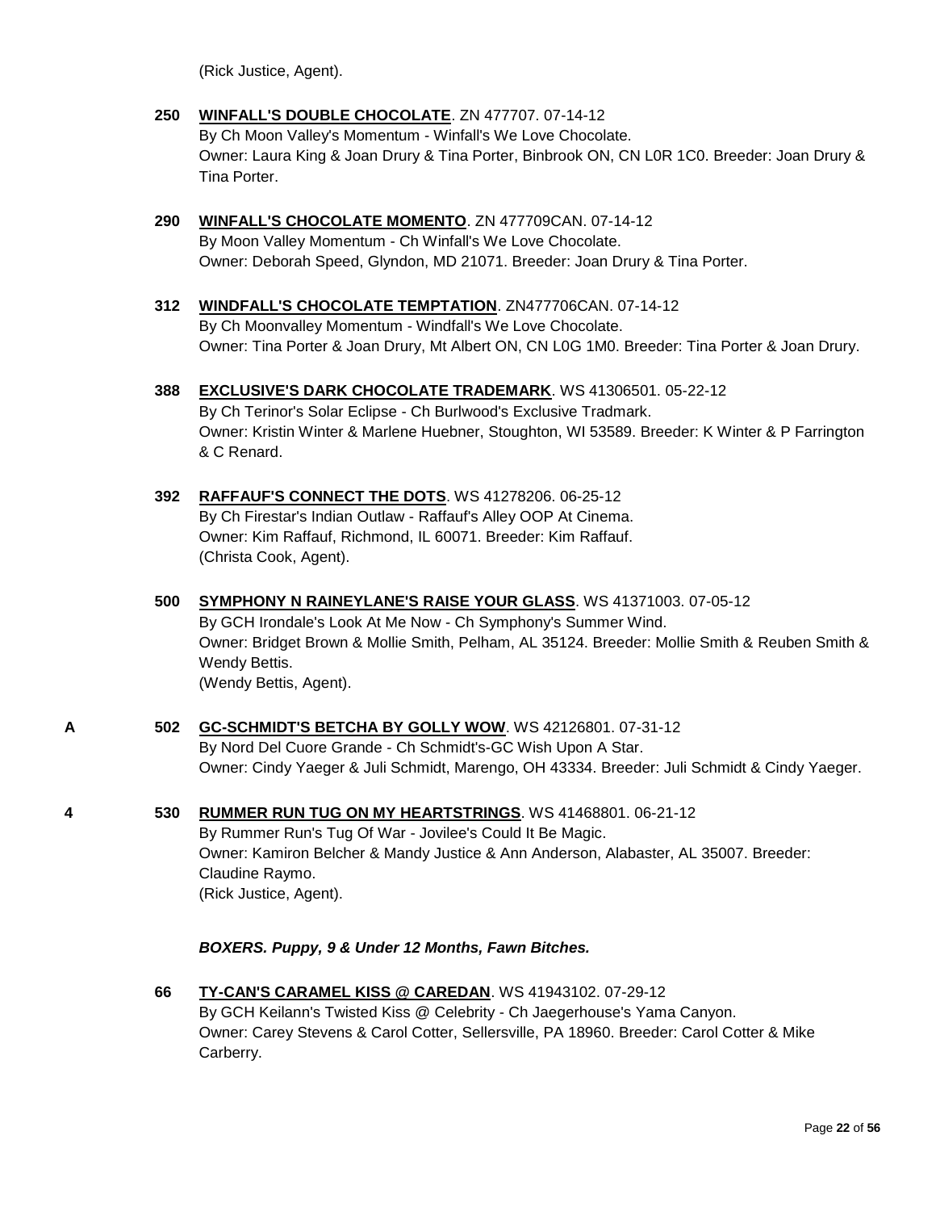(Rick Justice, Agent).

**250** **WINFALL'S DOUBLE CHOCOLATE**. ZN 477707. 07-14-12
By Ch Moon Valley's Momentum - Winfall's We Love Chocolate.
Owner: Laura King & Joan Drury & Tina Porter, Binbrook ON, CN L0R 1C0. Breeder: Joan Drury & Tina Porter.

**290** **WINFALL'S CHOCOLATE MOMENTO**. ZN 477709CAN. 07-14-12
By Moon Valley Momentum - Ch Winfall's We Love Chocolate.
Owner: Deborah Speed, Glyndon, MD 21071. Breeder: Joan Drury & Tina Porter.

**312** **WINDFALL'S CHOCOLATE TEMPTATION**. ZN477706CAN. 07-14-12
By Ch Moonvalley Momentum - Windfall's We Love Chocolate.
Owner: Tina Porter & Joan Drury, Mt Albert ON, CN L0G 1M0. Breeder: Tina Porter & Joan Drury.

**388** **EXCLUSIVE'S DARK CHOCOLATE TRADEMARK**. WS 41306501. 05-22-12
By Ch Terinor's Solar Eclipse - Ch Burlwood's Exclusive Tradmark.
Owner: Kristin Winter & Marlene Huebner, Stoughton, WI 53589. Breeder: K Winter & P Farrington & C Renard.

**392** **RAFFAUF'S CONNECT THE DOTS**. WS 41278206. 06-25-12
By Ch Firestar's Indian Outlaw - Raffauf's Alley OOP At Cinema.
Owner: Kim Raffauf, Richmond, IL 60071. Breeder: Kim Raffauf.
(Christa Cook, Agent).

**500** **SYMPHONY N RAINEYLANE'S RAISE YOUR GLASS**. WS 41371003. 07-05-12
By GCH Irondale's Look At Me Now - Ch Symphony's Summer Wind.
Owner: Bridget Brown & Mollie Smith, Pelham, AL 35124. Breeder: Mollie Smith & Reuben Smith & Wendy Bettis.
(Wendy Bettis, Agent).

**A** **502** **GC-SCHMIDT'S BETCHA BY GOLLY WOW**. WS 42126801. 07-31-12
By Nord Del Cuore Grande - Ch Schmidt's-GC Wish Upon A Star.
Owner: Cindy Yaeger & Juli Schmidt, Marengo, OH 43334. Breeder: Juli Schmidt & Cindy Yaeger.

**4** **530** **RUMMER RUN TUG ON MY HEARTSTRINGS**. WS 41468801. 06-21-12
By Rummer Run's Tug Of War - Jovilee's Could It Be Magic.
Owner: Kamiron Belcher & Mandy Justice & Ann Anderson, Alabaster, AL 35007. Breeder: Claudine Raymo.
(Rick Justice, Agent).

***BOXERS. Puppy, 9 & Under 12 Months, Fawn Bitches.***

**66** **TY-CAN'S CARAMEL KISS @ CAREDAN**. WS 41943102. 07-29-12
By GCH Keilann's Twisted Kiss @ Celebrity - Ch Jaegerhouse's Yama Canyon.
Owner: Carey Stevens & Carol Cotter, Sellersville, PA 18960. Breeder: Carol Cotter & Mike Carberry.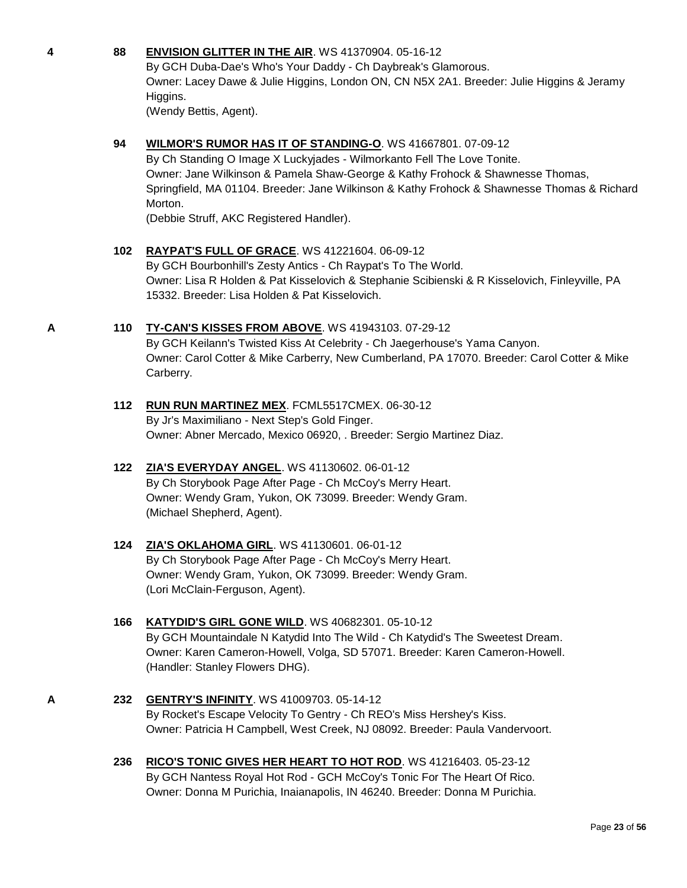**4** **88** **ENVISION GLITTER IN THE AIR**. WS 41370904. 05-16-12
By GCH Duba-Dae's Who's Your Daddy - Ch Daybreak's Glamorous.
Owner: Lacey Dawe & Julie Higgins, London ON, CN N5X 2A1. Breeder: Julie Higgins & Jeramy Higgins.
(Wendy Bettis, Agent).

**94** **WILMOR'S RUMOR HAS IT OF STANDING-O**. WS 41667801. 07-09-12
By Ch Standing O Image X Luckyjades - Wilmorkanto Fell The Love Tonite.
Owner: Jane Wilkinson & Pamela Shaw-George & Kathy Frohock & Shawnesse Thomas, Springfield, MA 01104. Breeder: Jane Wilkinson & Kathy Frohock & Shawnesse Thomas & Richard Morton.
(Debbie Struff, AKC Registered Handler).

**102** **RAYPAT'S FULL OF GRACE**. WS 41221604. 06-09-12
By GCH Bourbonhill's Zesty Antics - Ch Raypat's To The World.
Owner: Lisa R Holden & Pat Kisselovich & Stephanie Scibienski & R Kisselovich, Finleyville, PA 15332. Breeder: Lisa Holden & Pat Kisselovich.

**A** **110** **TY-CAN'S KISSES FROM ABOVE**. WS 41943103. 07-29-12
By GCH Keilann's Twisted Kiss At Celebrity - Ch Jaegerhouse's Yama Canyon.
Owner: Carol Cotter & Mike Carberry, New Cumberland, PA 17070. Breeder: Carol Cotter & Mike Carberry.

**112** **RUN RUN MARTINEZ MEX**. FCML5517CMEX. 06-30-12
By Jr's Maximiliano - Next Step's Gold Finger.
Owner: Abner Mercado, Mexico 06920, . Breeder: Sergio Martinez Diaz.

**122** **ZIA'S EVERYDAY ANGEL**. WS 41130602. 06-01-12
By Ch Storybook Page After Page - Ch McCoy's Merry Heart.
Owner: Wendy Gram, Yukon, OK 73099. Breeder: Wendy Gram.
(Michael Shepherd, Agent).

**124** **ZIA'S OKLAHOMA GIRL**. WS 41130601. 06-01-12
By Ch Storybook Page After Page - Ch McCoy's Merry Heart.
Owner: Wendy Gram, Yukon, OK 73099. Breeder: Wendy Gram.
(Lori McClain-Ferguson, Agent).

**166** **KATYDID'S GIRL GONE WILD**. WS 40682301. 05-10-12
By GCH Mountaindale N Katydid Into The Wild - Ch Katydid's The Sweetest Dream.
Owner: Karen Cameron-Howell, Volga, SD 57071. Breeder: Karen Cameron-Howell.
(Handler: Stanley Flowers DHG).

**A** **232** **GENTRY'S INFINITY**. WS 41009703. 05-14-12
By Rocket's Escape Velocity To Gentry - Ch REO's Miss Hershey's Kiss.
Owner: Patricia H Campbell, West Creek, NJ 08092. Breeder: Paula Vandervoort.

**236** **RICO'S TONIC GIVES HER HEART TO HOT ROD**. WS 41216403. 05-23-12
By GCH Nantess Royal Hot Rod - GCH McCoy's Tonic For The Heart Of Rico.
Owner: Donna M Purichia, Inaianapolis, IN 46240. Breeder: Donna M Purichia.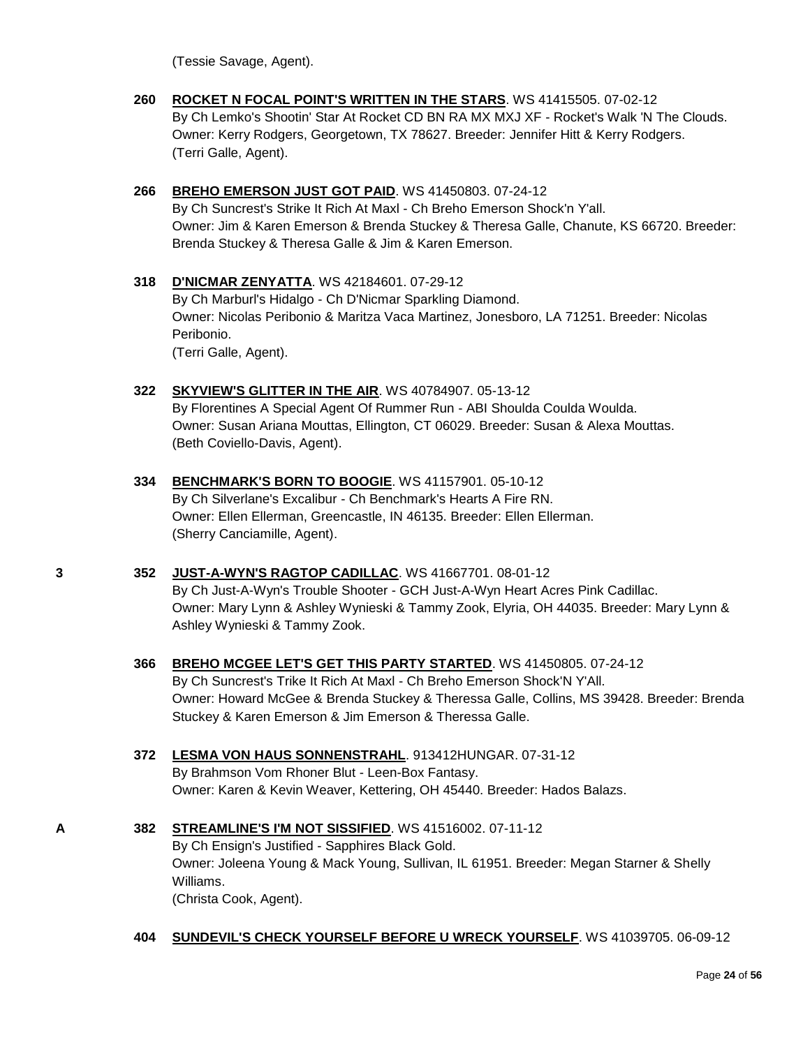(Tessie Savage, Agent).

**260** **ROCKET N FOCAL POINT'S WRITTEN IN THE STARS**. WS 41415505. 07-02-12
By Ch Lemko's Shootin' Star At Rocket CD BN RA MX MXJ XF - Rocket's Walk 'N The Clouds.
Owner: Kerry Rodgers, Georgetown, TX 78627. Breeder: Jennifer Hitt & Kerry Rodgers.
(Terri Galle, Agent).

**266** **BREHO EMERSON JUST GOT PAID**. WS 41450803. 07-24-12
By Ch Suncrest's Strike It Rich At Maxl - Ch Breho Emerson Shock'n Y'all.
Owner: Jim & Karen Emerson & Brenda Stuckey & Theresa Galle, Chanute, KS 66720. Breeder: Brenda Stuckey & Theresa Galle & Jim & Karen Emerson.

**318** **D'NICMAR ZENYATTA**. WS 42184601. 07-29-12
By Ch Marburl's Hidalgo - Ch D'Nicmar Sparkling Diamond.
Owner: Nicolas Peribonio & Maritza Vaca Martinez, Jonesboro, LA 71251. Breeder: Nicolas Peribonio.
(Terri Galle, Agent).

**322** **SKYVIEW'S GLITTER IN THE AIR**. WS 40784907. 05-13-12
By Florentines A Special Agent Of Rummer Run - ABI Shoulda Coulda Woulda.
Owner: Susan Ariana Mouttas, Ellington, CT 06029. Breeder: Susan & Alexa Mouttas.
(Beth Coviello-Davis, Agent).

**334** **BENCHMARK'S BORN TO BOOGIE**. WS 41157901. 05-10-12
By Ch Silverlane's Excalibur - Ch Benchmark's Hearts A Fire RN.
Owner: Ellen Ellerman, Greencastle, IN 46135. Breeder: Ellen Ellerman.
(Sherry Canciamille, Agent).

**3** **352** **JUST-A-WYN'S RAGTOP CADILLAC**. WS 41667701. 08-01-12
By Ch Just-A-Wyn's Trouble Shooter - GCH Just-A-Wyn Heart Acres Pink Cadillac.
Owner: Mary Lynn & Ashley Wynieski & Tammy Zook, Elyria, OH 44035. Breeder: Mary Lynn & Ashley Wynieski & Tammy Zook.

**366** **BREHO MCGEE LET'S GET THIS PARTY STARTED**. WS 41450805. 07-24-12
By Ch Suncrest's Trike It Rich At Maxl - Ch Breho Emerson Shock'N Y'All.
Owner: Howard McGee & Brenda Stuckey & Theressa Galle, Collins, MS 39428. Breeder: Brenda Stuckey & Karen Emerson & Jim Emerson & Theressa Galle.

**372** **LESMA VON HAUS SONNENSTRAHL**. 913412HUNGAR. 07-31-12
By Brahmson Vom Rhoner Blut - Leen-Box Fantasy.
Owner: Karen & Kevin Weaver, Kettering, OH 45440. Breeder: Hados Balazs.

**A** **382** **STREAMLINE'S I'M NOT SISSIFIED**. WS 41516002. 07-11-12
By Ch Ensign's Justified - Sapphires Black Gold.
Owner: Joleena Young & Mack Young, Sullivan, IL 61951. Breeder: Megan Starner & Shelly Williams.
(Christa Cook, Agent).

**404** **SUNDEVIL'S CHECK YOURSELF BEFORE U WRECK YOURSELF**. WS 41039705. 06-09-12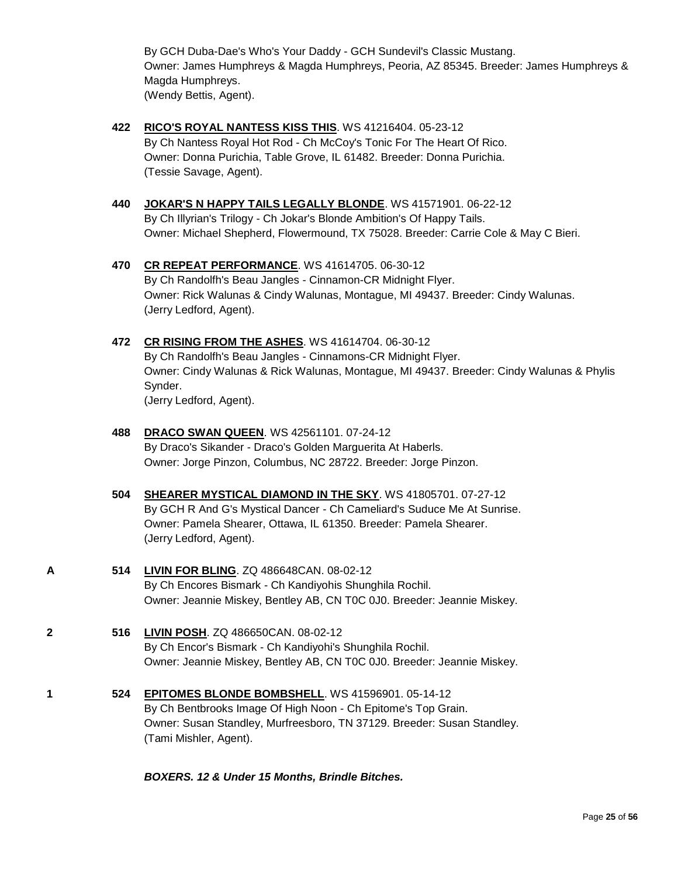By GCH Duba-Dae's Who's Your Daddy - GCH Sundevil's Classic Mustang.
Owner: James Humphreys & Magda Humphreys, Peoria, AZ 85345. Breeder: James Humphreys & Magda Humphreys.
(Wendy Bettis, Agent).

**422** **RICO'S ROYAL NANTESS KISS THIS**. WS 41216404. 05-23-12
By Ch Nantess Royal Hot Rod - Ch McCoy's Tonic For The Heart Of Rico.
Owner: Donna Purichia, Table Grove, IL 61482. Breeder: Donna Purichia.
(Tessie Savage, Agent).

**440** **JOKAR'S N HAPPY TAILS LEGALLY BLONDE**. WS 41571901. 06-22-12
By Ch Illyrian's Trilogy - Ch Jokar's Blonde Ambition's Of Happy Tails.
Owner: Michael Shepherd, Flowermound, TX 75028. Breeder: Carrie Cole & May C Bieri.

**470** **CR REPEAT PERFORMANCE**. WS 41614705. 06-30-12
By Ch Randolfh's Beau Jangles - Cinnamon-CR Midnight Flyer.
Owner: Rick Walunas & Cindy Walunas, Montague, MI 49437. Breeder: Cindy Walunas.
(Jerry Ledford, Agent).

**472** **CR RISING FROM THE ASHES**. WS 41614704. 06-30-12
By Ch Randolfh's Beau Jangles - Cinnamons-CR Midnight Flyer.
Owner: Cindy Walunas & Rick Walunas, Montague, MI 49437. Breeder: Cindy Walunas & Phylis Synder.
(Jerry Ledford, Agent).

**488** **DRACO SWAN QUEEN**. WS 42561101. 07-24-12
By Draco's Sikander - Draco's Golden Marguerita At Haberls.
Owner: Jorge Pinzon, Columbus, NC 28722. Breeder: Jorge Pinzon.

**504** **SHEARER MYSTICAL DIAMOND IN THE SKY**. WS 41805701. 07-27-12
By GCH R And G's Mystical Dancer - Ch Cameliard's Suduce Me At Sunrise.
Owner: Pamela Shearer, Ottawa, IL 61350. Breeder: Pamela Shearer.
(Jerry Ledford, Agent).

**A** **514** **LIVIN FOR BLING**. ZQ 486648CAN. 08-02-12
By Ch Encores Bismark - Ch Kandiyohis Shunghila Rochil.
Owner: Jeannie Miskey, Bentley AB, CN T0C 0J0. Breeder: Jeannie Miskey.

**2** **516** **LIVIN POSH**. ZQ 486650CAN. 08-02-12
By Ch Encor's Bismark - Ch Kandiyohi's Shunghila Rochil.
Owner: Jeannie Miskey, Bentley AB, CN T0C 0J0. Breeder: Jeannie Miskey.

**1** **524** **EPITOMES BLONDE BOMBSHELL**. WS 41596901. 05-14-12
By Ch Bentbrooks Image Of High Noon - Ch Epitome's Top Grain.
Owner: Susan Standley, Murfreesboro, TN 37129. Breeder: Susan Standley.
(Tami Mishler, Agent).

***BOXERS. 12 & Under 15 Months, Brindle Bitches.***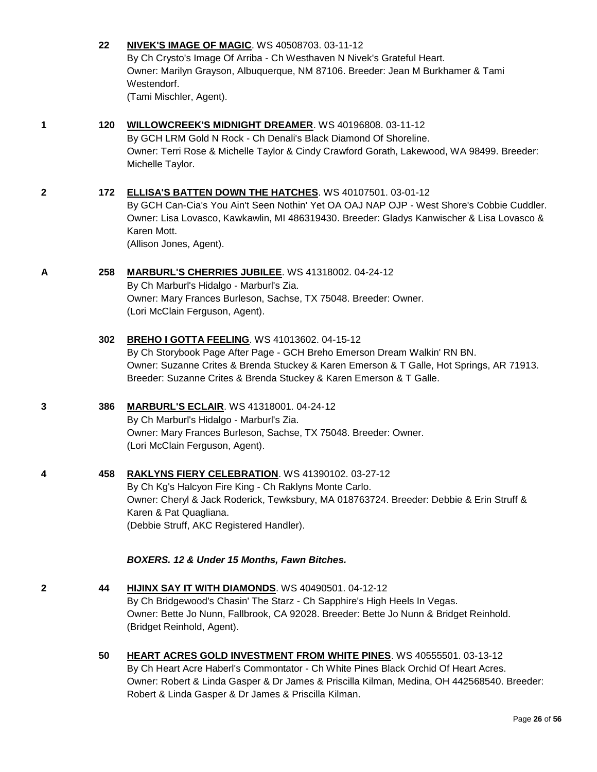**22** **NIVEK'S IMAGE OF MAGIC**. WS 40508703. 03-11-12
By Ch Crysto's Image Of Arriba - Ch Westhaven N Nivek's Grateful Heart.
Owner: Marilyn Grayson, Albuquerque, NM 87106. Breeder: Jean M Burkhamer & Tami Westendorf.
(Tami Mischler, Agent).

**1** **120** **WILLOWCREEK'S MIDNIGHT DREAMER**. WS 40196808. 03-11-12
By GCH LRM Gold N Rock - Ch Denali's Black Diamond Of Shoreline.
Owner: Terri Rose & Michelle Taylor & Cindy Crawford Gorath, Lakewood, WA 98499. Breeder: Michelle Taylor.

**2** **172** **ELLISA'S BATTEN DOWN THE HATCHES**. WS 40107501. 03-01-12
By GCH Can-Cia's You Ain't Seen Nothin' Yet OA OAJ NAP OJP - West Shore's Cobbie Cuddler.
Owner: Lisa Lovasco, Kawkawlin, MI 486319430. Breeder: Gladys Kanwischer & Lisa Lovasco & Karen Mott.
(Allison Jones, Agent).

**A** **258** **MARBURL'S CHERRIES JUBILEE**. WS 41318002. 04-24-12
By Ch Marburl's Hidalgo - Marburl's Zia.
Owner: Mary Frances Burleson, Sachse, TX 75048. Breeder: Owner.
(Lori McClain Ferguson, Agent).

**302** **BREHO I GOTTA FEELING**. WS 41013602. 04-15-12
By Ch Storybook Page After Page - GCH Breho Emerson Dream Walkin' RN BN.
Owner: Suzanne Crites & Brenda Stuckey & Karen Emerson & T Galle, Hot Springs, AR 71913. Breeder: Suzanne Crites & Brenda Stuckey & Karen Emerson & T Galle.

**3** **386** **MARBURL'S ECLAIR**. WS 41318001. 04-24-12
By Ch Marburl's Hidalgo - Marburl's Zia.
Owner: Mary Frances Burleson, Sachse, TX 75048. Breeder: Owner.
(Lori McClain Ferguson, Agent).

**4** **458** **RAKLYNS FIERY CELEBRATION**. WS 41390102. 03-27-12
By Ch Kg's Halcyon Fire King - Ch Raklyns Monte Carlo.
Owner: Cheryl & Jack Roderick, Tewksbury, MA 018763724. Breeder: Debbie & Erin Struff & Karen & Pat Quagliana.
(Debbie Struff, AKC Registered Handler).

***BOXERS. 12 & Under 15 Months, Fawn Bitches.***

**2** **44** **HIJINX SAY IT WITH DIAMONDS**. WS 40490501. 04-12-12
By Ch Bridgewood's Chasin' The Starz - Ch Sapphire's High Heels In Vegas.
Owner: Bette Jo Nunn, Fallbrook, CA 92028. Breeder: Bette Jo Nunn & Bridget Reinhold.
(Bridget Reinhold, Agent).

**50** **HEART ACRES GOLD INVESTMENT FROM WHITE PINES**. WS 40555501. 03-13-12
By Ch Heart Acre Haberl's Commontator - Ch White Pines Black Orchid Of Heart Acres.
Owner: Robert & Linda Gasper & Dr James & Priscilla Kilman, Medina, OH 442568540. Breeder: Robert & Linda Gasper & Dr James & Priscilla Kilman.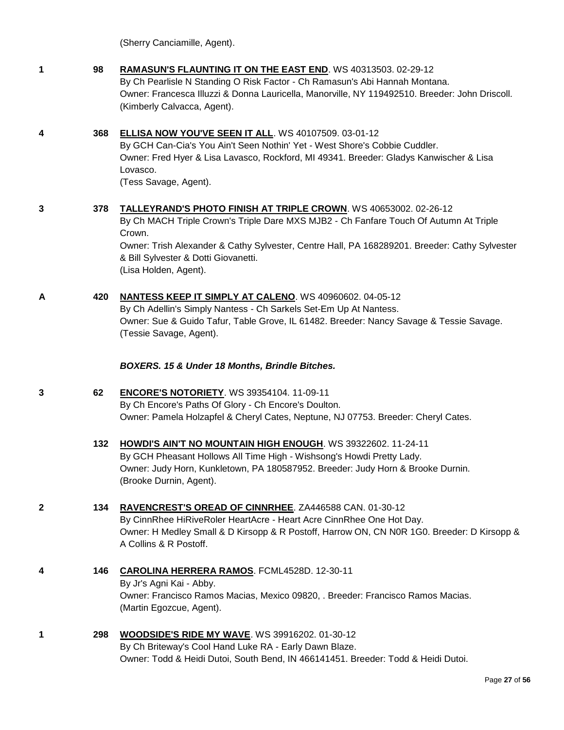(Sherry Canciamille, Agent).

**1** **98** **RAMASUN'S FLAUNTING IT ON THE EAST END**. WS 40313503. 02-29-12
By Ch Pearlisle N Standing O Risk Factor - Ch Ramasun's Abi Hannah Montana.
Owner: Francesca Illuzzi & Donna Lauricella, Manorville, NY 119492510. Breeder: John Driscoll.
(Kimberly Calvacca, Agent).

**4** **368** **ELLISA NOW YOU'VE SEEN IT ALL**. WS 40107509. 03-01-12
By GCH Can-Cia's You Ain't Seen Nothin' Yet - West Shore's Cobbie Cuddler.
Owner: Fred Hyer & Lisa Lavasco, Rockford, MI 49341. Breeder: Gladys Kanwischer & Lisa Lovasco.
(Tess Savage, Agent).

**3** **378** **TALLEYRAND'S PHOTO FINISH AT TRIPLE CROWN**. WS 40653002. 02-26-12
By Ch MACH Triple Crown's Triple Dare MXS MJB2 - Ch Fanfare Touch Of Autumn At Triple Crown.
Owner: Trish Alexander & Cathy Sylvester, Centre Hall, PA 168289201. Breeder: Cathy Sylvester & Bill Sylvester & Dotti Giovanetti.
(Lisa Holden, Agent).

**A** **420** **NANTESS KEEP IT SIMPLY AT CALENO**. WS 40960602. 04-05-12
By Ch Adellin's Simply Nantess - Ch Sarkels Set-Em Up At Nantess.
Owner: Sue & Guido Tafur, Table Grove, IL 61482. Breeder: Nancy Savage & Tessie Savage.
(Tessie Savage, Agent).

***BOXERS. 15 & Under 18 Months, Brindle Bitches.***

**3** **62** **ENCORE'S NOTORIETY**. WS 39354104. 11-09-11
By Ch Encore's Paths Of Glory - Ch Encore's Doulton.
Owner: Pamela Holzapfel & Cheryl Cates, Neptune, NJ 07753. Breeder: Cheryl Cates.

**132** **HOWDI'S AIN'T NO MOUNTAIN HIGH ENOUGH**. WS 39322602. 11-24-11
By GCH Pheasant Hollows All Time High - Wishsong's Howdi Pretty Lady.
Owner: Judy Horn, Kunkletown, PA 180587952. Breeder: Judy Horn & Brooke Durnin.
(Brooke Durnin, Agent).

**2** **134** **RAVENCREST'S OREAD OF CINNRHEE**. ZA446588 CAN. 01-30-12
By CinnRhee HiRiveRoler HeartAcre - Heart Acre CinnRhee One Hot Day.
Owner: H Medley Small & D Kirsopp & R Postoff, Harrow ON, CN N0R 1G0. Breeder: D Kirsopp & A Collins & R Postoff.

**4** **146** **CAROLINA HERRERA RAMOS**. FCML4528D. 12-30-11
By Jr's Agni Kai - Abby.
Owner: Francisco Ramos Macias, Mexico 09820, . Breeder: Francisco Ramos Macias.
(Martin Egozcue, Agent).

**1** **298** **WOODSIDE'S RIDE MY WAVE**. WS 39916202. 01-30-12
By Ch Briteway's Cool Hand Luke RA - Early Dawn Blaze.
Owner: Todd & Heidi Dutoi, South Bend, IN 466141451. Breeder: Todd & Heidi Dutoi.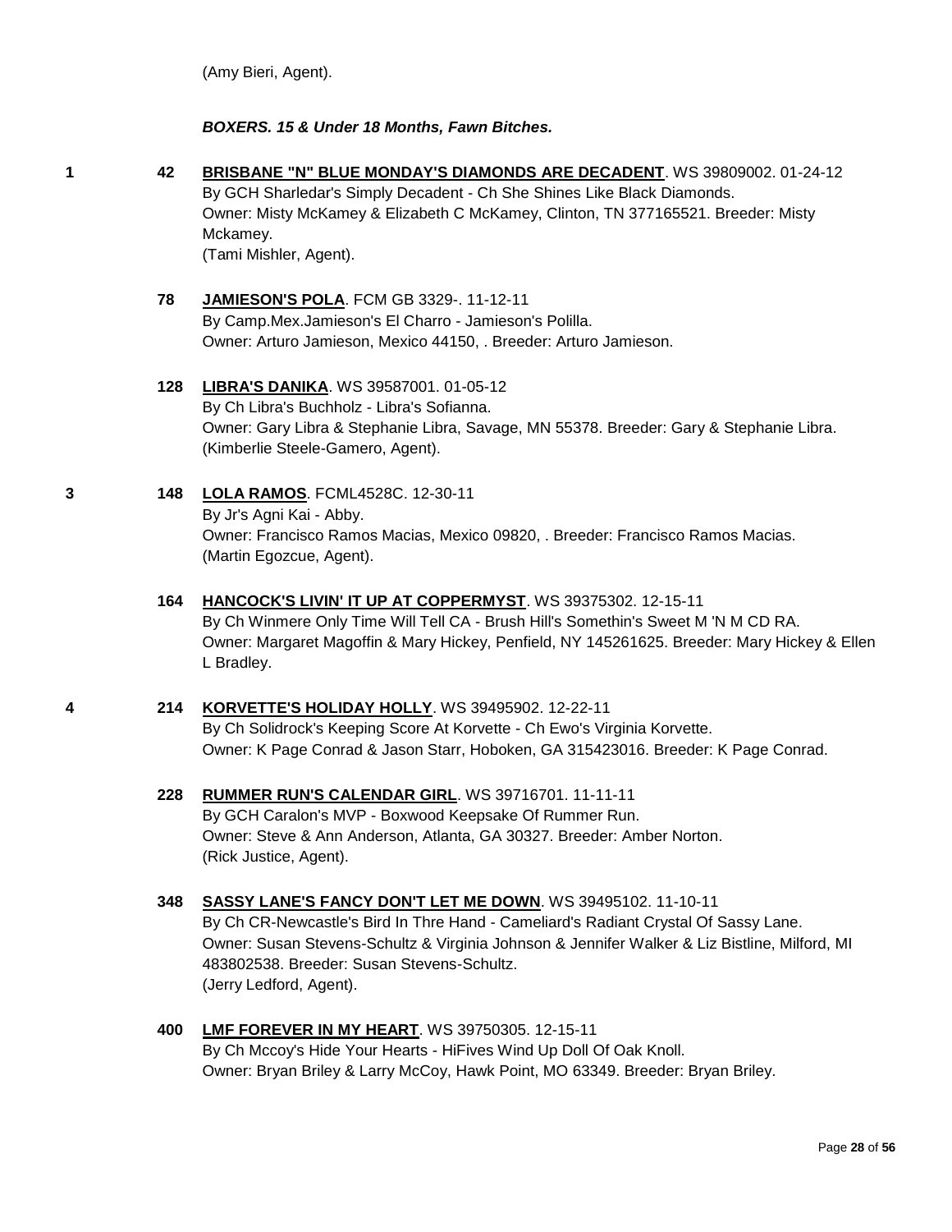(Amy Bieri, Agent).

***BOXERS. 15 & Under 18 Months, Fawn Bitches.***

**1** **42** **BRISBANE "N" BLUE MONDAY'S DIAMONDS ARE DECADENT**. WS 39809002. 01-24-12
By GCH Sharledar's Simply Decadent - Ch She Shines Like Black Diamonds.
Owner: Misty McKamey & Elizabeth C McKamey, Clinton, TN 377165521. Breeder: Misty Mckamey.
(Tami Mishler, Agent).

**78** **JAMIESON'S POLA**. FCM GB 3329-. 11-12-11
By Camp.Mex.Jamieson's El Charro - Jamieson's Polilla.
Owner: Arturo Jamieson, Mexico 44150, . Breeder: Arturo Jamieson.

**128** **LIBRA'S DANIKA**. WS 39587001. 01-05-12
By Ch Libra's Buchholz - Libra's Sofianna.
Owner: Gary Libra & Stephanie Libra, Savage, MN 55378. Breeder: Gary & Stephanie Libra.
(Kimberlie Steele-Gamero, Agent).

**3** **148** **LOLA RAMOS**. FCML4528C. 12-30-11
By Jr's Agni Kai - Abby.
Owner: Francisco Ramos Macias, Mexico 09820, . Breeder: Francisco Ramos Macias.
(Martin Egozcue, Agent).

**164** **HANCOCK'S LIVIN' IT UP AT COPPERMYST**. WS 39375302. 12-15-11
By Ch Winmere Only Time Will Tell CA - Brush Hill's Somethin's Sweet M 'N M CD RA.
Owner: Margaret Magoffin & Mary Hickey, Penfield, NY 145261625. Breeder: Mary Hickey & Ellen L Bradley.

**4** **214** **KORVETTE'S HOLIDAY HOLLY**. WS 39495902. 12-22-11
By Ch Solidrock's Keeping Score At Korvette - Ch Ewo's Virginia Korvette.
Owner: K Page Conrad & Jason Starr, Hoboken, GA 315423016. Breeder: K Page Conrad.

**228** **RUMMER RUN'S CALENDAR GIRL**. WS 39716701. 11-11-11
By GCH Caralon's MVP - Boxwood Keepsake Of Rummer Run.
Owner: Steve & Ann Anderson, Atlanta, GA 30327. Breeder: Amber Norton.
(Rick Justice, Agent).

**348** **SASSY LANE'S FANCY DON'T LET ME DOWN**. WS 39495102. 11-10-11
By Ch CR-Newcastle's Bird In Thre Hand - Cameliard's Radiant Crystal Of Sassy Lane.
Owner: Susan Stevens-Schultz & Virginia Johnson & Jennifer Walker & Liz Bistline, Milford, MI 483802538. Breeder: Susan Stevens-Schultz.
(Jerry Ledford, Agent).

**400** **LMF FOREVER IN MY HEART**. WS 39750305. 12-15-11
By Ch Mccoy's Hide Your Hearts - HiFives Wind Up Doll Of Oak Knoll.
Owner: Bryan Briley & Larry McCoy, Hawk Point, MO 63349. Breeder: Bryan Briley.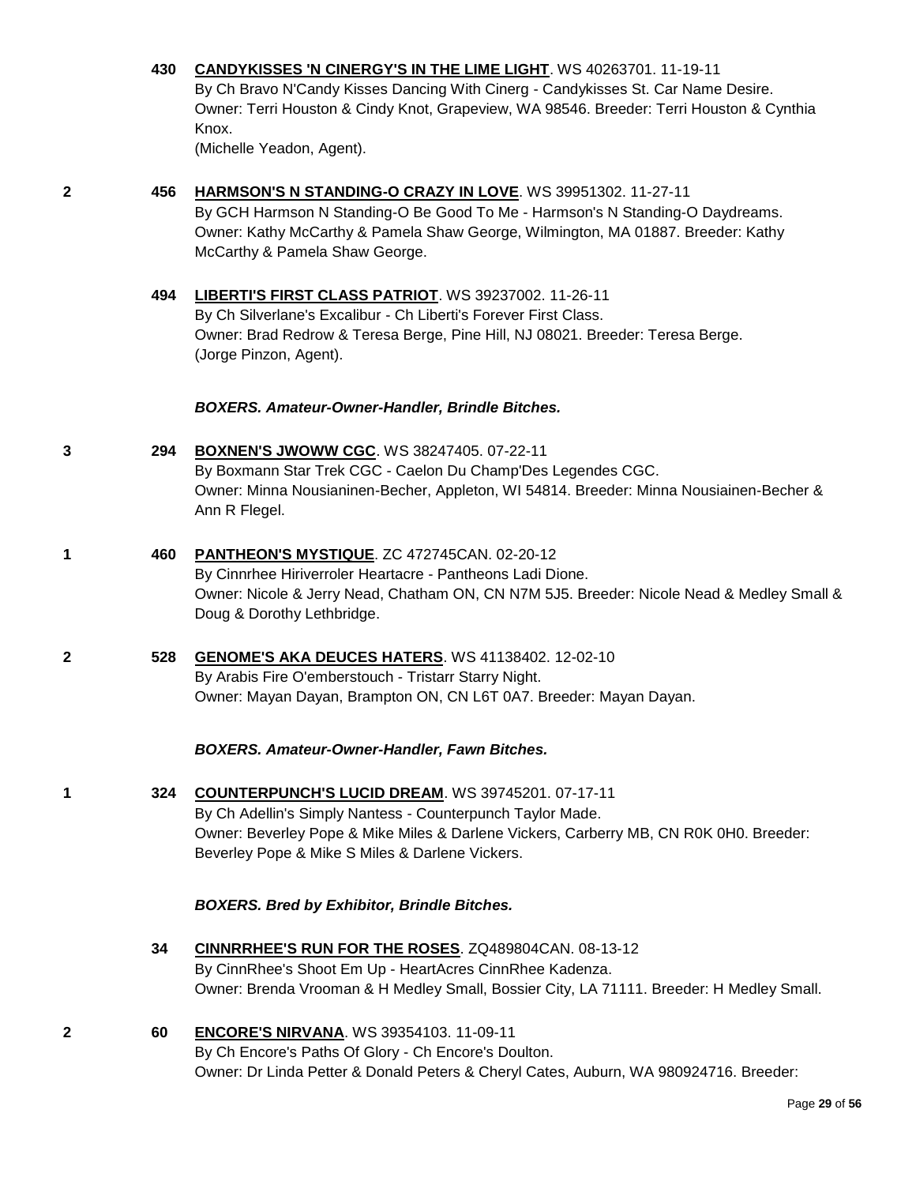430 **CANDYKISSES 'N CINERGY'S IN THE LIME LIGHT**. WS 40263701. 11-19-11
By Ch Bravo N'Candy Kisses Dancing With Cinerg - Candykisses St. Car Name Desire.
Owner: Terri Houston & Cindy Knot, Grapeview, WA 98546. Breeder: Terri Houston & Cynthia Knox.
(Michelle Yeadon, Agent).

2 456 **HARMSON'S N STANDING-O CRAZY IN LOVE**. WS 39951302. 11-27-11
By GCH Harmson N Standing-O Be Good To Me - Harmson's N Standing-O Daydreams.
Owner: Kathy McCarthy & Pamela Shaw George, Wilmington, MA 01887. Breeder: Kathy McCarthy & Pamela Shaw George.

494 **LIBERTI'S FIRST CLASS PATRIOT**. WS 39237002. 11-26-11
By Ch Silverlane's Excalibur - Ch Liberti's Forever First Class.
Owner: Brad Redrow & Teresa Berge, Pine Hill, NJ 08021. Breeder: Teresa Berge.
(Jorge Pinzon, Agent).

***BOXERS. Amateur-Owner-Handler, Brindle Bitches.***

3 294 **BOXNEN'S JWOWW CGC**. WS 38247405. 07-22-11
By Boxmann Star Trek CGC - Caelon Du Champ'Des Legendes CGC.
Owner: Minna Nousianinen-Becher, Appleton, WI 54814. Breeder: Minna Nousiainen-Becher & Ann R Flegel.

1 460 **PANTHEON'S MYSTIQUE**. ZC 472745CAN. 02-20-12
By Cinnrhee Hiriverroler Heartacre - Pantheons Ladi Dione.
Owner: Nicole & Jerry Nead, Chatham ON, CN N7M 5J5. Breeder: Nicole Nead & Medley Small & Doug & Dorothy Lethbridge.

2 528 **GENOME'S AKA DEUCES HATERS**. WS 41138402. 12-02-10
By Arabis Fire O'emberstouch - Tristarr Starry Night.
Owner: Mayan Dayan, Brampton ON, CN L6T 0A7. Breeder: Mayan Dayan.

***BOXERS. Amateur-Owner-Handler, Fawn Bitches.***

1 324 **COUNTERPUNCH'S LUCID DREAM**. WS 39745201. 07-17-11
By Ch Adellin's Simply Nantess - Counterpunch Taylor Made.
Owner: Beverley Pope & Mike Miles & Darlene Vickers, Carberry MB, CN R0K 0H0. Breeder: Beverley Pope & Mike S Miles & Darlene Vickers.

***BOXERS. Bred by Exhibitor, Brindle Bitches.***

34 **CINNRRHEE'S RUN FOR THE ROSES**. ZQ489804CAN. 08-13-12
By CinnRhee's Shoot Em Up - HeartAcres CinnRhee Kadenza.
Owner: Brenda Vrooman & H Medley Small, Bossier City, LA 71111. Breeder: H Medley Small.

2 60 **ENCORE'S NIRVANA**. WS 39354103. 11-09-11
By Ch Encore's Paths Of Glory - Ch Encore's Doulton.
Owner: Dr Linda Petter & Donald Peters & Cheryl Cates, Auburn, WA 980924716. Breeder: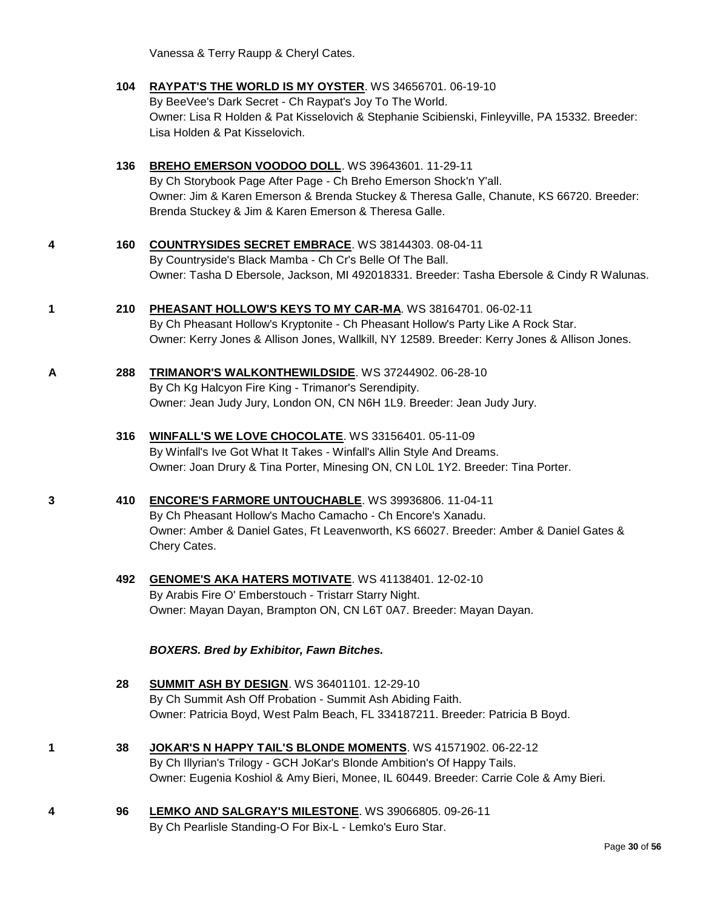Vanessa & Terry Raupp & Cheryl Cates.

**104** **RAYPAT'S THE WORLD IS MY OYSTER**. WS 34656701. 06-19-10
By BeeVee's Dark Secret - Ch Raypat's Joy To The World.
Owner: Lisa R Holden & Pat Kisselovich & Stephanie Scibienski, Finleyville, PA 15332. Breeder: Lisa Holden & Pat Kisselovich.

**136** **BREHO EMERSON VOODOO DOLL**. WS 39643601. 11-29-11
By Ch Storybook Page After Page - Ch Breho Emerson Shock'n Y'all.
Owner: Jim & Karen Emerson & Brenda Stuckey & Theresa Galle, Chanute, KS 66720. Breeder: Brenda Stuckey & Jim & Karen Emerson & Theresa Galle.

**4** **160** **COUNTRYSIDES SECRET EMBRACE**. WS 38144303. 08-04-11
By Countryside's Black Mamba - Ch Cr's Belle Of The Ball.
Owner: Tasha D Ebersole, Jackson, MI 492018331. Breeder: Tasha Ebersole & Cindy R Walunas.

**1** **210** **PHEASANT HOLLOW'S KEYS TO MY CAR-MA**. WS 38164701. 06-02-11
By Ch Pheasant Hollow's Kryptonite - Ch Pheasant Hollow's Party Like A Rock Star.
Owner: Kerry Jones & Allison Jones, Wallkill, NY 12589. Breeder: Kerry Jones & Allison Jones.

**A** **288** **TRIMANOR'S WALKONTHEWILDSIDE**. WS 37244902. 06-28-10
By Ch Kg Halcyon Fire King - Trimanor's Serendipity.
Owner: Jean Judy Jury, London ON, CN N6H 1L9. Breeder: Jean Judy Jury.

**316** **WINFALL'S WE LOVE CHOCOLATE**. WS 33156401. 05-11-09
By Winfall's Ive Got What It Takes - Winfall's Allin Style And Dreams.
Owner: Joan Drury & Tina Porter, Minesing ON, CN L0L 1Y2. Breeder: Tina Porter.

**3** **410** **ENCORE'S FARMORE UNTOUCHABLE**. WS 39936806. 11-04-11
By Ch Pheasant Hollow's Macho Camacho - Ch Encore's Xanadu.
Owner: Amber & Daniel Gates, Ft Leavenworth, KS 66027. Breeder: Amber & Daniel Gates & Chery Cates.

**492** **GENOME'S AKA HATERS MOTIVATE**. WS 41138401. 12-02-10
By Arabis Fire O' Emberstouch - Tristarr Starry Night.
Owner: Mayan Dayan, Brampton ON, CN L6T 0A7. Breeder: Mayan Dayan.

***BOXERS. Bred by Exhibitor, Fawn Bitches.***

**28** **SUMMIT ASH BY DESIGN**. WS 36401101. 12-29-10
By Ch Summit Ash Off Probation - Summit Ash Abiding Faith.
Owner: Patricia Boyd, West Palm Beach, FL 334187211. Breeder: Patricia B Boyd.

**1** **38** **JOKAR'S N HAPPY TAIL'S BLONDE MOMENTS**. WS 41571902. 06-22-12
By Ch Illyrian's Trilogy - GCH JoKar's Blonde Ambition's Of Happy Tails.
Owner: Eugenia Koshiol & Amy Bieri, Monee, IL 60449. Breeder: Carrie Cole & Amy Bieri.

**4** **96** **LEMKO AND SALGRAY'S MILESTONE**. WS 39066805. 09-26-11
By Ch Pearlisle Standing-O For Bix-L - Lemko's Euro Star.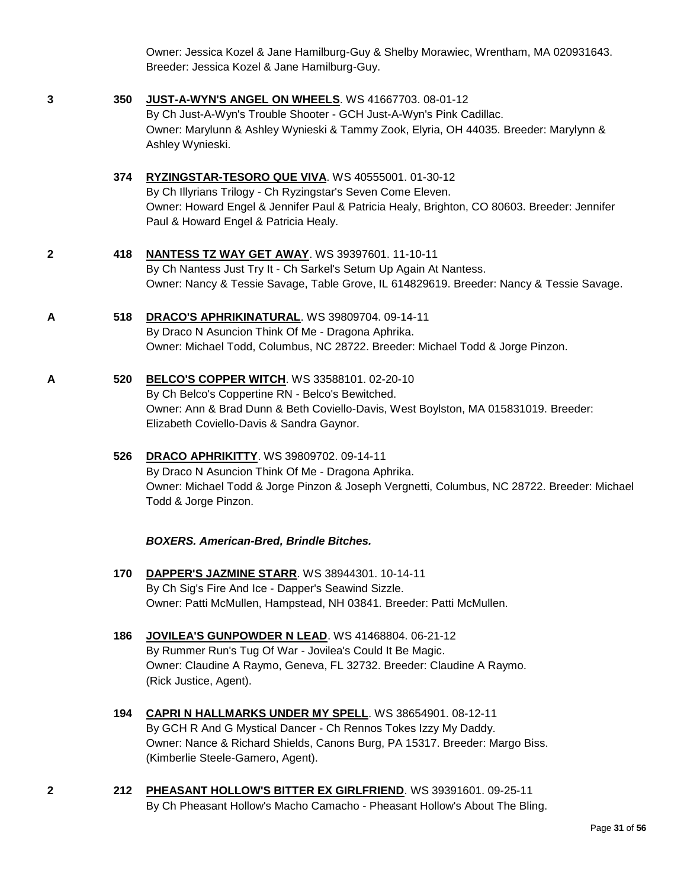Owner: Jessica Kozel & Jane Hamilburg-Guy & Shelby Morawiec, Wrentham, MA 020931643. Breeder: Jessica Kozel & Jane Hamilburg-Guy.

**3** **350** **JUST-A-WYN'S ANGEL ON WHEELS**. WS 41667703. 08-01-12
By Ch Just-A-Wyn's Trouble Shooter - GCH Just-A-Wyn's Pink Cadillac.
Owner: Marylunn & Ashley Wynieski & Tammy Zook, Elyria, OH 44035. Breeder: Marylynn & Ashley Wynieski.

**374** **RYZINGSTAR-TESORO QUE VIVA**. WS 40555001. 01-30-12
By Ch Illyrians Trilogy - Ch Ryzingstar's Seven Come Eleven.
Owner: Howard Engel & Jennifer Paul & Patricia Healy, Brighton, CO 80603. Breeder: Jennifer Paul & Howard Engel & Patricia Healy.

**2** **418** **NANTESS TZ WAY GET AWAY**. WS 39397601. 11-10-11
By Ch Nantess Just Try It - Ch Sarkel's Setum Up Again At Nantess.
Owner: Nancy & Tessie Savage, Table Grove, IL 614829619. Breeder: Nancy & Tessie Savage.

**A** **518** **DRACO'S APHRIKINATURAL**. WS 39809704. 09-14-11
By Draco N Asuncion Think Of Me - Dragona Aphrika.
Owner: Michael Todd, Columbus, NC 28722. Breeder: Michael Todd & Jorge Pinzon.

**A** **520** **BELCO'S COPPER WITCH**. WS 33588101. 02-20-10
By Ch Belco's Coppertine RN - Belco's Bewitched.
Owner: Ann & Brad Dunn & Beth Coviello-Davis, West Boylston, MA 015831019. Breeder: Elizabeth Coviello-Davis & Sandra Gaynor.

**526** **DRACO APHRIKITTY**. WS 39809702. 09-14-11
By Draco N Asuncion Think Of Me - Dragona Aphrika.
Owner: Michael Todd & Jorge Pinzon & Joseph Vergnetti, Columbus, NC 28722. Breeder: Michael Todd & Jorge Pinzon.

***BOXERS. American-Bred, Brindle Bitches.***

**170** **DAPPER'S JAZMINE STARR**. WS 38944301. 10-14-11
By Ch Sig's Fire And Ice - Dapper's Seawind Sizzle.
Owner: Patti McMullen, Hampstead, NH 03841. Breeder: Patti McMullen.

**186** **JOVILEA'S GUNPOWDER N LEAD**. WS 41468804. 06-21-12
By Rummer Run's Tug Of War - Jovilea's Could It Be Magic.
Owner: Claudine A Raymo, Geneva, FL 32732. Breeder: Claudine A Raymo.
(Rick Justice, Agent).

**194** **CAPRI N HALLMARKS UNDER MY SPELL**. WS 38654901. 08-12-11
By GCH R And G Mystical Dancer - Ch Rennos Tokes Izzy My Daddy.
Owner: Nance & Richard Shields, Canons Burg, PA 15317. Breeder: Margo Biss.
(Kimberlie Steele-Gamero, Agent).

**2** **212** **PHEASANT HOLLOW'S BITTER EX GIRLFRIEND**. WS 39391601. 09-25-11
By Ch Pheasant Hollow's Macho Camacho - Pheasant Hollow's About The Bling.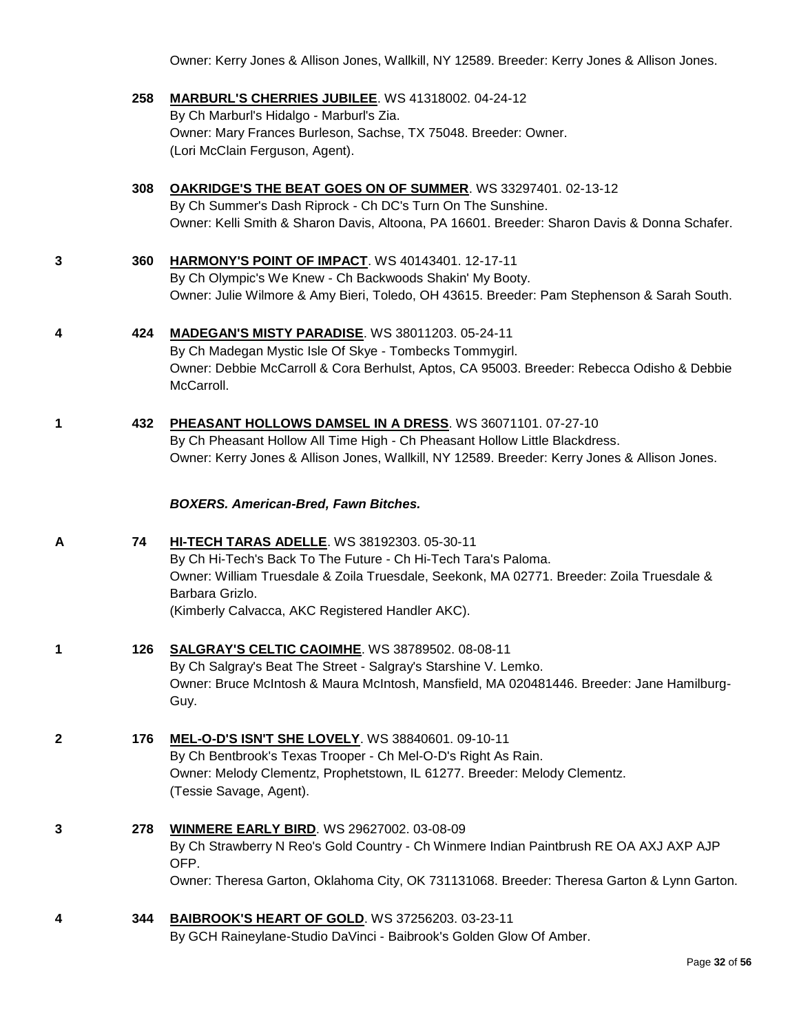Owner: Kerry Jones & Allison Jones, Wallkill, NY 12589. Breeder: Kerry Jones & Allison Jones.

258 **MARBURL'S CHERRIES JUBILEE**. WS 41318002. 04-24-12
By Ch Marburl's Hidalgo - Marburl's Zia.
Owner: Mary Frances Burleson, Sachse, TX 75048. Breeder: Owner.
(Lori McClain Ferguson, Agent).

308 **OAKRIDGE'S THE BEAT GOES ON OF SUMMER**. WS 33297401. 02-13-12
By Ch Summer's Dash Riprock - Ch DC's Turn On The Sunshine.
Owner: Kelli Smith & Sharon Davis, Altoona, PA 16601. Breeder: Sharon Davis & Donna Schafer.

3 360 **HARMONY'S POINT OF IMPACT**. WS 40143401. 12-17-11
By Ch Olympic's We Knew - Ch Backwoods Shakin' My Booty.
Owner: Julie Wilmore & Amy Bieri, Toledo, OH 43615. Breeder: Pam Stephenson & Sarah South.

4 424 **MADEGAN'S MISTY PARADISE**. WS 38011203. 05-24-11
By Ch Madegan Mystic Isle Of Skye - Tombecks Tommygirl.
Owner: Debbie McCarroll & Cora Berhulst, Aptos, CA 95003. Breeder: Rebecca Odisho & Debbie McCarroll.

1 432 **PHEASANT HOLLOWS DAMSEL IN A DRESS**. WS 36071101. 07-27-10
By Ch Pheasant Hollow All Time High - Ch Pheasant Hollow Little Blackdress.
Owner: Kerry Jones & Allison Jones, Wallkill, NY 12589. Breeder: Kerry Jones & Allison Jones.

***BOXERS. American-Bred, Fawn Bitches.***

A 74 **HI-TECH TARAS ADELLE**. WS 38192303. 05-30-11
By Ch Hi-Tech's Back To The Future - Ch Hi-Tech Tara's Paloma.
Owner: William Truesdale & Zoila Truesdale, Seekonk, MA 02771. Breeder: Zoila Truesdale & Barbara Grizlo.
(Kimberly Calvacca, AKC Registered Handler AKC).

1 126 **SALGRAY'S CELTIC CAOIMHE**. WS 38789502. 08-08-11
By Ch Salgray's Beat The Street - Salgray's Starshine V. Lemko.
Owner: Bruce McIntosh & Maura McIntosh, Mansfield, MA 020481446. Breeder: Jane Hamilburg-Guy.

2 176 **MEL-O-D'S ISN'T SHE LOVELY**. WS 38840601. 09-10-11
By Ch Bentbrook's Texas Trooper - Ch Mel-O-D's Right As Rain.
Owner: Melody Clementz, Prophetstown, IL 61277. Breeder: Melody Clementz.
(Tessie Savage, Agent).

3 278 **WINMERE EARLY BIRD**. WS 29627002. 03-08-09
By Ch Strawberry N Reo's Gold Country - Ch Winmere Indian Paintbrush RE OA AXJ AXP AJP OFP.
Owner: Theresa Garton, Oklahoma City, OK 731131068. Breeder: Theresa Garton & Lynn Garton.

4 344 **BAIBROOK'S HEART OF GOLD**. WS 37256203. 03-23-11
By GCH Raineylane-Studio DaVinci - Baibrook's Golden Glow Of Amber.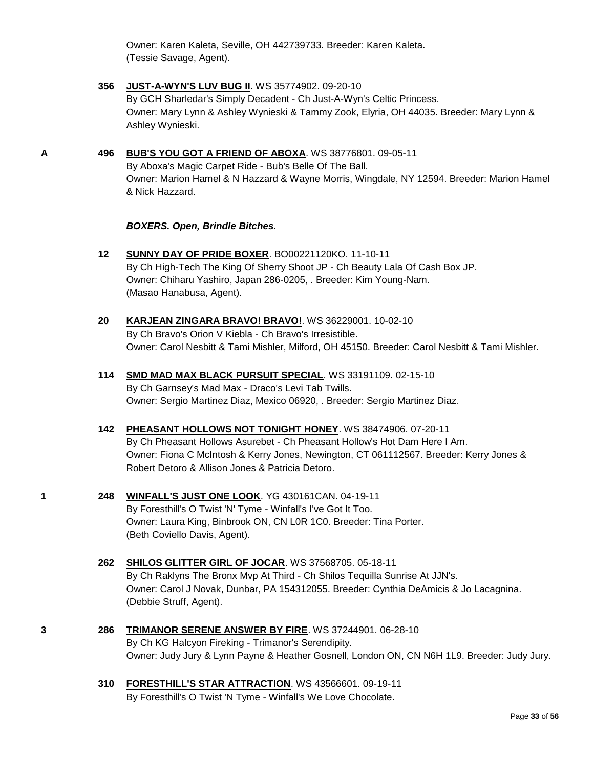Owner: Karen Kaleta, Seville, OH 442739733. Breeder: Karen Kaleta.
(Tessie Savage, Agent).

**356** **JUST-A-WYN'S LUV BUG II**. WS 35774902. 09-20-10
By GCH Sharledar's Simply Decadent - Ch Just-A-Wyn's Celtic Princess.
Owner: Mary Lynn & Ashley Wynieski & Tammy Zook, Elyria, OH 44035. Breeder: Mary Lynn & Ashley Wynieski.

A **496** **BUB'S YOU GOT A FRIEND OF ABOXA**. WS 38776801. 09-05-11
By Aboxa's Magic Carpet Ride - Bub's Belle Of The Ball.
Owner: Marion Hamel & N Hazzard & Wayne Morris, Wingdale, NY 12594. Breeder: Marion Hamel & Nick Hazzard.

***BOXERS. Open, Brindle Bitches.***

**12** **SUNNY DAY OF PRIDE BOXER**. BO00221120KO. 11-10-11
By Ch High-Tech The King Of Sherry Shoot JP - Ch Beauty Lala Of Cash Box JP.
Owner: Chiharu Yashiro, Japan 286-0205, . Breeder: Kim Young-Nam.
(Masao Hanabusa, Agent).

**20** **KARJEAN ZINGARA BRAVO! BRAVO!**. WS 36229001. 10-02-10
By Ch Bravo's Orion V Kiebla - Ch Bravo's Irresistible.
Owner: Carol Nesbitt & Tami Mishler, Milford, OH 45150. Breeder: Carol Nesbitt & Tami Mishler.

**114** **SMD MAD MAX BLACK PURSUIT SPECIAL**. WS 33191109. 02-15-10
By Ch Garnsey's Mad Max - Draco's Levi Tab Twills.
Owner: Sergio Martinez Diaz, Mexico 06920, . Breeder: Sergio Martinez Diaz.

**142** **PHEASANT HOLLOWS NOT TONIGHT HONEY**. WS 38474906. 07-20-11
By Ch Pheasant Hollows Asurebet - Ch Pheasant Hollow's Hot Dam Here I Am.
Owner: Fiona C McIntosh & Kerry Jones, Newington, CT 061112567. Breeder: Kerry Jones & Robert Detoro & Allison Jones & Patricia Detoro.

1 **248** **WINFALL'S JUST ONE LOOK**. YG 430161CAN. 04-19-11
By Foresthill's O Twist 'N' Tyme - Winfall's I've Got It Too.
Owner: Laura King, Binbrook ON, CN L0R 1C0. Breeder: Tina Porter.
(Beth Coviello Davis, Agent).

**262** **SHILOS GLITTER GIRL OF JOCAR**. WS 37568705. 05-18-11
By Ch Raklyns The Bronx Mvp At Third - Ch Shilos Tequilla Sunrise At JJN's.
Owner: Carol J Novak, Dunbar, PA 154312055. Breeder: Cynthia DeAmicis & Jo Lacagnina.
(Debbie Struff, Agent).

3 **286** **TRIMANOR SERENE ANSWER BY FIRE**. WS 37244901. 06-28-10
By Ch KG Halcyon Fireking - Trimanor's Serendipity.
Owner: Judy Jury & Lynn Payne & Heather Gosnell, London ON, CN N6H 1L9. Breeder: Judy Jury.

**310** **FORESTHILL'S STAR ATTRACTION**. WS 43566601. 09-19-11
By Foresthill's O Twist 'N Tyme - Winfall's We Love Chocolate.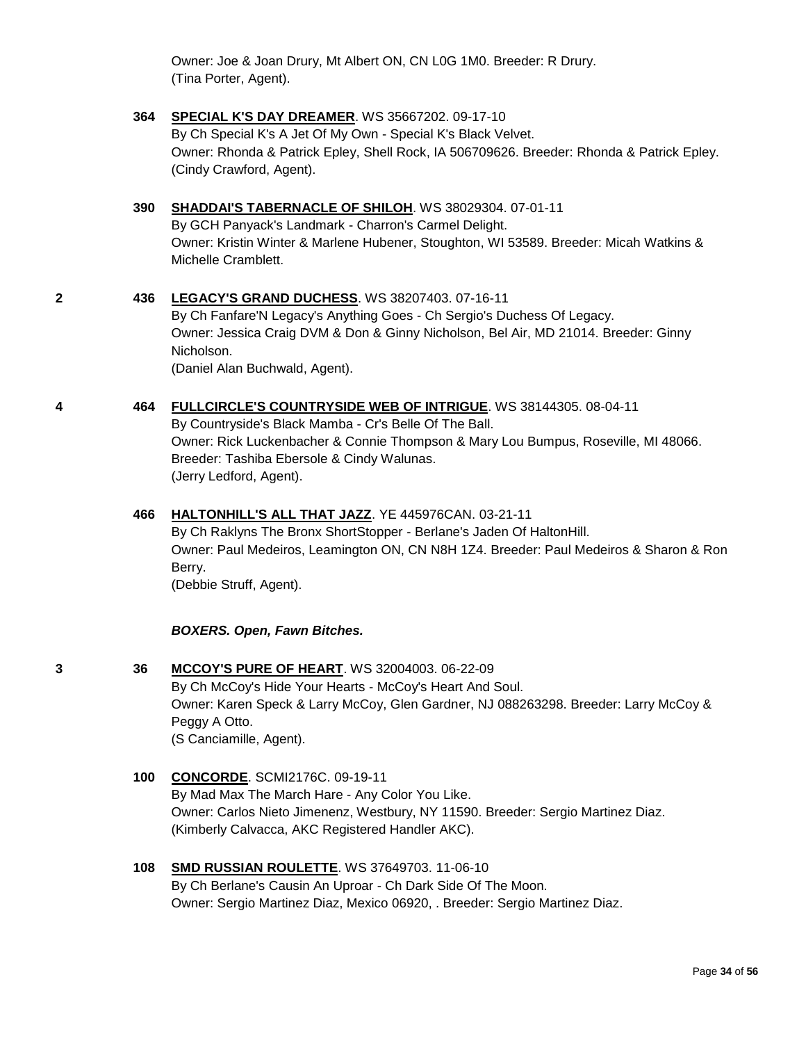Owner: Joe & Joan Drury, Mt Albert ON, CN L0G 1M0. Breeder: R Drury.
(Tina Porter, Agent).

**364** **SPECIAL K'S DAY DREAMER**. WS 35667202. 09-17-10
By Ch Special K's A Jet Of My Own - Special K's Black Velvet.
Owner: Rhonda & Patrick Epley, Shell Rock, IA 506709626. Breeder: Rhonda & Patrick Epley.
(Cindy Crawford, Agent).

**390** **SHADDAI'S TABERNACLE OF SHILOH**. WS 38029304. 07-01-11
By GCH Panyack's Landmark - Charron's Carmel Delight.
Owner: Kristin Winter & Marlene Hubener, Stoughton, WI 53589. Breeder: Micah Watkins & Michelle Cramblett.

**2** **436** **LEGACY'S GRAND DUCHESS**. WS 38207403. 07-16-11
By Ch Fanfare'N Legacy's Anything Goes - Ch Sergio's Duchess Of Legacy.
Owner: Jessica Craig DVM & Don & Ginny Nicholson, Bel Air, MD 21014. Breeder: Ginny Nicholson.
(Daniel Alan Buchwald, Agent).

**4** **464** **FULLCIRCLE'S COUNTRYSIDE WEB OF INTRIGUE**. WS 38144305. 08-04-11
By Countryside's Black Mamba - Cr's Belle Of The Ball.
Owner: Rick Luckenbacher & Connie Thompson & Mary Lou Bumpus, Roseville, MI 48066.
Breeder: Tashiba Ebersole & Cindy Walunas.
(Jerry Ledford, Agent).

**466** **HALTONHILL'S ALL THAT JAZZ**. YE 445976CAN. 03-21-11
By Ch Raklyns The Bronx ShortStopper - Berlane's Jaden Of HaltonHill.
Owner: Paul Medeiros, Leamington ON, CN N8H 1Z4. Breeder: Paul Medeiros & Sharon & Ron Berry.
(Debbie Struff, Agent).

***BOXERS. Open, Fawn Bitches.***

**3** **36** **MCCOY'S PURE OF HEART**. WS 32004003. 06-22-09
By Ch McCoy's Hide Your Hearts - McCoy's Heart And Soul.
Owner: Karen Speck & Larry McCoy, Glen Gardner, NJ 088263298. Breeder: Larry McCoy & Peggy A Otto.
(S Canciamille, Agent).

**100** **CONCORDE**. SCMI2176C. 09-19-11
By Mad Max The March Hare - Any Color You Like.
Owner: Carlos Nieto Jimenenz, Westbury, NY 11590. Breeder: Sergio Martinez Diaz.
(Kimberly Calvacca, AKC Registered Handler AKC).

**108** **SMD RUSSIAN ROULETTE**. WS 37649703. 11-06-10
By Ch Berlane's Causin An Uproar - Ch Dark Side Of The Moon.
Owner: Sergio Martinez Diaz, Mexico 06920, . Breeder: Sergio Martinez Diaz.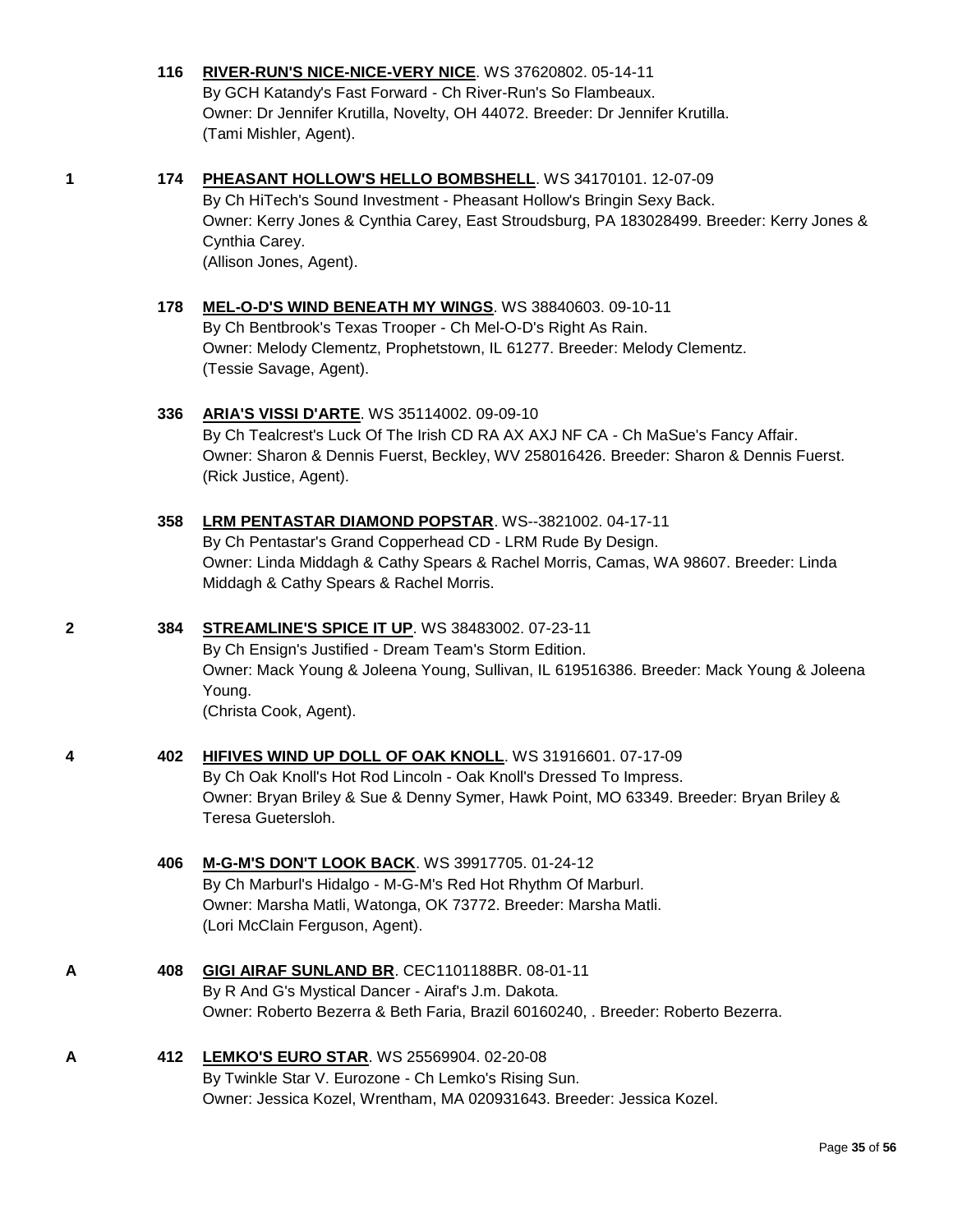**116** **RIVER-RUN'S NICE-NICE-VERY NICE**. WS 37620802. 05-14-11
By GCH Katandy's Fast Forward - Ch River-Run's So Flambeaux.
Owner: Dr Jennifer Krutilla, Novelty, OH 44072. Breeder: Dr Jennifer Krutilla.
(Tami Mishler, Agent).

**1** **174** **PHEASANT HOLLOW'S HELLO BOMBSHELL**. WS 34170101. 12-07-09
By Ch HiTech's Sound Investment - Pheasant Hollow's Bringin Sexy Back.
Owner: Kerry Jones & Cynthia Carey, East Stroudsburg, PA 183028499. Breeder: Kerry Jones & Cynthia Carey.
(Allison Jones, Agent).

**178** **MEL-O-D'S WIND BENEATH MY WINGS**. WS 38840603. 09-10-11
By Ch Bentbrook's Texas Trooper - Ch Mel-O-D's Right As Rain.
Owner: Melody Clementz, Prophetstown, IL 61277. Breeder: Melody Clementz.
(Tessie Savage, Agent).

**336** **ARIA'S VISSI D'ARTE**. WS 35114002. 09-09-10
By Ch Tealcrest's Luck Of The Irish CD RA AX AXJ NF CA - Ch MaSue's Fancy Affair.
Owner: Sharon & Dennis Fuerst, Beckley, WV 258016426. Breeder: Sharon & Dennis Fuerst.
(Rick Justice, Agent).

**358** **LRM PENTASTAR DIAMOND POPSTAR**. WS--3821002. 04-17-11
By Ch Pentastar's Grand Copperhead CD - LRM Rude By Design.
Owner: Linda Middagh & Cathy Spears & Rachel Morris, Camas, WA 98607. Breeder: Linda Middagh & Cathy Spears & Rachel Morris.

**2** **384** **STREAMLINE'S SPICE IT UP**. WS 38483002. 07-23-11
By Ch Ensign's Justified - Dream Team's Storm Edition.
Owner: Mack Young & Joleena Young, Sullivan, IL 619516386. Breeder: Mack Young & Joleena Young.
(Christa Cook, Agent).

**4** **402** **HIFIVES WIND UP DOLL OF OAK KNOLL**. WS 31916601. 07-17-09
By Ch Oak Knoll's Hot Rod Lincoln - Oak Knoll's Dressed To Impress.
Owner: Bryan Briley & Sue & Denny Symer, Hawk Point, MO 63349. Breeder: Bryan Briley & Teresa Guetersloh.

**406** **M-G-M'S DON'T LOOK BACK**. WS 39917705. 01-24-12
By Ch Marburl's Hidalgo - M-G-M's Red Hot Rhythm Of Marburl.
Owner: Marsha Matli, Watonga, OK 73772. Breeder: Marsha Matli.
(Lori McClain Ferguson, Agent).

**A** **408** **GIGI AIRAF SUNLAND BR**. CEC1101188BR. 08-01-11
By R And G's Mystical Dancer - Airaf's J.m. Dakota.
Owner: Roberto Bezerra & Beth Faria, Brazil 60160240, . Breeder: Roberto Bezerra.

**A** **412** **LEMKO'S EURO STAR**. WS 25569904. 02-20-08
By Twinkle Star V. Eurozone - Ch Lemko's Rising Sun.
Owner: Jessica Kozel, Wrentham, MA 020931643. Breeder: Jessica Kozel.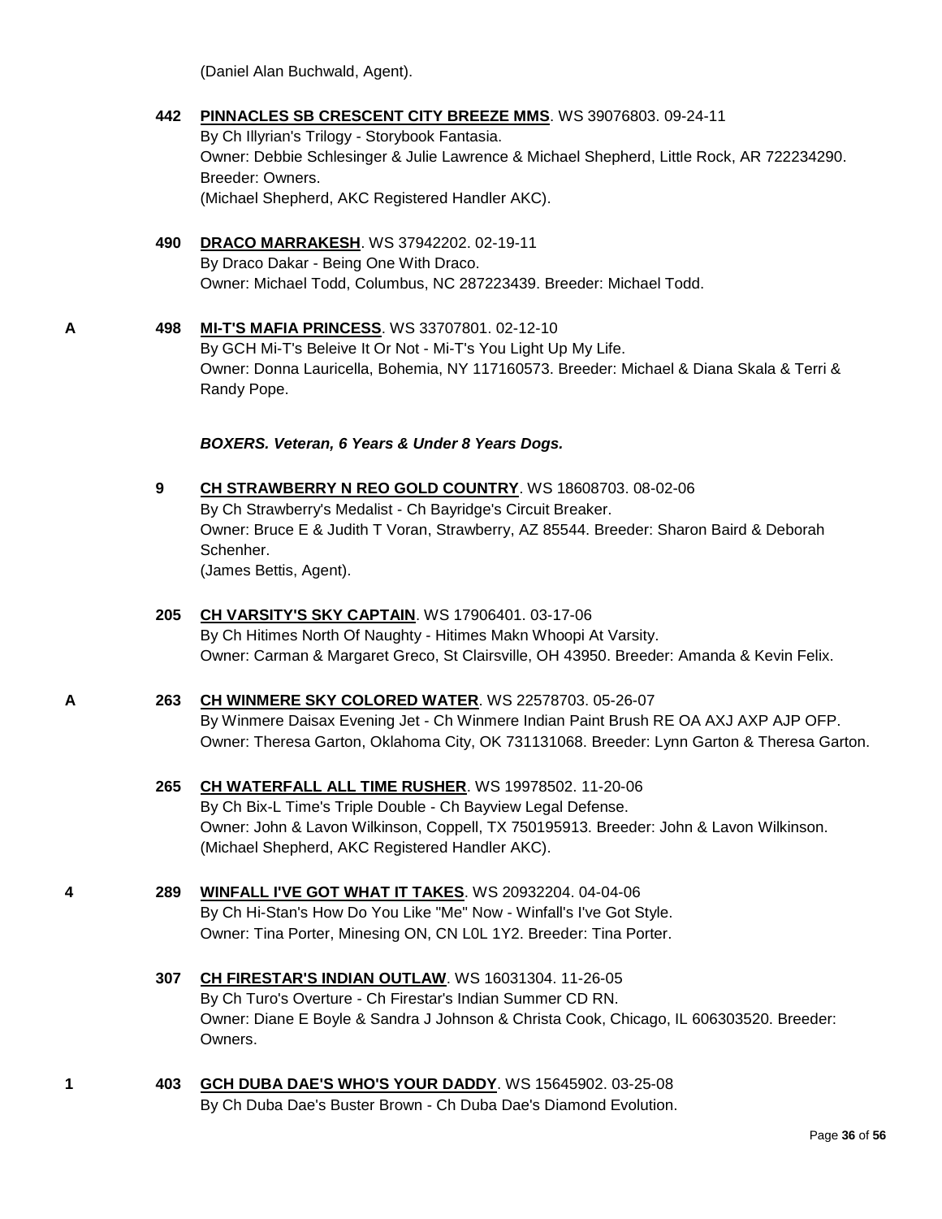(Daniel Alan Buchwald, Agent).

**442** **PINNACLES SB CRESCENT CITY BREEZE MMS**. WS 39076803. 09-24-11
By Ch Illyrian's Trilogy - Storybook Fantasia.
Owner: Debbie Schlesinger & Julie Lawrence & Michael Shepherd, Little Rock, AR 722234290.
Breeder: Owners.
(Michael Shepherd, AKC Registered Handler AKC).

**490** **DRACO MARRAKESH**. WS 37942202. 02-19-11
By Draco Dakar - Being One With Draco.
Owner: Michael Todd, Columbus, NC 287223439. Breeder: Michael Todd.

**A** **498** **MI-T'S MAFIA PRINCESS**. WS 33707801. 02-12-10
By GCH Mi-T's Beleive It Or Not - Mi-T's You Light Up My Life.
Owner: Donna Lauricella, Bohemia, NY 117160573. Breeder: Michael & Diana Skala & Terri & Randy Pope.

***BOXERS. Veteran, 6 Years & Under 8 Years Dogs.***

**9** **CH STRAWBERRY N REO GOLD COUNTRY**. WS 18608703. 08-02-06
By Ch Strawberry's Medalist - Ch Bayridge's Circuit Breaker.
Owner: Bruce E & Judith T Voran, Strawberry, AZ 85544. Breeder: Sharon Baird & Deborah Schenher.
(James Bettis, Agent).

**205** **CH VARSITY'S SKY CAPTAIN**. WS 17906401. 03-17-06
By Ch Hitimes North Of Naughty - Hitimes Makn Whoopi At Varsity.
Owner: Carman & Margaret Greco, St Clairsville, OH 43950. Breeder: Amanda & Kevin Felix.

**A** **263** **CH WINMERE SKY COLORED WATER**. WS 22578703. 05-26-07
By Winmere Daisax Evening Jet - Ch Winmere Indian Paint Brush RE OA AXJ AXP AJP OFP.
Owner: Theresa Garton, Oklahoma City, OK 731131068. Breeder: Lynn Garton & Theresa Garton.

**265** **CH WATERFALL ALL TIME RUSHER**. WS 19978502. 11-20-06
By Ch Bix-L Time's Triple Double - Ch Bayview Legal Defense.
Owner: John & Lavon Wilkinson, Coppell, TX 750195913. Breeder: John & Lavon Wilkinson.
(Michael Shepherd, AKC Registered Handler AKC).

**4** **289** **WINFALL I'VE GOT WHAT IT TAKES**. WS 20932204. 04-04-06
By Ch Hi-Stan's How Do You Like "Me" Now - Winfall's I've Got Style.
Owner: Tina Porter, Minesing ON, CN L0L 1Y2. Breeder: Tina Porter.

**307** **CH FIRESTAR'S INDIAN OUTLAW**. WS 16031304. 11-26-05
By Ch Turo's Overture - Ch Firestar's Indian Summer CD RN.
Owner: Diane E Boyle & Sandra J Johnson & Christa Cook, Chicago, IL 606303520. Breeder: Owners.

**1** **403** **GCH DUBA DAE'S WHO'S YOUR DADDY**. WS 15645902. 03-25-08
By Ch Duba Dae's Buster Brown - Ch Duba Dae's Diamond Evolution.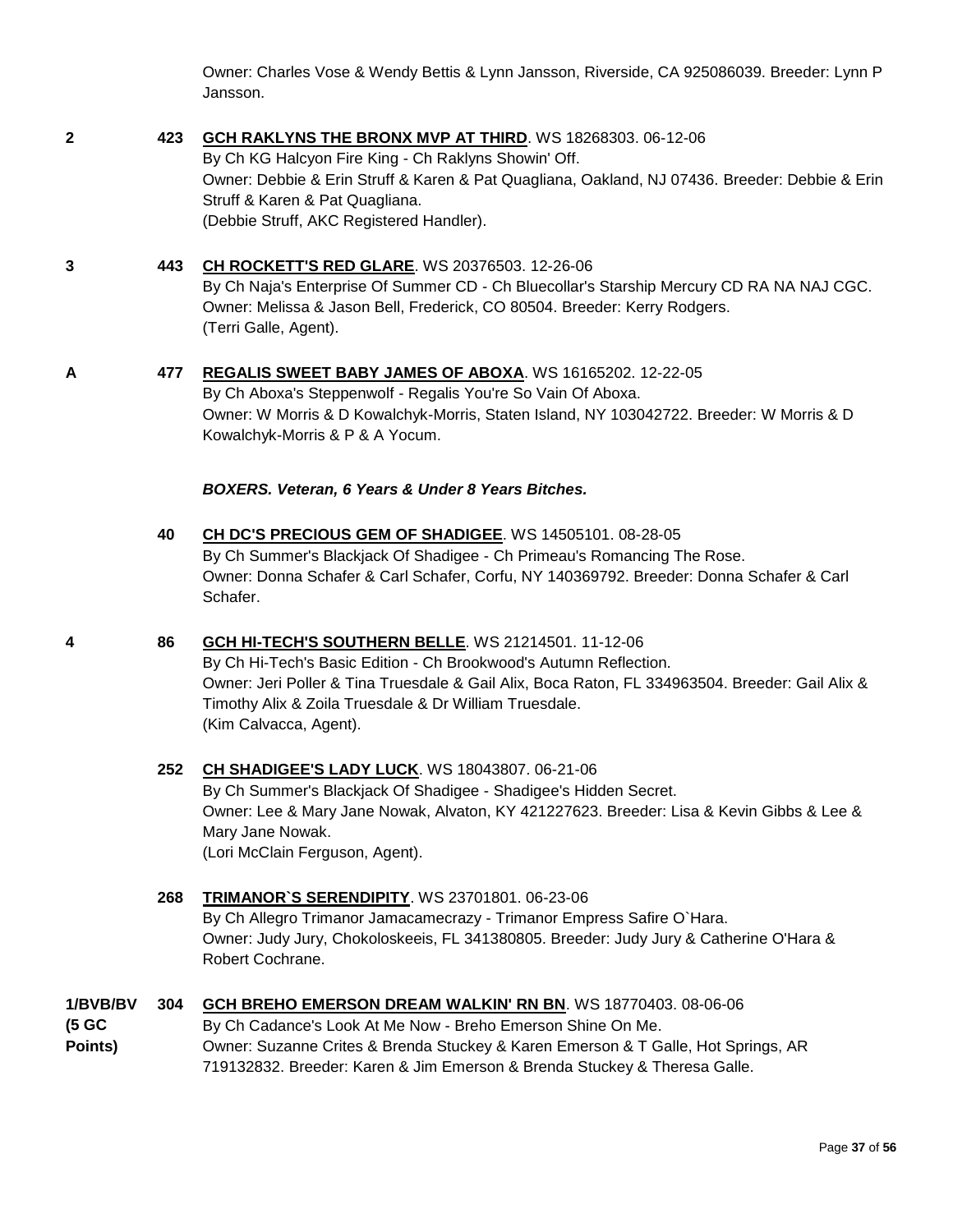Owner: Charles Vose & Wendy Bettis & Lynn Jansson, Riverside, CA 925086039. Breeder: Lynn P Jansson.

**2** **423** **GCH RAKLYNS THE BRONX MVP AT THIRD**. WS 18268303. 06-12-06
By Ch KG Halcyon Fire King - Ch Raklyns Showin' Off.
Owner: Debbie & Erin Struff & Karen & Pat Quagliana, Oakland, NJ 07436. Breeder: Debbie & Erin Struff & Karen & Pat Quagliana.
(Debbie Struff, AKC Registered Handler).

**3** **443** **CH ROCKETT'S RED GLARE**. WS 20376503. 12-26-06
By Ch Naja's Enterprise Of Summer CD - Ch Bluecollar's Starship Mercury CD RA NA NAJ CGC.
Owner: Melissa & Jason Bell, Frederick, CO 80504. Breeder: Kerry Rodgers.
(Terri Galle, Agent).

**A** **477** **REGALIS SWEET BABY JAMES OF ABOXA**. WS 16165202. 12-22-05
By Ch Aboxa's Steppenwolf - Regalis You're So Vain Of Aboxa.
Owner: W Morris & D Kowalchyk-Morris, Staten Island, NY 103042722. Breeder: W Morris & D Kowalchyk-Morris & P & A Yocum.

***BOXERS. Veteran, 6 Years & Under 8 Years Bitches.***

**40** **CH DC'S PRECIOUS GEM OF SHADIGEE**. WS 14505101. 08-28-05
By Ch Summer's Blackjack Of Shadigee - Ch Primeau's Romancing The Rose.
Owner: Donna Schafer & Carl Schafer, Corfu, NY 140369792. Breeder: Donna Schafer & Carl Schafer.

**4** **86** **GCH HI-TECH'S SOUTHERN BELLE**. WS 21214501. 11-12-06
By Ch Hi-Tech's Basic Edition - Ch Brookwood's Autumn Reflection.
Owner: Jeri Poller & Tina Truesdale & Gail Alix, Boca Raton, FL 334963504. Breeder: Gail Alix & Timothy Alix & Zoila Truesdale & Dr William Truesdale.
(Kim Calvacca, Agent).

**252** **CH SHADIGEE'S LADY LUCK**. WS 18043807. 06-21-06
By Ch Summer's Blackjack Of Shadigee - Shadigee's Hidden Secret.
Owner: Lee & Mary Jane Nowak, Alvaton, KY 421227623. Breeder: Lisa & Kevin Gibbs & Lee & Mary Jane Nowak.
(Lori McClain Ferguson, Agent).

**268** **TRIMANOR`S SERENDIPITY**. WS 23701801. 06-23-06
By Ch Allegro Trimanor Jamacamecrazy - Trimanor Empress Safire O`Hara.
Owner: Judy Jury, Chokoloskeeis, FL 341380805. Breeder: Judy Jury & Catherine O'Hara & Robert Cochrane.

**1/BVB/BV (5 GC Points)** **304** **GCH BREHO EMERSON DREAM WALKIN' RN BN**. WS 18770403. 08-06-06
By Ch Cadance's Look At Me Now - Breho Emerson Shine On Me.
Owner: Suzanne Crites & Brenda Stuckey & Karen Emerson & T Galle, Hot Springs, AR 719132832. Breeder: Karen & Jim Emerson & Brenda Stuckey & Theresa Galle.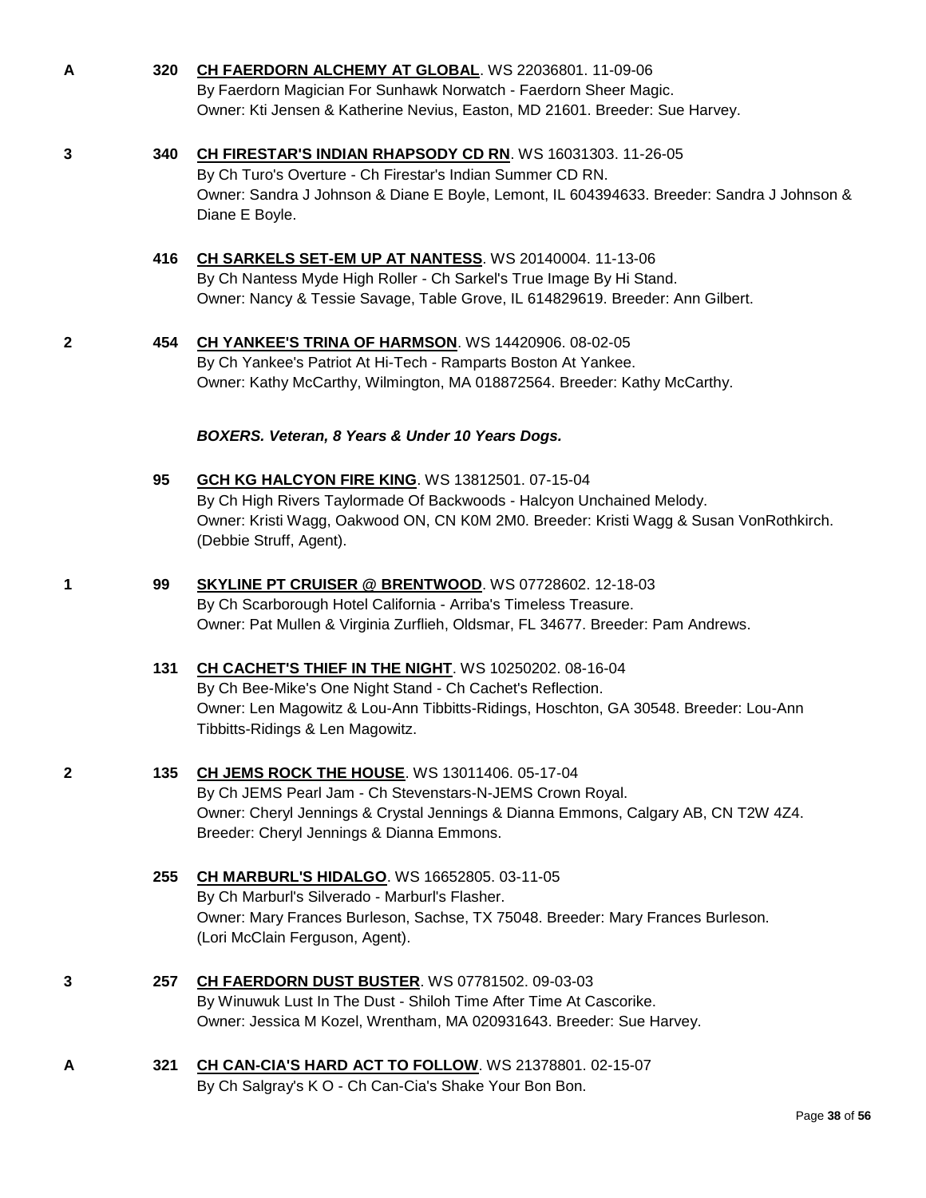**A** **320** **CH FAERDORN ALCHEMY AT GLOBAL**. WS 22036801. 11-09-06
By Faerdorn Magician For Sunhawk Norwatch - Faerdorn Sheer Magic.
Owner: Kti Jensen & Katherine Nevius, Easton, MD 21601. Breeder: Sue Harvey.

**3** **340** **CH FIRESTAR'S INDIAN RHAPSODY CD RN**. WS 16031303. 11-26-05
By Ch Turo's Overture - Ch Firestar's Indian Summer CD RN.
Owner: Sandra J Johnson & Diane E Boyle, Lemont, IL 604394633. Breeder: Sandra J Johnson & Diane E Boyle.

**416** **CH SARKELS SET-EM UP AT NANTESS**. WS 20140004. 11-13-06
By Ch Nantess Myde High Roller - Ch Sarkel's True Image By Hi Stand.
Owner: Nancy & Tessie Savage, Table Grove, IL 614829619. Breeder: Ann Gilbert.

**2** **454** **CH YANKEE'S TRINA OF HARMSON**. WS 14420906. 08-02-05
By Ch Yankee's Patriot At Hi-Tech - Ramparts Boston At Yankee.
Owner: Kathy McCarthy, Wilmington, MA 018872564. Breeder: Kathy McCarthy.

***BOXERS. Veteran, 8 Years & Under 10 Years Dogs.***

**95** **GCH KG HALCYON FIRE KING**. WS 13812501. 07-15-04
By Ch High Rivers Taylormade Of Backwoods - Halcyon Unchained Melody.
Owner: Kristi Wagg, Oakwood ON, CN K0M 2M0. Breeder: Kristi Wagg & Susan VonRothkirch. (Debbie Struff, Agent).

**1** **99** **SKYLINE PT CRUISER @ BRENTWOOD**. WS 07728602. 12-18-03
By Ch Scarborough Hotel California - Arriba's Timeless Treasure.
Owner: Pat Mullen & Virginia Zurflieh, Oldsmar, FL 34677. Breeder: Pam Andrews.

**131** **CH CACHET'S THIEF IN THE NIGHT**. WS 10250202. 08-16-04
By Ch Bee-Mike's One Night Stand - Ch Cachet's Reflection.
Owner: Len Magowitz & Lou-Ann Tibbitts-Ridings, Hoschton, GA 30548. Breeder: Lou-Ann Tibbitts-Ridings & Len Magowitz.

**2** **135** **CH JEMS ROCK THE HOUSE**. WS 13011406. 05-17-04
By Ch JEMS Pearl Jam - Ch Stevenstars-N-JEMS Crown Royal.
Owner: Cheryl Jennings & Crystal Jennings & Dianna Emmons, Calgary AB, CN T2W 4Z4. Breeder: Cheryl Jennings & Dianna Emmons.

**255** **CH MARBURL'S HIDALGO**. WS 16652805. 03-11-05
By Ch Marburl's Silverado - Marburl's Flasher.
Owner: Mary Frances Burleson, Sachse, TX 75048. Breeder: Mary Frances Burleson. (Lori McClain Ferguson, Agent).

**3** **257** **CH FAERDORN DUST BUSTER**. WS 07781502. 09-03-03
By Winuwuk Lust In The Dust - Shiloh Time After Time At Cascorike.
Owner: Jessica M Kozel, Wrentham, MA 020931643. Breeder: Sue Harvey.

**A** **321** **CH CAN-CIA'S HARD ACT TO FOLLOW**. WS 21378801. 02-15-07
By Ch Salgray's K O - Ch Can-Cia's Shake Your Bon Bon.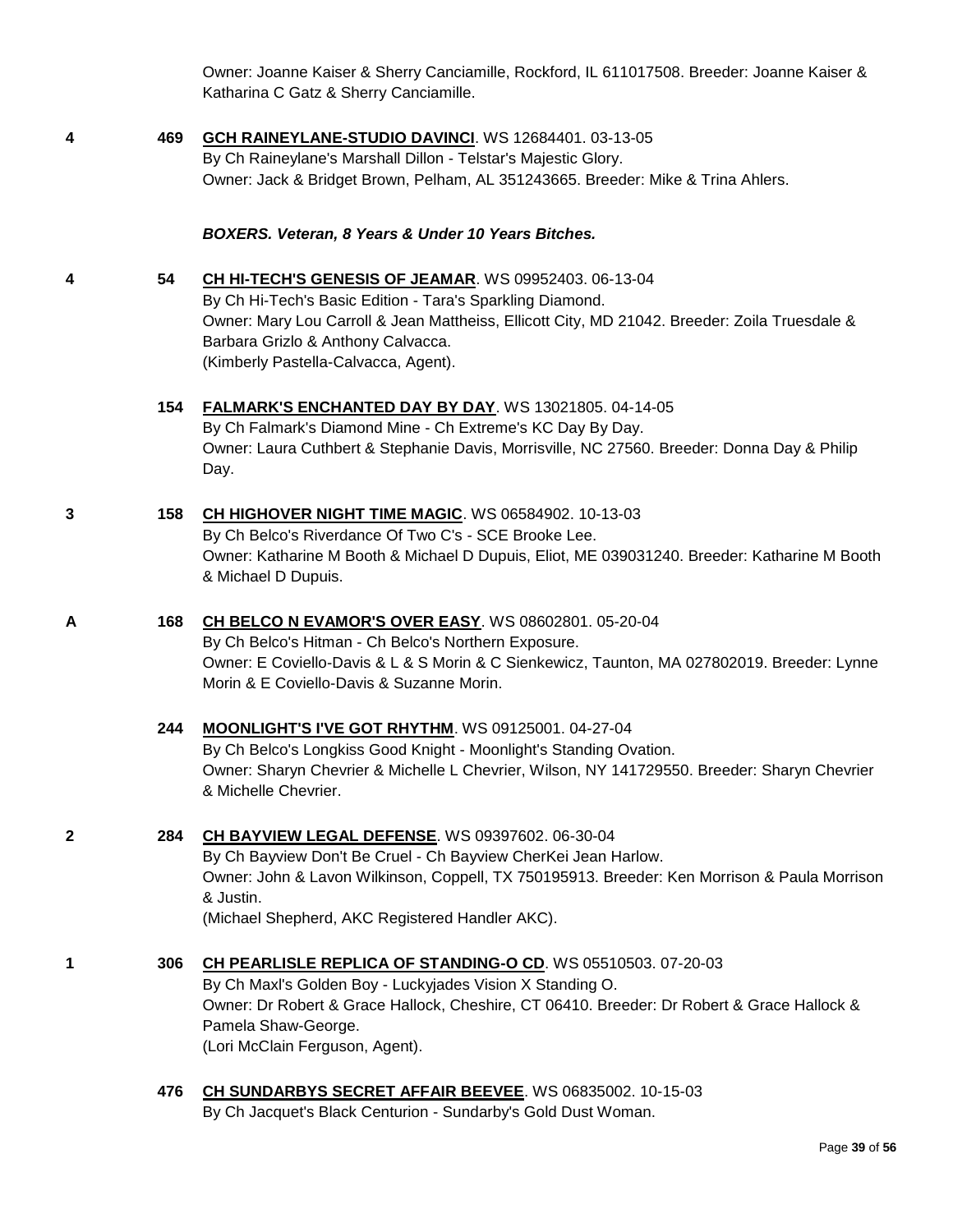Owner: Joanne Kaiser & Sherry Canciamille, Rockford, IL 611017508. Breeder: Joanne Kaiser & Katharina C Gatz & Sherry Canciamille.

**4** **469** **GCH RAINEYLANE-STUDIO DAVINCI**. WS 12684401. 03-13-05
By Ch Raineylane's Marshall Dillon - Telstar's Majestic Glory.
Owner: Jack & Bridget Brown, Pelham, AL 351243665. Breeder: Mike & Trina Ahlers.

***BOXERS. Veteran, 8 Years & Under 10 Years Bitches.***

**4** **54** **CH HI-TECH'S GENESIS OF JEAMAR**. WS 09952403. 06-13-04
By Ch Hi-Tech's Basic Edition - Tara's Sparkling Diamond.
Owner: Mary Lou Carroll & Jean Mattheiss, Ellicott City, MD 21042. Breeder: Zoila Truesdale & Barbara Grizlo & Anthony Calvacca.
(Kimberly Pastella-Calvacca, Agent).

**154** **FALMARK'S ENCHANTED DAY BY DAY**. WS 13021805. 04-14-05
By Ch Falmark's Diamond Mine - Ch Extreme's KC Day By Day.
Owner: Laura Cuthbert & Stephanie Davis, Morrisville, NC 27560. Breeder: Donna Day & Philip Day.

**3** **158** **CH HIGHOVER NIGHT TIME MAGIC**. WS 06584902. 10-13-03
By Ch Belco's Riverdance Of Two C's - SCE Brooke Lee.
Owner: Katharine M Booth & Michael D Dupuis, Eliot, ME 039031240. Breeder: Katharine M Booth & Michael D Dupuis.

**A** **168** **CH BELCO N EVAMOR'S OVER EASY**. WS 08602801. 05-20-04
By Ch Belco's Hitman - Ch Belco's Northern Exposure.
Owner: E Coviello-Davis & L & S Morin & C Sienkewicz, Taunton, MA 027802019. Breeder: Lynne Morin & E Coviello-Davis & Suzanne Morin.

**244** **MOONLIGHT'S I'VE GOT RHYTHM**. WS 09125001. 04-27-04
By Ch Belco's Longkiss Good Knight - Moonlight's Standing Ovation.
Owner: Sharyn Chevrier & Michelle L Chevrier, Wilson, NY 141729550. Breeder: Sharyn Chevrier & Michelle Chevrier.

**2** **284** **CH BAYVIEW LEGAL DEFENSE**. WS 09397602. 06-30-04
By Ch Bayview Don't Be Cruel - Ch Bayview CherKei Jean Harlow.
Owner: John & Lavon Wilkinson, Coppell, TX 750195913. Breeder: Ken Morrison & Paula Morrison & Justin.
(Michael Shepherd, AKC Registered Handler AKC).

**1** **306** **CH PEARLISLE REPLICA OF STANDING-O CD**. WS 05510503. 07-20-03
By Ch Maxl's Golden Boy - Luckyjades Vision X Standing O.
Owner: Dr Robert & Grace Hallock, Cheshire, CT 06410. Breeder: Dr Robert & Grace Hallock & Pamela Shaw-George.
(Lori McClain Ferguson, Agent).

**476** **CH SUNDARBYS SECRET AFFAIR BEEVEE**. WS 06835002. 10-15-03
By Ch Jacquet's Black Centurion - Sundarby's Gold Dust Woman.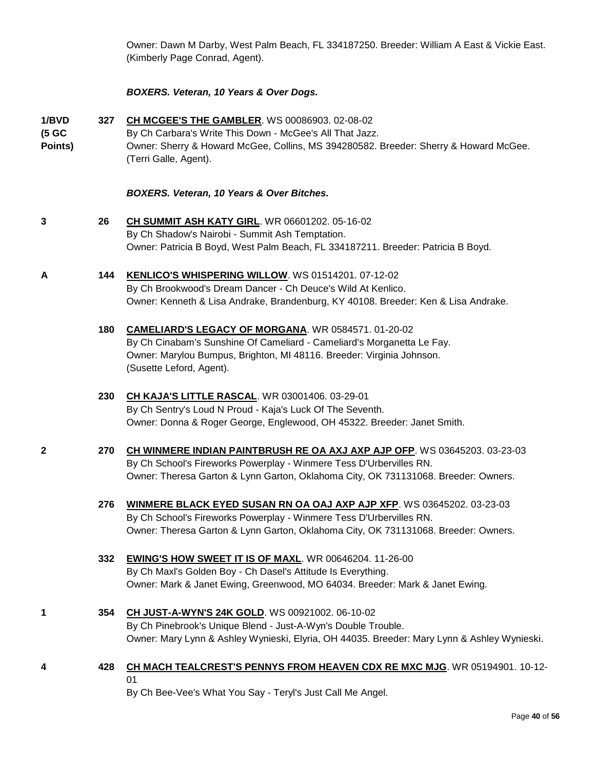Owner: Dawn M Darby, West Palm Beach, FL 334187250. Breeder: William A East & Vickie East. (Kimberly Page Conrad, Agent).

***BOXERS. Veteran, 10 Years & Over Dogs.***

**1/BVD (5 GC Points)** **327** **CH MCGEE'S THE GAMBLER**. WS 00086903. 02-08-02
By Ch Carbara's Write This Down - McGee's All That Jazz.
Owner: Sherry & Howard McGee, Collins, MS 394280582. Breeder: Sherry & Howard McGee. (Terri Galle, Agent).

***BOXERS. Veteran, 10 Years & Over Bitches.***

**3** **26** **CH SUMMIT ASH KATY GIRL**. WR 06601202. 05-16-02
By Ch Shadow's Nairobi - Summit Ash Temptation.
Owner: Patricia B Boyd, West Palm Beach, FL 334187211. Breeder: Patricia B Boyd.

**A** **144** **KENLICO'S WHISPERING WILLOW**. WS 01514201. 07-12-02
By Ch Brookwood's Dream Dancer - Ch Deuce's Wild At Kenlico.
Owner: Kenneth & Lisa Andrake, Brandenburg, KY 40108. Breeder: Ken & Lisa Andrake.

**180** **CAMELIARD'S LEGACY OF MORGANA**. WR 0584571. 01-20-02
By Ch Cinabam's Sunshine Of Cameliard - Cameliard's Morganetta Le Fay.
Owner: Marylou Bumpus, Brighton, MI 48116. Breeder: Virginia Johnson.
(Susette Leford, Agent).

**230** **CH KAJA'S LITTLE RASCAL**. WR 03001406. 03-29-01
By Ch Sentry's Loud N Proud - Kaja's Luck Of The Seventh.
Owner: Donna & Roger George, Englewood, OH 45322. Breeder: Janet Smith.

**2** **270** **CH WINMERE INDIAN PAINTBRUSH RE OA AXJ AXP AJP OFP**. WS 03645203. 03-23-03
By Ch School's Fireworks Powerplay - Winmere Tess D'Urbervilles RN.
Owner: Theresa Garton & Lynn Garton, Oklahoma City, OK 731131068. Breeder: Owners.

**276** **WINMERE BLACK EYED SUSAN RN OA OAJ AXP AJP XFP**. WS 03645202. 03-23-03
By Ch School's Fireworks Powerplay - Winmere Tess D'Urbervilles RN.
Owner: Theresa Garton & Lynn Garton, Oklahoma City, OK 731131068. Breeder: Owners.

**332** **EWING'S HOW SWEET IT IS OF MAXL**. WR 00646204. 11-26-00
By Ch Maxl's Golden Boy - Ch Dasel's Attitude Is Everything.
Owner: Mark & Janet Ewing, Greenwood, MO 64034. Breeder: Mark & Janet Ewing.

**1** **354** **CH JUST-A-WYN'S 24K GOLD**. WS 00921002. 06-10-02
By Ch Pinebrook's Unique Blend - Just-A-Wyn's Double Trouble.
Owner: Mary Lynn & Ashley Wynieski, Elyria, OH 44035. Breeder: Mary Lynn & Ashley Wynieski.

**4** **428** **CH MACH TEALCREST'S PENNYS FROM HEAVEN CDX RE MXC MJG**. WR 05194901. 10-12-01
By Ch Bee-Vee's What You Say - Teryl's Just Call Me Angel.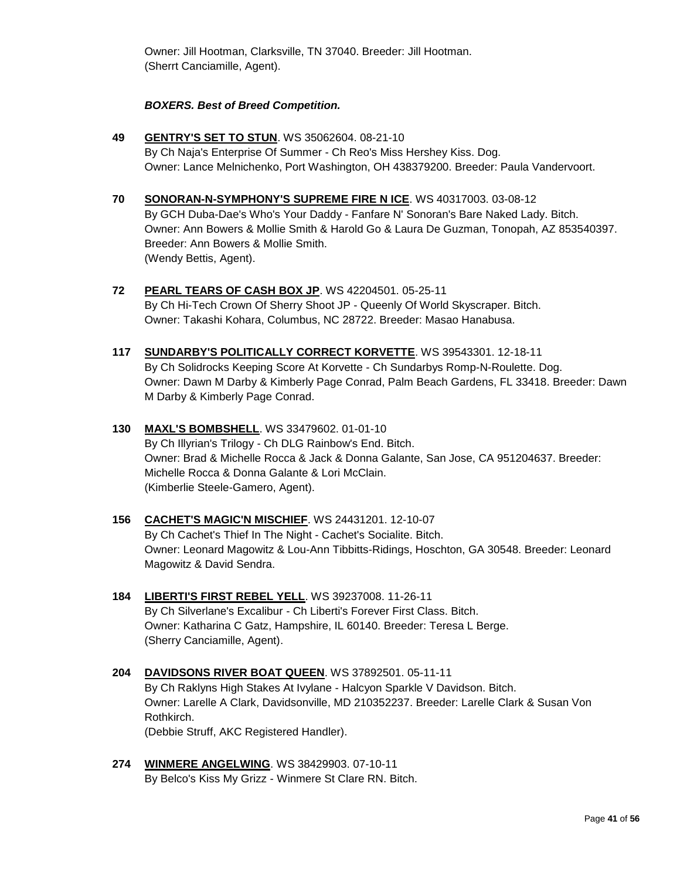Owner: Jill Hootman, Clarksville, TN 37040. Breeder: Jill Hootman.
(Sherrt Canciamille, Agent).

***BOXERS. Best of Breed Competition.***

**49** **GENTRY'S SET TO STUN**. WS 35062604. 08-21-10
By Ch Naja's Enterprise Of Summer - Ch Reo's Miss Hershey Kiss. Dog.
Owner: Lance Melnichenko, Port Washington, OH 438379200. Breeder: Paula Vandervoort.

**70** **SONORAN-N-SYMPHONY'S SUPREME FIRE N ICE**. WS 40317003. 03-08-12
By GCH Duba-Dae's Who's Your Daddy - Fanfare N' Sonoran's Bare Naked Lady. Bitch.
Owner: Ann Bowers & Mollie Smith & Harold Go & Laura De Guzman, Tonopah, AZ 853540397.
Breeder: Ann Bowers & Mollie Smith.
(Wendy Bettis, Agent).

**72** **PEARL TEARS OF CASH BOX JP**. WS 42204501. 05-25-11
By Ch Hi-Tech Crown Of Sherry Shoot JP - Queenly Of World Skyscraper. Bitch.
Owner: Takashi Kohara, Columbus, NC 28722. Breeder: Masao Hanabusa.

**117** **SUNDARBY'S POLITICALLY CORRECT KORVETTE**. WS 39543301. 12-18-11
By Ch Solidrocks Keeping Score At Korvette - Ch Sundarbys Romp-N-Roulette. Dog.
Owner: Dawn M Darby & Kimberly Page Conrad, Palm Beach Gardens, FL 33418. Breeder: Dawn M Darby & Kimberly Page Conrad.

**130** **MAXL'S BOMBSHELL**. WS 33479602. 01-01-10
By Ch Illyrian's Trilogy - Ch DLG Rainbow's End. Bitch.
Owner: Brad & Michelle Rocca & Jack & Donna Galante, San Jose, CA 951204637. Breeder: Michelle Rocca & Donna Galante & Lori McClain.
(Kimberlie Steele-Gamero, Agent).

**156** **CACHET'S MAGIC'N MISCHIEF**. WS 24431201. 12-10-07
By Ch Cachet's Thief In The Night - Cachet's Socialite. Bitch.
Owner: Leonard Magowitz & Lou-Ann Tibbitts-Ridings, Hoschton, GA 30548. Breeder: Leonard Magowitz & David Sendra.

**184** **LIBERTI'S FIRST REBEL YELL**. WS 39237008. 11-26-11
By Ch Silverlane's Excalibur - Ch Liberti's Forever First Class. Bitch.
Owner: Katharina C Gatz, Hampshire, IL 60140. Breeder: Teresa L Berge.
(Sherry Canciamille, Agent).

**204** **DAVIDSONS RIVER BOAT QUEEN**. WS 37892501. 05-11-11
By Ch Raklyns High Stakes At Ivylane - Halcyon Sparkle V Davidson. Bitch.
Owner: Larelle A Clark, Davidsonville, MD 210352237. Breeder: Larelle Clark & Susan Von Rothkirch.
(Debbie Struff, AKC Registered Handler).

**274** **WINMERE ANGELWING**. WS 38429903. 07-10-11
By Belco's Kiss My Grizz - Winmere St Clare RN. Bitch.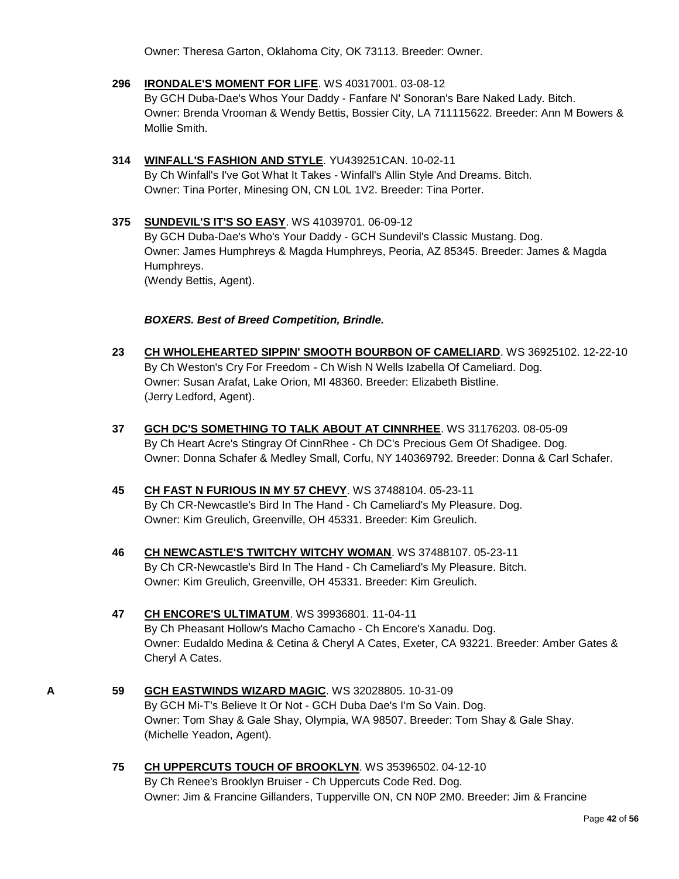Owner: Theresa Garton, Oklahoma City, OK 73113. Breeder: Owner.

**296** **IRONDALE'S MOMENT FOR LIFE**. WS 40317001. 03-08-12
By GCH Duba-Dae's Whos Your Daddy - Fanfare N' Sonoran's Bare Naked Lady. Bitch.
Owner: Brenda Vrooman & Wendy Bettis, Bossier City, LA 711115622. Breeder: Ann M Bowers & Mollie Smith.

**314** **WINFALL'S FASHION AND STYLE**. YU439251CAN. 10-02-11
By Ch Winfall's I've Got What It Takes - Winfall's Allin Style And Dreams. Bitch.
Owner: Tina Porter, Minesing ON, CN L0L 1V2. Breeder: Tina Porter.

**375** **SUNDEVIL'S IT'S SO EASY**. WS 41039701. 06-09-12
By GCH Duba-Dae's Who's Your Daddy - GCH Sundevil's Classic Mustang. Dog.
Owner: James Humphreys & Magda Humphreys, Peoria, AZ 85345. Breeder: James & Magda Humphreys.
(Wendy Bettis, Agent).

***BOXERS. Best of Breed Competition, Brindle.***

**23** **CH WHOLEHEARTED SIPPIN' SMOOTH BOURBON OF CAMELIARD**. WS 36925102. 12-22-10
By Ch Weston's Cry For Freedom - Ch Wish N Wells Izabella Of Cameliard. Dog.
Owner: Susan Arafat, Lake Orion, MI 48360. Breeder: Elizabeth Bistline.
(Jerry Ledford, Agent).

**37** **GCH DC'S SOMETHING TO TALK ABOUT AT CINNRHEE**. WS 31176203. 08-05-09
By Ch Heart Acre's Stingray Of CinnRhee - Ch DC's Precious Gem Of Shadigee. Dog.
Owner: Donna Schafer & Medley Small, Corfu, NY 140369792. Breeder: Donna & Carl Schafer.

**45** **CH FAST N FURIOUS IN MY 57 CHEVY**. WS 37488104. 05-23-11
By Ch CR-Newcastle's Bird In The Hand - Ch Cameliard's My Pleasure. Dog.
Owner: Kim Greulich, Greenville, OH 45331. Breeder: Kim Greulich.

**46** **CH NEWCASTLE'S TWITCHY WITCHY WOMAN**. WS 37488107. 05-23-11
By Ch CR-Newcastle's Bird In The Hand - Ch Cameliard's My Pleasure. Bitch.
Owner: Kim Greulich, Greenville, OH 45331. Breeder: Kim Greulich.

**47** **CH ENCORE'S ULTIMATUM**. WS 39936801. 11-04-11
By Ch Pheasant Hollow's Macho Camacho - Ch Encore's Xanadu. Dog.
Owner: Eudaldo Medina & Cetina & Cheryl A Cates, Exeter, CA 93221. Breeder: Amber Gates & Cheryl A Cates.

A **59** **GCH EASTWINDS WIZARD MAGIC**. WS 32028805. 10-31-09
By GCH Mi-T's Believe It Or Not - GCH Duba Dae's I'm So Vain. Dog.
Owner: Tom Shay & Gale Shay, Olympia, WA 98507. Breeder: Tom Shay & Gale Shay.
(Michelle Yeadon, Agent).

**75** **CH UPPERCUTS TOUCH OF BROOKLYN**. WS 35396502. 04-12-10
By Ch Renee's Brooklyn Bruiser - Ch Uppercuts Code Red. Dog.
Owner: Jim & Francine Gillanders, Tupperville ON, CN N0P 2M0. Breeder: Jim & Francine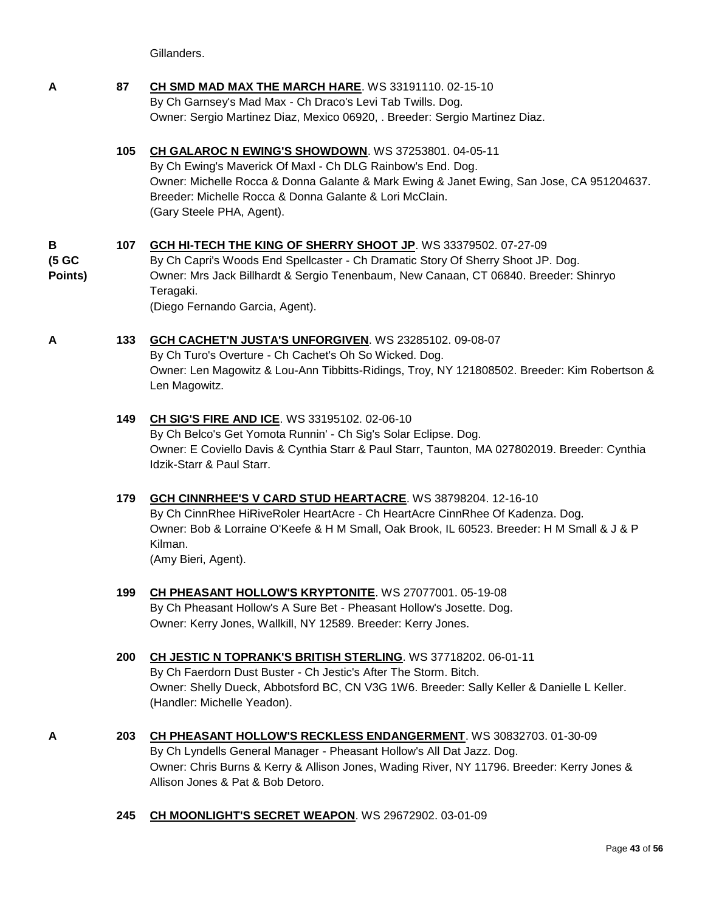Gillanders.

**A** **87** **CH SMD MAD MAX THE MARCH HARE**. WS 33191110. 02-15-10
By Ch Garnsey's Mad Max - Ch Draco's Levi Tab Twills. Dog.
Owner: Sergio Martinez Diaz, Mexico 06920, . Breeder: Sergio Martinez Diaz.

**105** **CH GALAROC N EWING'S SHOWDOWN**. WS 37253801. 04-05-11
By Ch Ewing's Maverick Of Maxl - Ch DLG Rainbow's End. Dog.
Owner: Michelle Rocca & Donna Galante & Mark Ewing & Janet Ewing, San Jose, CA 951204637. Breeder: Michelle Rocca & Donna Galante & Lori McClain.
(Gary Steele PHA, Agent).

**B (5 GC Points)** **107** **GCH HI-TECH THE KING OF SHERRY SHOOT JP**. WS 33379502. 07-27-09
By Ch Capri's Woods End Spellcaster - Ch Dramatic Story Of Sherry Shoot JP. Dog.
Owner: Mrs Jack Billhardt & Sergio Tenenbaum, New Canaan, CT 06840. Breeder: Shinryo Teragaki.
(Diego Fernando Garcia, Agent).

**A** **133** **GCH CACHET'N JUSTA'S UNFORGIVEN**. WS 23285102. 09-08-07
By Ch Turo's Overture - Ch Cachet's Oh So Wicked. Dog.
Owner: Len Magowitz & Lou-Ann Tibbitts-Ridings, Troy, NY 121808502. Breeder: Kim Robertson & Len Magowitz.

**149** **CH SIG'S FIRE AND ICE**. WS 33195102. 02-06-10
By Ch Belco's Get Yomota Runnin' - Ch Sig's Solar Eclipse. Dog.
Owner: E Coviello Davis & Cynthia Starr & Paul Starr, Taunton, MA 027802019. Breeder: Cynthia Idzik-Starr & Paul Starr.

**179** **GCH CINNRHEE'S V CARD STUD HEARTACRE**. WS 38798204. 12-16-10
By Ch CinnRhee HiRiveRoler HeartAcre - Ch HeartAcre CinnRhee Of Kadenza. Dog.
Owner: Bob & Lorraine O'Keefe & H M Small, Oak Brook, IL 60523. Breeder: H M Small & J & P Kilman.
(Amy Bieri, Agent).

**199** **CH PHEASANT HOLLOW'S KRYPTONITE**. WS 27077001. 05-19-08
By Ch Pheasant Hollow's A Sure Bet - Pheasant Hollow's Josette. Dog.
Owner: Kerry Jones, Wallkill, NY 12589. Breeder: Kerry Jones.

**200** **CH JESTIC N TOPRANK'S BRITISH STERLING**. WS 37718202. 06-01-11
By Ch Faerdorn Dust Buster - Ch Jestic's After The Storm. Bitch.
Owner: Shelly Dueck, Abbotsford BC, CN V3G 1W6. Breeder: Sally Keller & Danielle L Keller.
(Handler: Michelle Yeadon).

**A** **203** **CH PHEASANT HOLLOW'S RECKLESS ENDANGERMENT**. WS 30832703. 01-30-09
By Ch Lyndells General Manager - Pheasant Hollow's All Dat Jazz. Dog.
Owner: Chris Burns & Kerry & Allison Jones, Wading River, NY 11796. Breeder: Kerry Jones & Allison Jones & Pat & Bob Detoro.

**245** **CH MOONLIGHT'S SECRET WEAPON**. WS 29672902. 03-01-09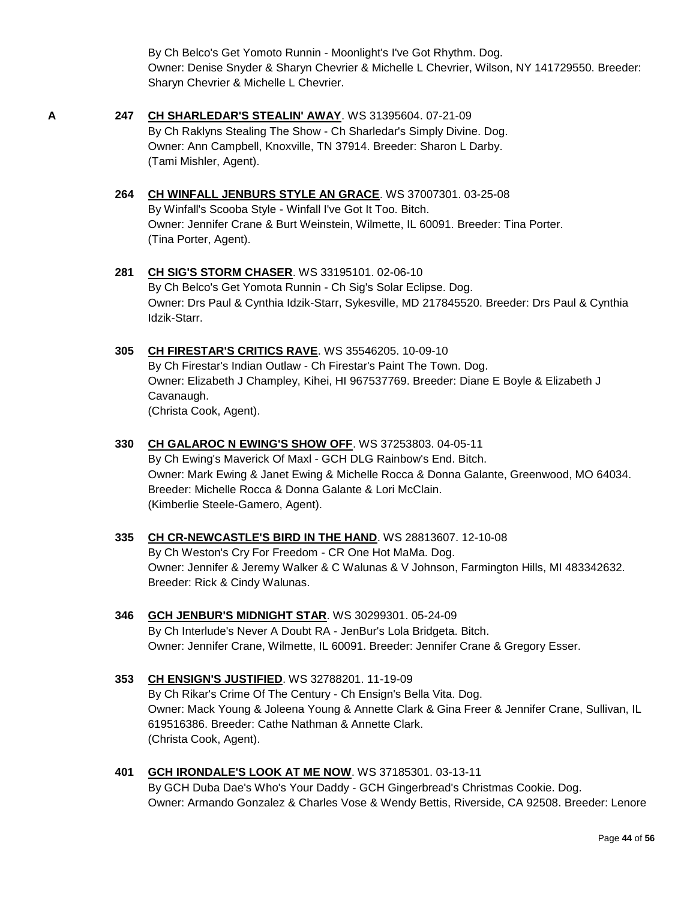By Ch Belco's Get Yomoto Runnin - Moonlight's I've Got Rhythm. Dog.
Owner: Denise Snyder & Sharyn Chevrier & Michelle L Chevrier, Wilson, NY 141729550. Breeder: Sharyn Chevrier & Michelle L Chevrier.

**A** **247** **CH SHARLEDAR'S STEALIN' AWAY**. WS 31395604. 07-21-09
By Ch Raklyns Stealing The Show - Ch Sharledar's Simply Divine. Dog.
Owner: Ann Campbell, Knoxville, TN 37914. Breeder: Sharon L Darby.
(Tami Mishler, Agent).

**264** **CH WINFALL JENBURS STYLE AN GRACE**. WS 37007301. 03-25-08
By Winfall's Scooba Style - Winfall I've Got It Too. Bitch.
Owner: Jennifer Crane & Burt Weinstein, Wilmette, IL 60091. Breeder: Tina Porter.
(Tina Porter, Agent).

**281** **CH SIG'S STORM CHASER**. WS 33195101. 02-06-10
By Ch Belco's Get Yomota Runnin - Ch Sig's Solar Eclipse. Dog.
Owner: Drs Paul & Cynthia Idzik-Starr, Sykesville, MD 217845520. Breeder: Drs Paul & Cynthia Idzik-Starr.

**305** **CH FIRESTAR'S CRITICS RAVE**. WS 35546205. 10-09-10
By Ch Firestar's Indian Outlaw - Ch Firestar's Paint The Town. Dog.
Owner: Elizabeth J Champley, Kihei, HI 967537769. Breeder: Diane E Boyle & Elizabeth J Cavanaugh.
(Christa Cook, Agent).

**330** **CH GALAROC N EWING'S SHOW OFF**. WS 37253803. 04-05-11
By Ch Ewing's Maverick Of Maxl - GCH DLG Rainbow's End. Bitch.
Owner: Mark Ewing & Janet Ewing & Michelle Rocca & Donna Galante, Greenwood, MO 64034.
Breeder: Michelle Rocca & Donna Galante & Lori McClain.
(Kimberlie Steele-Gamero, Agent).

**335** **CH CR-NEWCASTLE'S BIRD IN THE HAND**. WS 28813607. 12-10-08
By Ch Weston's Cry For Freedom - CR One Hot MaMa. Dog.
Owner: Jennifer & Jeremy Walker & C Walunas & V Johnson, Farmington Hills, MI 483342632.
Breeder: Rick & Cindy Walunas.

**346** **GCH JENBUR'S MIDNIGHT STAR**. WS 30299301. 05-24-09
By Ch Interlude's Never A Doubt RA - JenBur's Lola Bridgeta. Bitch.
Owner: Jennifer Crane, Wilmette, IL 60091. Breeder: Jennifer Crane & Gregory Esser.

**353** **CH ENSIGN'S JUSTIFIED**. WS 32788201. 11-19-09
By Ch Rikar's Crime Of The Century - Ch Ensign's Bella Vita. Dog.
Owner: Mack Young & Joleena Young & Annette Clark & Gina Freer & Jennifer Crane, Sullivan, IL 619516386. Breeder: Cathe Nathman & Annette Clark.
(Christa Cook, Agent).

**401** **GCH IRONDALE'S LOOK AT ME NOW**. WS 37185301. 03-13-11
By GCH Duba Dae's Who's Your Daddy - GCH Gingerbread's Christmas Cookie. Dog.
Owner: Armando Gonzalez & Charles Vose & Wendy Bettis, Riverside, CA 92508. Breeder: Lenore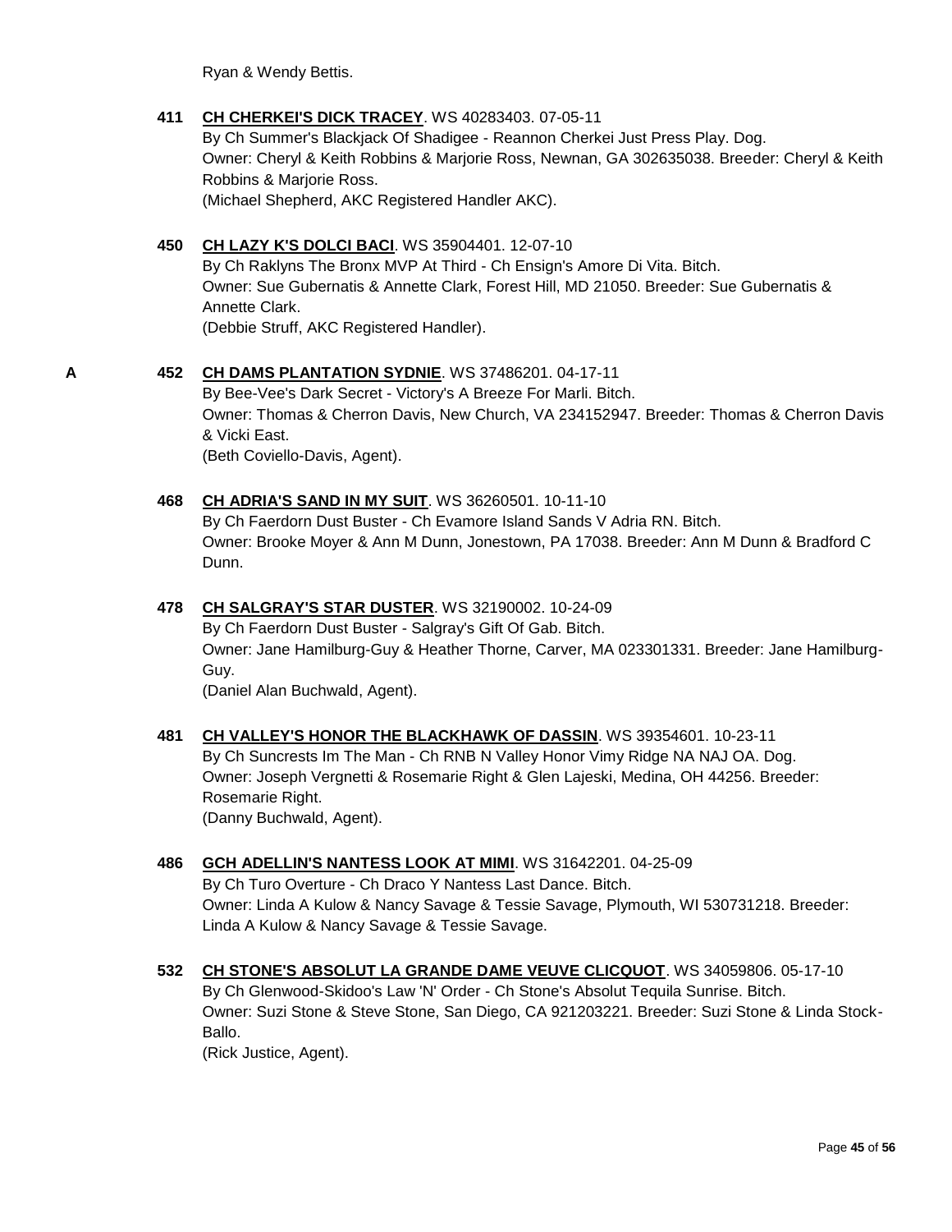Ryan & Wendy Bettis.

**411** **CH CHERKEI'S DICK TRACEY**. WS 40283403. 07-05-11
By Ch Summer's Blackjack Of Shadigee - Reannon Cherkei Just Press Play. Dog.
Owner: Cheryl & Keith Robbins & Marjorie Ross, Newnan, GA 302635038. Breeder: Cheryl & Keith Robbins & Marjorie Ross.
(Michael Shepherd, AKC Registered Handler AKC).

**450** **CH LAZY K'S DOLCI BACI**. WS 35904401. 12-07-10
By Ch Raklyns The Bronx MVP At Third - Ch Ensign's Amore Di Vita. Bitch.
Owner: Sue Gubernatis & Annette Clark, Forest Hill, MD 21050. Breeder: Sue Gubernatis & Annette Clark.
(Debbie Struff, AKC Registered Handler).

**A** **452** **CH DAMS PLANTATION SYDNIE**. WS 37486201. 04-17-11
By Bee-Vee's Dark Secret - Victory's A Breeze For Marli. Bitch.
Owner: Thomas & Cherron Davis, New Church, VA 234152947. Breeder: Thomas & Cherron Davis & Vicki East.
(Beth Coviello-Davis, Agent).

**468** **CH ADRIA'S SAND IN MY SUIT**. WS 36260501. 10-11-10
By Ch Faerdorn Dust Buster - Ch Evamore Island Sands V Adria RN. Bitch.
Owner: Brooke Moyer & Ann M Dunn, Jonestown, PA 17038. Breeder: Ann M Dunn & Bradford C Dunn.

**478** **CH SALGRAY'S STAR DUSTER**. WS 32190002. 10-24-09
By Ch Faerdorn Dust Buster - Salgray's Gift Of Gab. Bitch.
Owner: Jane Hamilburg-Guy & Heather Thorne, Carver, MA 023301331. Breeder: Jane Hamilburg-Guy.
(Daniel Alan Buchwald, Agent).

**481** **CH VALLEY'S HONOR THE BLACKHAWK OF DASSIN**. WS 39354601. 10-23-11
By Ch Suncrests Im The Man - Ch RNB N Valley Honor Vimy Ridge NA NAJ OA. Dog.
Owner: Joseph Vergnetti & Rosemarie Right & Glen Lajeski, Medina, OH 44256. Breeder: Rosemarie Right.
(Danny Buchwald, Agent).

**486** **GCH ADELLIN'S NANTESS LOOK AT MIMI**. WS 31642201. 04-25-09
By Ch Turo Overture - Ch Draco Y Nantess Last Dance. Bitch.
Owner: Linda A Kulow & Nancy Savage & Tessie Savage, Plymouth, WI 530731218. Breeder: Linda A Kulow & Nancy Savage & Tessie Savage.

**532** **CH STONE'S ABSOLUT LA GRANDE DAME VEUVE CLICQUOT**. WS 34059806. 05-17-10
By Ch Glenwood-Skidoo's Law 'N' Order - Ch Stone's Absolut Tequila Sunrise. Bitch.
Owner: Suzi Stone & Steve Stone, San Diego, CA 921203221. Breeder: Suzi Stone & Linda Stock-Ballo.
(Rick Justice, Agent).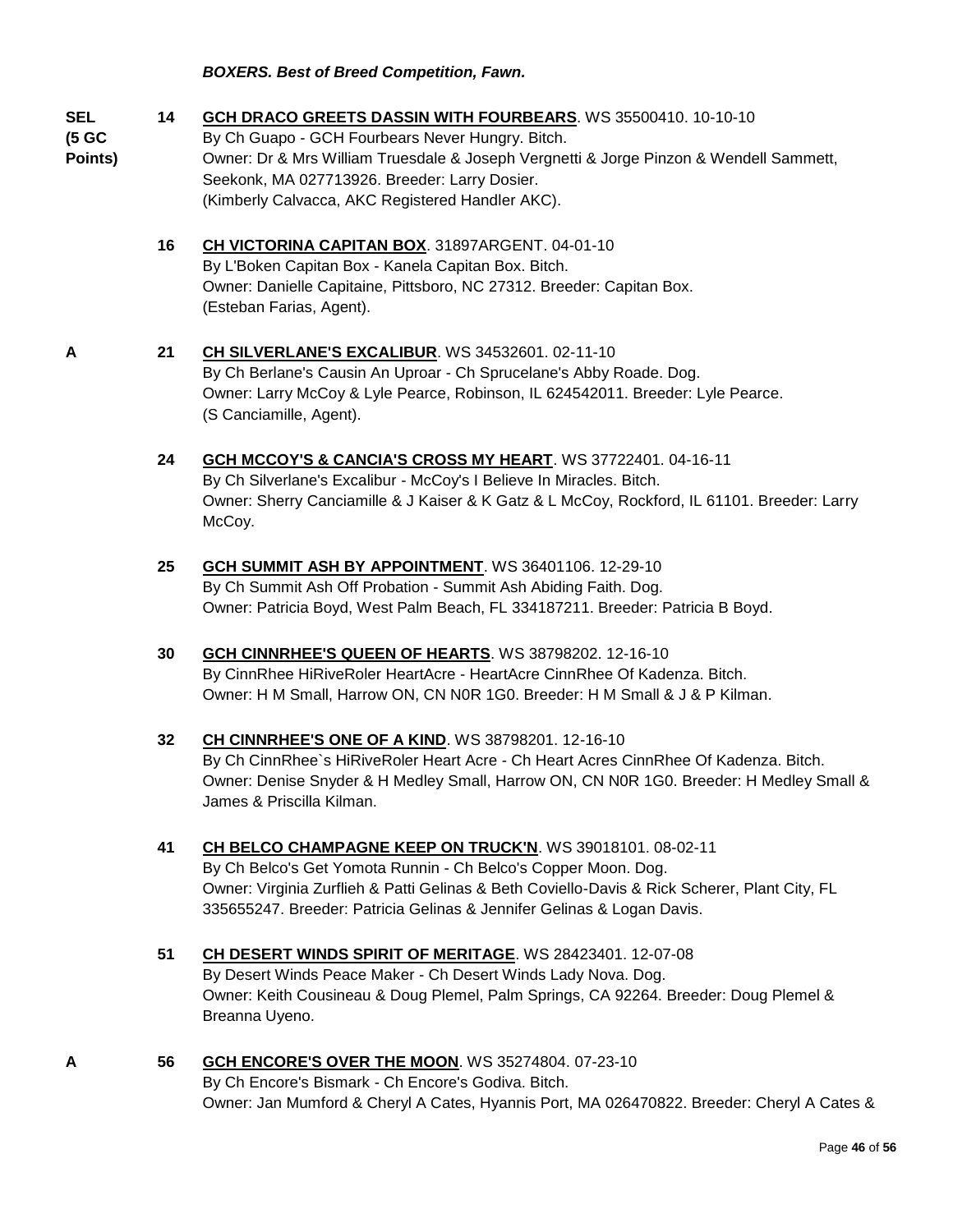***BOXERS. Best of Breed Competition, Fawn.***

**SEL (5 GC Points)** **14** **GCH DRACO GREETS DASSIN WITH FOURBEARS**. WS 35500410. 10-10-10
By Ch Guapo - GCH Fourbears Never Hungry. Bitch.
Owner: Dr & Mrs William Truesdale & Joseph Vergnetti & Jorge Pinzon & Wendell Sammett, Seekonk, MA 027713926. Breeder: Larry Dosier.
(Kimberly Calvacca, AKC Registered Handler AKC).

**16** **CH VICTORINA CAPITAN BOX**. 31897ARGENT. 04-01-10
By L'Boken Capitan Box - Kanela Capitan Box. Bitch.
Owner: Danielle Capitaine, Pittsboro, NC 27312. Breeder: Capitan Box.
(Esteban Farias, Agent).

**A** **21** **CH SILVERLANE'S EXCALIBUR**. WS 34532601. 02-11-10
By Ch Berlane's Causin An Uproar - Ch Sprucelane's Abby Roade. Dog.
Owner: Larry McCoy & Lyle Pearce, Robinson, IL 624542011. Breeder: Lyle Pearce.
(S Canciamille, Agent).

**24** **GCH MCCOY'S & CANCIA'S CROSS MY HEART**. WS 37722401. 04-16-11
By Ch Silverlane's Excalibur - McCoy's I Believe In Miracles. Bitch.
Owner: Sherry Canciamille & J Kaiser & K Gatz & L McCoy, Rockford, IL 61101. Breeder: Larry McCoy.

**25** **GCH SUMMIT ASH BY APPOINTMENT**. WS 36401106. 12-29-10
By Ch Summit Ash Off Probation - Summit Ash Abiding Faith. Dog.
Owner: Patricia Boyd, West Palm Beach, FL 334187211. Breeder: Patricia B Boyd.

**30** **GCH CINNRHEE'S QUEEN OF HEARTS**. WS 38798202. 12-16-10
By CinnRhee HiRiveRoler HeartAcre - HeartAcre CinnRhee Of Kadenza. Bitch.
Owner: H M Small, Harrow ON, CN N0R 1G0. Breeder: H M Small & J & P Kilman.

**32** **CH CINNRHEE'S ONE OF A KIND**. WS 38798201. 12-16-10
By Ch CinnRhee`s HiRiveRoler Heart Acre - Ch Heart Acres CinnRhee Of Kadenza. Bitch.
Owner: Denise Snyder & H Medley Small, Harrow ON, CN N0R 1G0. Breeder: H Medley Small & James & Priscilla Kilman.

**41** **CH BELCO CHAMPAGNE KEEP ON TRUCK'N**. WS 39018101. 08-02-11
By Ch Belco's Get Yomota Runnin - Ch Belco's Copper Moon. Dog.
Owner: Virginia Zurflieh & Patti Gelinas & Beth Coviello-Davis & Rick Scherer, Plant City, FL 335655247. Breeder: Patricia Gelinas & Jennifer Gelinas & Logan Davis.

**51** **CH DESERT WINDS SPIRIT OF MERITAGE**. WS 28423401. 12-07-08
By Desert Winds Peace Maker - Ch Desert Winds Lady Nova. Dog.
Owner: Keith Cousineau & Doug Plemel, Palm Springs, CA 92264. Breeder: Doug Plemel & Breanna Uyeno.

**A** **56** **GCH ENCORE'S OVER THE MOON**. WS 35274804. 07-23-10
By Ch Encore's Bismark - Ch Encore's Godiva. Bitch.
Owner: Jan Mumford & Cheryl A Cates, Hyannis Port, MA 026470822. Breeder: Cheryl A Cates &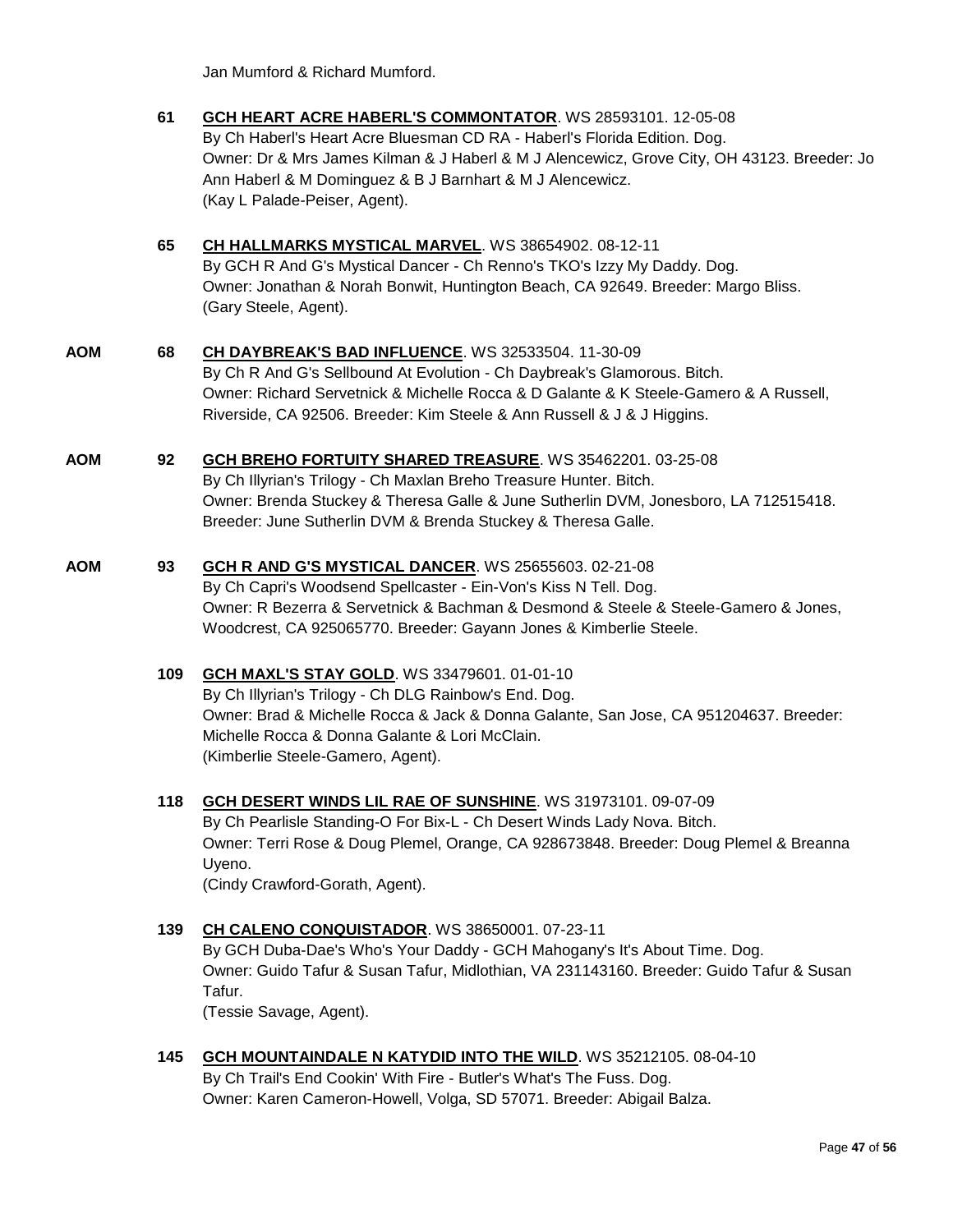Jan Mumford & Richard Mumford.

**61** **GCH HEART ACRE HABERL'S COMMONTATOR**. WS 28593101. 12-05-08
By Ch Haberl's Heart Acre Bluesman CD RA - Haberl's Florida Edition. Dog.
Owner: Dr & Mrs James Kilman & J Haberl & M J Alencewicz, Grove City, OH 43123. Breeder: Jo Ann Haberl & M Dominguez & B J Barnhart & M J Alencewicz.
(Kay L Palade-Peiser, Agent).

**65** **CH HALLMARKS MYSTICAL MARVEL**. WS 38654902. 08-12-11
By GCH R And G's Mystical Dancer - Ch Renno's TKO's Izzy My Daddy. Dog.
Owner: Jonathan & Norah Bonwit, Huntington Beach, CA 92649. Breeder: Margo Bliss.
(Gary Steele, Agent).

**AOM** **68** **CH DAYBREAK'S BAD INFLUENCE**. WS 32533504. 11-30-09
By Ch R And G's Sellbound At Evolution - Ch Daybreak's Glamorous. Bitch.
Owner: Richard Servetnick & Michelle Rocca & D Galante & K Steele-Gamero & A Russell, Riverside, CA 92506. Breeder: Kim Steele & Ann Russell & J & J Higgins.

**AOM** **92** **GCH BREHO FORTUITY SHARED TREASURE**. WS 35462201. 03-25-08
By Ch Illyrian's Trilogy - Ch Maxlan Breho Treasure Hunter. Bitch.
Owner: Brenda Stuckey & Theresa Galle & June Sutherlin DVM, Jonesboro, LA 712515418.
Breeder: June Sutherlin DVM & Brenda Stuckey & Theresa Galle.

**AOM** **93** **GCH R AND G'S MYSTICAL DANCER**. WS 25655603. 02-21-08
By Ch Capri's Woodsend Spellcaster - Ein-Von's Kiss N Tell. Dog.
Owner: R Bezerra & Servetnick & Bachman & Desmond & Steele & Steele-Gamero & Jones, Woodcrest, CA 925065770. Breeder: Gayann Jones & Kimberlie Steele.

**109** **GCH MAXL'S STAY GOLD**. WS 33479601. 01-01-10
By Ch Illyrian's Trilogy - Ch DLG Rainbow's End. Dog.
Owner: Brad & Michelle Rocca & Jack & Donna Galante, San Jose, CA 951204637. Breeder: Michelle Rocca & Donna Galante & Lori McClain.
(Kimberlie Steele-Gamero, Agent).

**118** **GCH DESERT WINDS LIL RAE OF SUNSHINE**. WS 31973101. 09-07-09
By Ch Pearlisle Standing-O For Bix-L - Ch Desert Winds Lady Nova. Bitch.
Owner: Terri Rose & Doug Plemel, Orange, CA 928673848. Breeder: Doug Plemel & Breanna Uyeno.
(Cindy Crawford-Gorath, Agent).

**139** **CH CALENO CONQUISTADOR**. WS 38650001. 07-23-11
By GCH Duba-Dae's Who's Your Daddy - GCH Mahogany's It's About Time. Dog.
Owner: Guido Tafur & Susan Tafur, Midlothian, VA 231143160. Breeder: Guido Tafur & Susan Tafur.
(Tessie Savage, Agent).

**145** **GCH MOUNTAINDALE N KATYDID INTO THE WILD**. WS 35212105. 08-04-10
By Ch Trail's End Cookin' With Fire - Butler's What's The Fuss. Dog.
Owner: Karen Cameron-Howell, Volga, SD 57071. Breeder: Abigail Balza.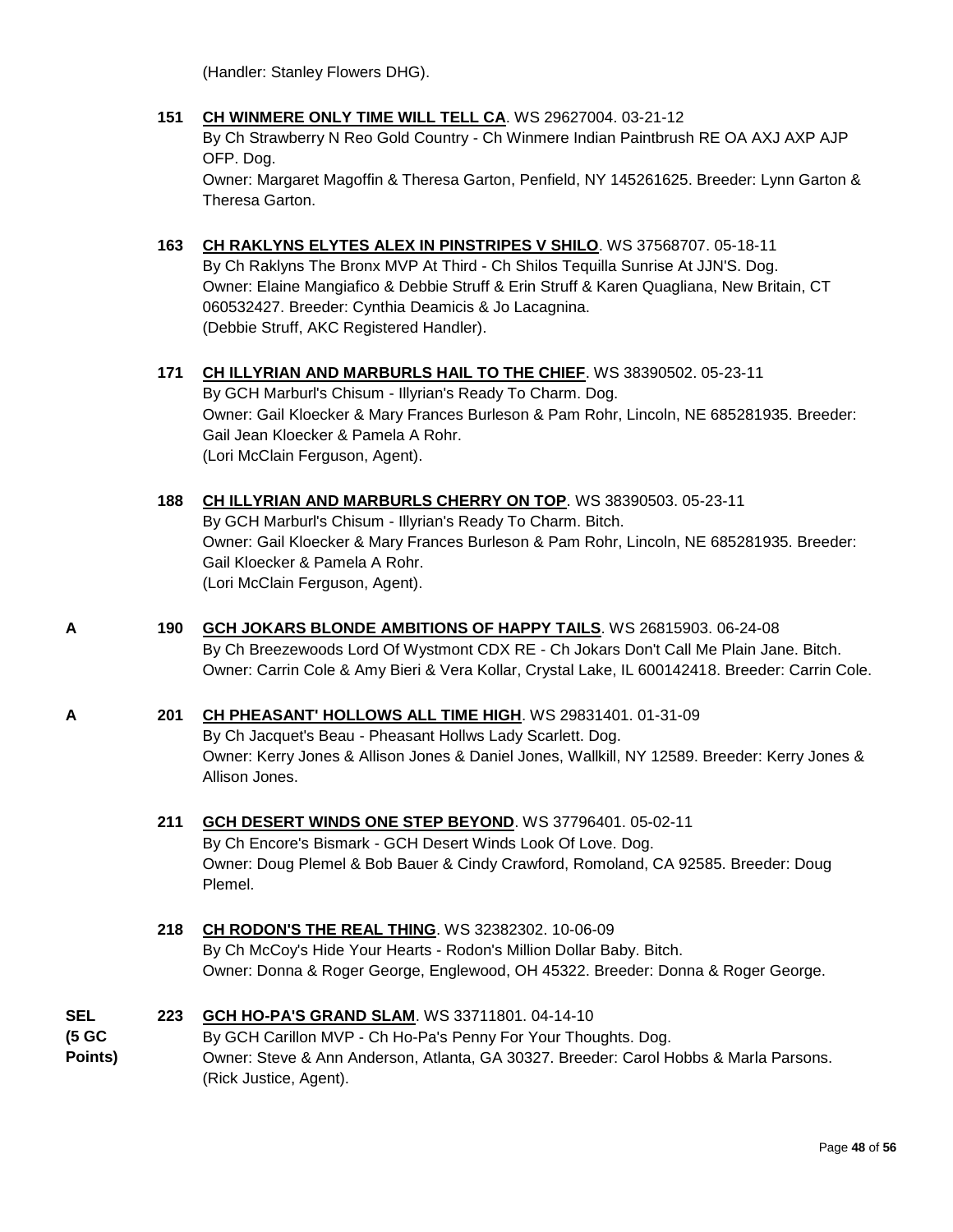(Handler: Stanley Flowers DHG).

**151** **CH WINMERE ONLY TIME WILL TELL CA**. WS 29627004. 03-21-12
By Ch Strawberry N Reo Gold Country - Ch Winmere Indian Paintbrush RE OA AXJ AXP AJP OFP. Dog.
Owner: Margaret Magoffin & Theresa Garton, Penfield, NY 145261625. Breeder: Lynn Garton & Theresa Garton.

**163** **CH RAKLYNS ELYTES ALEX IN PINSTRIPES V SHILO**. WS 37568707. 05-18-11
By Ch Raklyns The Bronx MVP At Third - Ch Shilos Tequilla Sunrise At JJN'S. Dog.
Owner: Elaine Mangiafico & Debbie Struff & Erin Struff & Karen Quagliana, New Britain, CT 060532427. Breeder: Cynthia Deamicis & Jo Lacagnina.
(Debbie Struff, AKC Registered Handler).

**171** **CH ILLYRIAN AND MARBURLS HAIL TO THE CHIEF**. WS 38390502. 05-23-11
By GCH Marburl's Chisum - Illyrian's Ready To Charm. Dog.
Owner: Gail Kloecker & Mary Frances Burleson & Pam Rohr, Lincoln, NE 685281935. Breeder: Gail Jean Kloecker & Pamela A Rohr.
(Lori McClain Ferguson, Agent).

**188** **CH ILLYRIAN AND MARBURLS CHERRY ON TOP**. WS 38390503. 05-23-11
By GCH Marburl's Chisum - Illyrian's Ready To Charm. Bitch.
Owner: Gail Kloecker & Mary Frances Burleson & Pam Rohr, Lincoln, NE 685281935. Breeder: Gail Kloecker & Pamela A Rohr.
(Lori McClain Ferguson, Agent).

**A** **190** **GCH JOKARS BLONDE AMBITIONS OF HAPPY TAILS**. WS 26815903. 06-24-08
By Ch Breezewoods Lord Of Wystmont CDX RE - Ch Jokars Don't Call Me Plain Jane. Bitch.
Owner: Carrin Cole & Amy Bieri & Vera Kollar, Crystal Lake, IL 600142418. Breeder: Carrin Cole.

**A** **201** **CH PHEASANT' HOLLOWS ALL TIME HIGH**. WS 29831401. 01-31-09
By Ch Jacquet's Beau - Pheasant Hollws Lady Scarlett. Dog.
Owner: Kerry Jones & Allison Jones & Daniel Jones, Wallkill, NY 12589. Breeder: Kerry Jones & Allison Jones.

**211** **GCH DESERT WINDS ONE STEP BEYOND**. WS 37796401. 05-02-11
By Ch Encore's Bismark - GCH Desert Winds Look Of Love. Dog.
Owner: Doug Plemel & Bob Bauer & Cindy Crawford, Romoland, CA 92585. Breeder: Doug Plemel.

**218** **CH RODON'S THE REAL THING**. WS 32382302. 10-06-09
By Ch McCoy's Hide Your Hearts - Rodon's Million Dollar Baby. Bitch.
Owner: Donna & Roger George, Englewood, OH 45322. Breeder: Donna & Roger George.

**SEL (5 GC Points)** **223** **GCH HO-PA'S GRAND SLAM**. WS 33711801. 04-14-10
By GCH Carillon MVP - Ch Ho-Pa's Penny For Your Thoughts. Dog.
Owner: Steve & Ann Anderson, Atlanta, GA 30327. Breeder: Carol Hobbs & Marla Parsons.
(Rick Justice, Agent).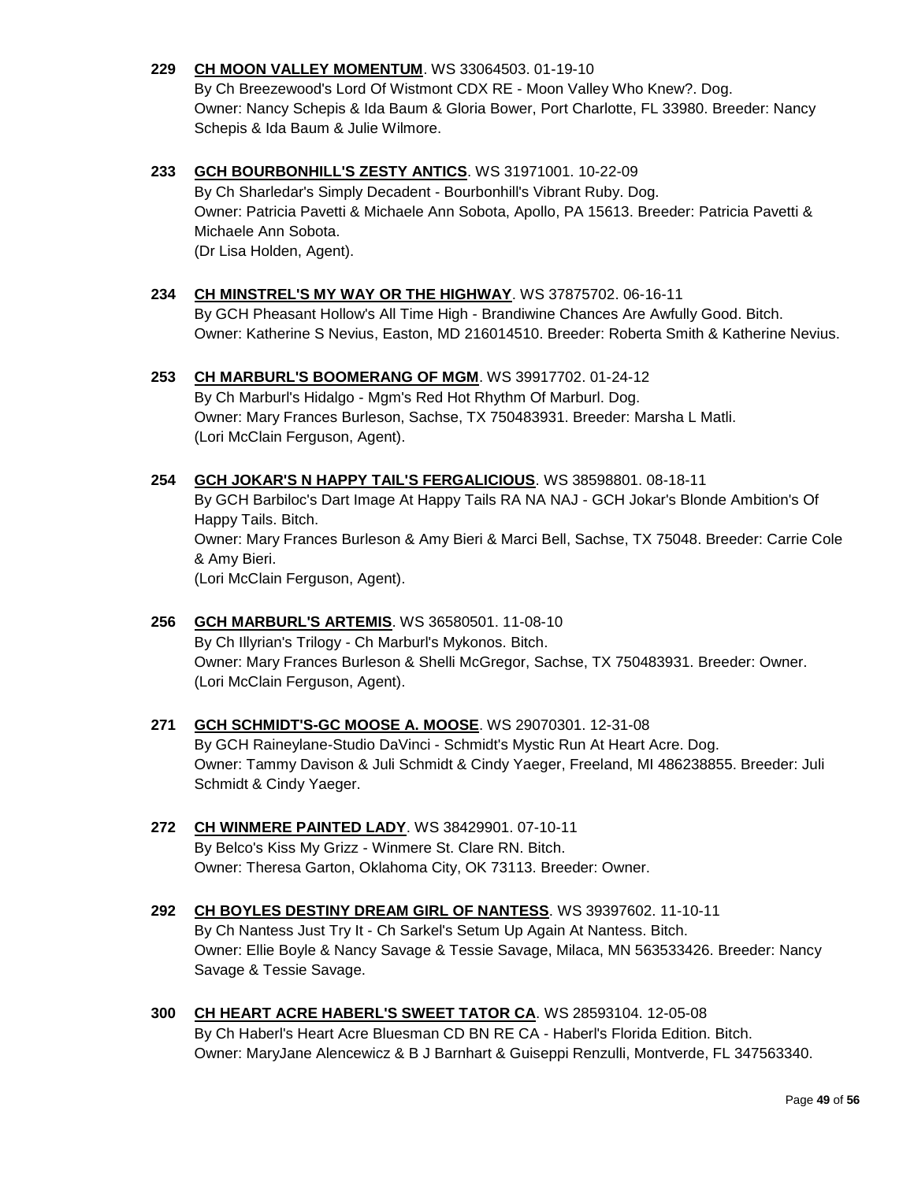**229** **CH MOON VALLEY MOMENTUM**. WS 33064503. 01-19-10
By Ch Breezewood's Lord Of Wistmont CDX RE - Moon Valley Who Knew?. Dog.
Owner: Nancy Schepis & Ida Baum & Gloria Bower, Port Charlotte, FL 33980. Breeder: Nancy Schepis & Ida Baum & Julie Wilmore.

**233** **GCH BOURBONHILL'S ZESTY ANTICS**. WS 31971001. 10-22-09
By Ch Sharledar's Simply Decadent - Bourbonhill's Vibrant Ruby. Dog.
Owner: Patricia Pavetti & Michaele Ann Sobota, Apollo, PA 15613. Breeder: Patricia Pavetti & Michaele Ann Sobota.
(Dr Lisa Holden, Agent).

**234** **CH MINSTREL'S MY WAY OR THE HIGHWAY**. WS 37875702. 06-16-11
By GCH Pheasant Hollow's All Time High - Brandiwine Chances Are Awfully Good. Bitch.
Owner: Katherine S Nevius, Easton, MD 216014510. Breeder: Roberta Smith & Katherine Nevius.

**253** **CH MARBURL'S BOOMERANG OF MGM**. WS 39917702. 01-24-12
By Ch Marburl's Hidalgo - Mgm's Red Hot Rhythm Of Marburl. Dog.
Owner: Mary Frances Burleson, Sachse, TX 750483931. Breeder: Marsha L Matli.
(Lori McClain Ferguson, Agent).

**254** **GCH JOKAR'S N HAPPY TAIL'S FERGALICIOUS**. WS 38598801. 08-18-11
By GCH Barbiloc's Dart Image At Happy Tails RA NA NAJ - GCH Jokar's Blonde Ambition's Of Happy Tails. Bitch.
Owner: Mary Frances Burleson & Amy Bieri & Marci Bell, Sachse, TX 75048. Breeder: Carrie Cole & Amy Bieri.
(Lori McClain Ferguson, Agent).

**256** **GCH MARBURL'S ARTEMIS**. WS 36580501. 11-08-10
By Ch Illyrian's Trilogy - Ch Marburl's Mykonos. Bitch.
Owner: Mary Frances Burleson & Shelli McGregor, Sachse, TX 750483931. Breeder: Owner.
(Lori McClain Ferguson, Agent).

**271** **GCH SCHMIDT'S-GC MOOSE A. MOOSE**. WS 29070301. 12-31-08
By GCH Raineylane-Studio DaVinci - Schmidt's Mystic Run At Heart Acre. Dog.
Owner: Tammy Davison & Juli Schmidt & Cindy Yaeger, Freeland, MI 486238855. Breeder: Juli Schmidt & Cindy Yaeger.

**272** **CH WINMERE PAINTED LADY**. WS 38429901. 07-10-11
By Belco's Kiss My Grizz - Winmere St. Clare RN. Bitch.
Owner: Theresa Garton, Oklahoma City, OK 73113. Breeder: Owner.

**292** **CH BOYLES DESTINY DREAM GIRL OF NANTESS**. WS 39397602. 11-10-11
By Ch Nantess Just Try It - Ch Sarkel's Setum Up Again At Nantess. Bitch.
Owner: Ellie Boyle & Nancy Savage & Tessie Savage, Milaca, MN 563533426. Breeder: Nancy Savage & Tessie Savage.

**300** **CH HEART ACRE HABERL'S SWEET TATOR CA**. WS 28593104. 12-05-08
By Ch Haberl's Heart Acre Bluesman CD BN RE CA - Haberl's Florida Edition. Bitch.
Owner: MaryJane Alencewicz & B J Barnhart & Guiseppi Renzulli, Montverde, FL 347563340.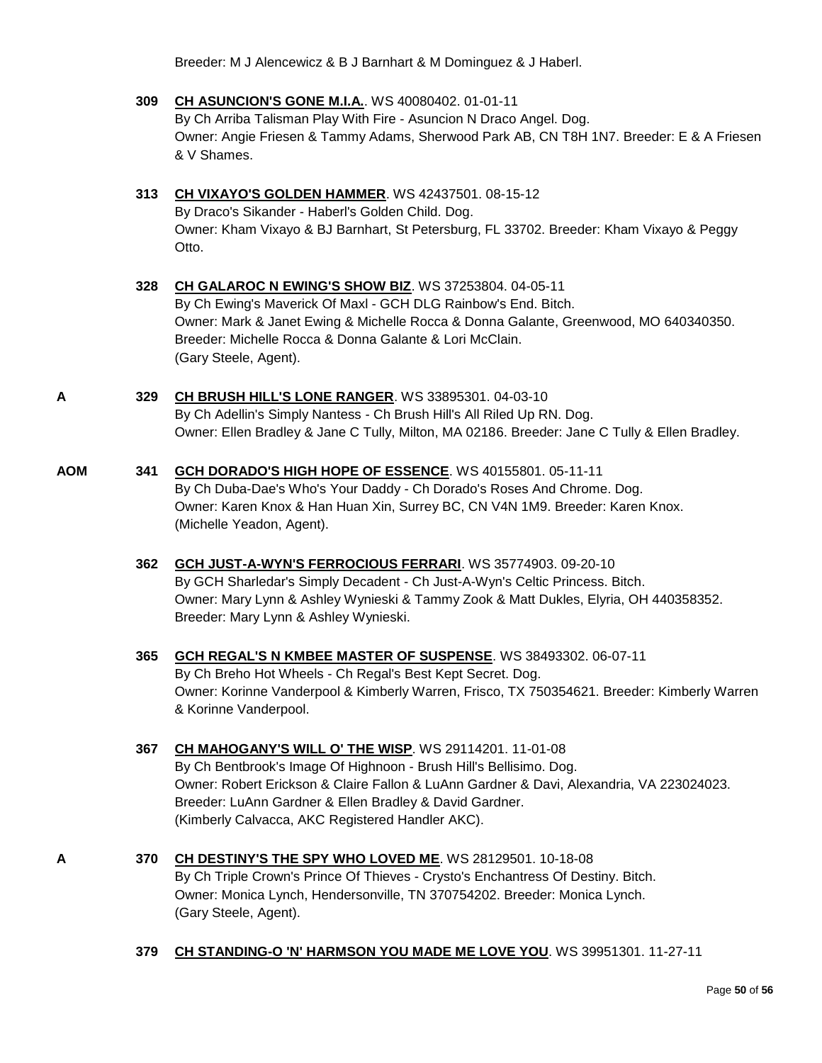Breeder: M J Alencewicz & B J Barnhart & M Dominguez & J Haberl.

**309** **CH ASUNCION'S GONE M.I.A.**. WS 40080402. 01-01-11
By Ch Arriba Talisman Play With Fire - Asuncion N Draco Angel. Dog.
Owner: Angie Friesen & Tammy Adams, Sherwood Park AB, CN T8H 1N7. Breeder: E & A Friesen & V Shames.

**313** **CH VIXAYO'S GOLDEN HAMMER**. WS 42437501. 08-15-12
By Draco's Sikander - Haberl's Golden Child. Dog.
Owner: Kham Vixayo & BJ Barnhart, St Petersburg, FL 33702. Breeder: Kham Vixayo & Peggy Otto.

**328** **CH GALAROC N EWING'S SHOW BIZ**. WS 37253804. 04-05-11
By Ch Ewing's Maverick Of Maxl - GCH DLG Rainbow's End. Bitch.
Owner: Mark & Janet Ewing & Michelle Rocca & Donna Galante, Greenwood, MO 640340350.
Breeder: Michelle Rocca & Donna Galante & Lori McClain.
(Gary Steele, Agent).

**A** **329** **CH BRUSH HILL'S LONE RANGER**. WS 33895301. 04-03-10
By Ch Adellin's Simply Nantess - Ch Brush Hill's All Riled Up RN. Dog.
Owner: Ellen Bradley & Jane C Tully, Milton, MA 02186. Breeder: Jane C Tully & Ellen Bradley.

**AOM** **341** **GCH DORADO'S HIGH HOPE OF ESSENCE**. WS 40155801. 05-11-11
By Ch Duba-Dae's Who's Your Daddy - Ch Dorado's Roses And Chrome. Dog.
Owner: Karen Knox & Han Huan Xin, Surrey BC, CN V4N 1M9. Breeder: Karen Knox.
(Michelle Yeadon, Agent).

**362** **GCH JUST-A-WYN'S FERROCIOUS FERRARI**. WS 35774903. 09-20-10
By GCH Sharledar's Simply Decadent - Ch Just-A-Wyn's Celtic Princess. Bitch.
Owner: Mary Lynn & Ashley Wynieski & Tammy Zook & Matt Dukles, Elyria, OH 440358352.
Breeder: Mary Lynn & Ashley Wynieski.

**365** **GCH REGAL'S N KMBEE MASTER OF SUSPENSE**. WS 38493302. 06-07-11
By Ch Breho Hot Wheels - Ch Regal's Best Kept Secret. Dog.
Owner: Korinne Vanderpool & Kimberly Warren, Frisco, TX 750354621. Breeder: Kimberly Warren & Korinne Vanderpool.

**367** **CH MAHOGANY'S WILL O' THE WISP**. WS 29114201. 11-01-08
By Ch Bentbrook's Image Of Highnoon - Brush Hill's Bellisimo. Dog.
Owner: Robert Erickson & Claire Fallon & LuAnn Gardner & Davi, Alexandria, VA 223024023.
Breeder: LuAnn Gardner & Ellen Bradley & David Gardner.
(Kimberly Calvacca, AKC Registered Handler AKC).

**A** **370** **CH DESTINY'S THE SPY WHO LOVED ME**. WS 28129501. 10-18-08
By Ch Triple Crown's Prince Of Thieves - Crysto's Enchantress Of Destiny. Bitch.
Owner: Monica Lynch, Hendersonville, TN 370754202. Breeder: Monica Lynch.
(Gary Steele, Agent).

**379** **CH STANDING-O 'N' HARMSON YOU MADE ME LOVE YOU**. WS 39951301. 11-27-11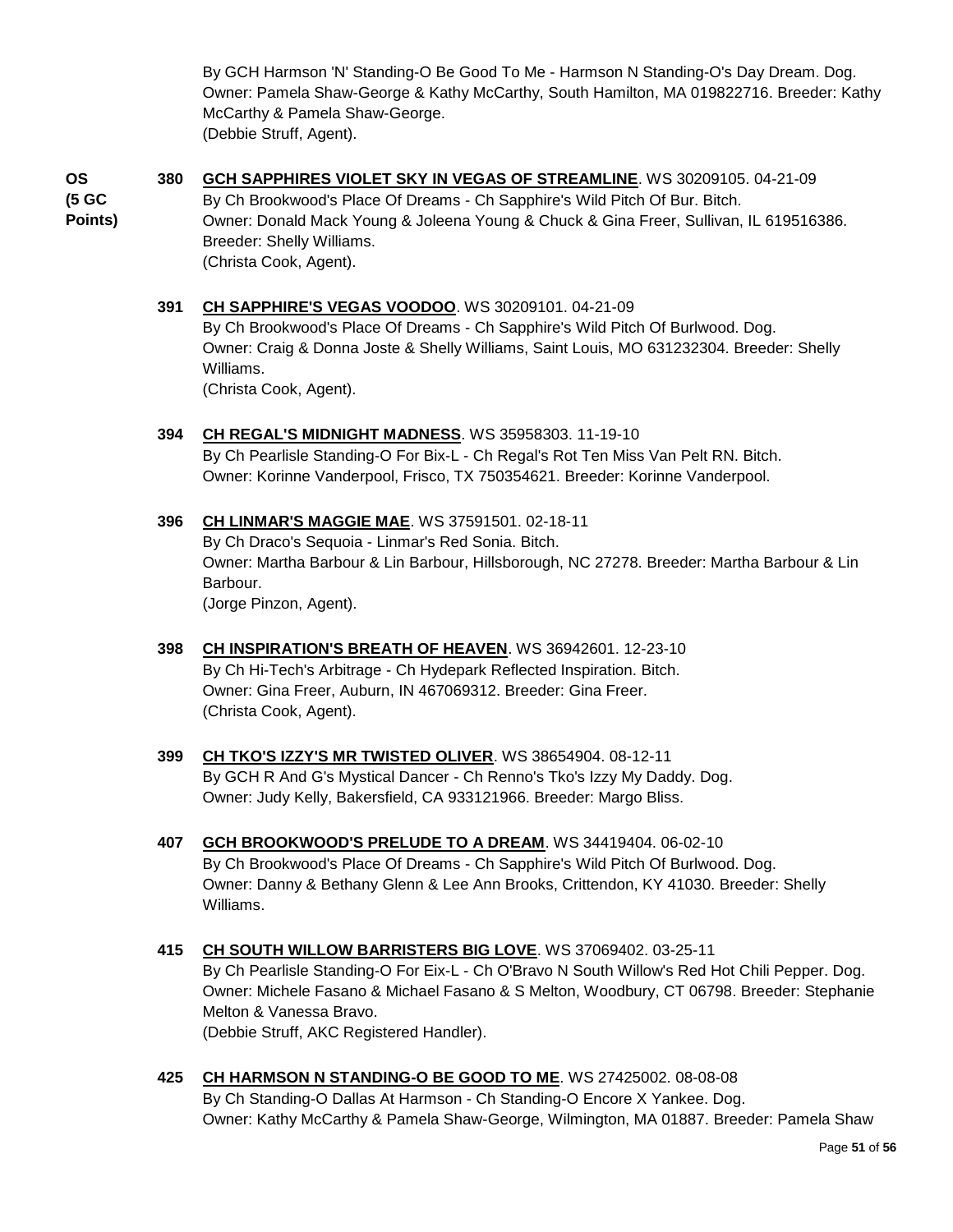By GCH Harmson 'N' Standing-O Be Good To Me - Harmson N Standing-O's Day Dream. Dog. Owner: Pamela Shaw-George & Kathy McCarthy, South Hamilton, MA 019822716. Breeder: Kathy McCarthy & Pamela Shaw-George.
(Debbie Struff, Agent).

**OS (5 GC Points)**

**380** **GCH SAPPHIRES VIOLET SKY IN VEGAS OF STREAMLINE**. WS 30209105. 04-21-09
By Ch Brookwood's Place Of Dreams - Ch Sapphire's Wild Pitch Of Bur. Bitch.
Owner: Donald Mack Young & Joleena Young & Chuck & Gina Freer, Sullivan, IL 619516386. Breeder: Shelly Williams.
(Christa Cook, Agent).

**391** **CH SAPPHIRE'S VEGAS VOODOO**. WS 30209101. 04-21-09
By Ch Brookwood's Place Of Dreams - Ch Sapphire's Wild Pitch Of Burlwood. Dog.
Owner: Craig & Donna Joste & Shelly Williams, Saint Louis, MO 631232304. Breeder: Shelly Williams.
(Christa Cook, Agent).

**394** **CH REGAL'S MIDNIGHT MADNESS**. WS 35958303. 11-19-10
By Ch Pearlisle Standing-O For Bix-L - Ch Regal's Rot Ten Miss Van Pelt RN. Bitch.
Owner: Korinne Vanderpool, Frisco, TX 750354621. Breeder: Korinne Vanderpool.

**396** **CH LINMAR'S MAGGIE MAE**. WS 37591501. 02-18-11
By Ch Draco's Sequoia - Linmar's Red Sonia. Bitch.
Owner: Martha Barbour & Lin Barbour, Hillsborough, NC 27278. Breeder: Martha Barbour & Lin Barbour.
(Jorge Pinzon, Agent).

**398** **CH INSPIRATION'S BREATH OF HEAVEN**. WS 36942601. 12-23-10
By Ch Hi-Tech's Arbitrage - Ch Hydepark Reflected Inspiration. Bitch.
Owner: Gina Freer, Auburn, IN 467069312. Breeder: Gina Freer.
(Christa Cook, Agent).

**399** **CH TKO'S IZZY'S MR TWISTED OLIVER**. WS 38654904. 08-12-11
By GCH R And G's Mystical Dancer - Ch Renno's Tko's Izzy My Daddy. Dog.
Owner: Judy Kelly, Bakersfield, CA 933121966. Breeder: Margo Bliss.

**407** **GCH BROOKWOOD'S PRELUDE TO A DREAM**. WS 34419404. 06-02-10
By Ch Brookwood's Place Of Dreams - Ch Sapphire's Wild Pitch Of Burlwood. Dog.
Owner: Danny & Bethany Glenn & Lee Ann Brooks, Crittendon, KY 41030. Breeder: Shelly Williams.

**415** **CH SOUTH WILLOW BARRISTERS BIG LOVE**. WS 37069402. 03-25-11
By Ch Pearlisle Standing-O For Eix-L - Ch O'Bravo N South Willow's Red Hot Chili Pepper. Dog.
Owner: Michele Fasano & Michael Fasano & S Melton, Woodbury, CT 06798. Breeder: Stephanie Melton & Vanessa Bravo.
(Debbie Struff, AKC Registered Handler).

**425** **CH HARMSON N STANDING-O BE GOOD TO ME**. WS 27425002. 08-08-08
By Ch Standing-O Dallas At Harmson - Ch Standing-O Encore X Yankee. Dog.
Owner: Kathy McCarthy & Pamela Shaw-George, Wilmington, MA 01887. Breeder: Pamela Shaw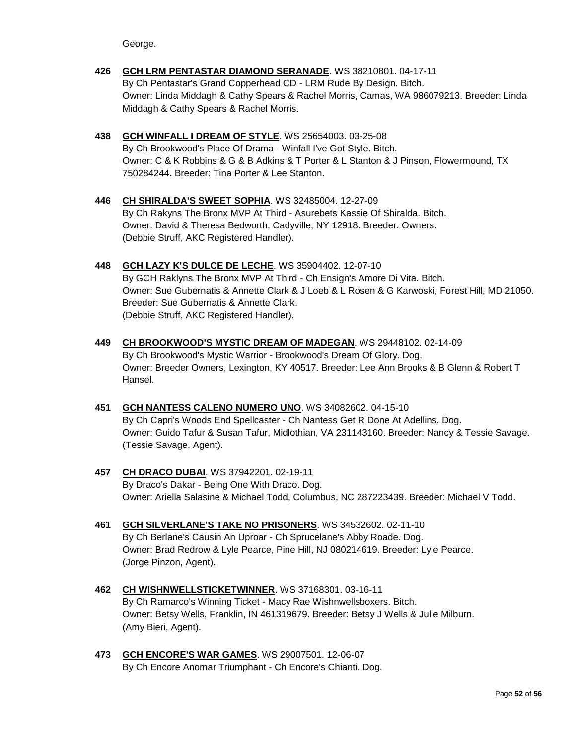George.

**426** **GCH LRM PENTASTAR DIAMOND SERANADE**. WS 38210801. 04-17-11
By Ch Pentastar's Grand Copperhead CD - LRM Rude By Design. Bitch.
Owner: Linda Middagh & Cathy Spears & Rachel Morris, Camas, WA 986079213. Breeder: Linda Middagh & Cathy Spears & Rachel Morris.

**438** **GCH WINFALL I DREAM OF STYLE**. WS 25654003. 03-25-08
By Ch Brookwood's Place Of Drama - Winfall I've Got Style. Bitch.
Owner: C & K Robbins & G & B Adkins & T Porter & L Stanton & J Pinson, Flowermound, TX 750284244. Breeder: Tina Porter & Lee Stanton.

**446** **CH SHIRALDA'S SWEET SOPHIA**. WS 32485004. 12-27-09
By Ch Rakyns The Bronx MVP At Third - Asurebets Kassie Of Shiralda. Bitch.
Owner: David & Theresa Bedworth, Cadyville, NY 12918. Breeder: Owners.
(Debbie Struff, AKC Registered Handler).

**448** **GCH LAZY K'S DULCE DE LECHE**. WS 35904402. 12-07-10
By GCH Raklyns The Bronx MVP At Third - Ch Ensign's Amore Di Vita. Bitch.
Owner: Sue Gubernatis & Annette Clark & J Loeb & L Rosen & G Karwoski, Forest Hill, MD 21050. Breeder: Sue Gubernatis & Annette Clark.
(Debbie Struff, AKC Registered Handler).

**449** **CH BROOKWOOD'S MYSTIC DREAM OF MADEGAN**. WS 29448102. 02-14-09
By Ch Brookwood's Mystic Warrior - Brookwood's Dream Of Glory. Dog.
Owner: Breeder Owners, Lexington, KY 40517. Breeder: Lee Ann Brooks & B Glenn & Robert T Hansel.

**451** **GCH NANTESS CALENO NUMERO UNO**. WS 34082602. 04-15-10
By Ch Capri's Woods End Spellcaster - Ch Nantess Get R Done At Adellins. Dog.
Owner: Guido Tafur & Susan Tafur, Midlothian, VA 231143160. Breeder: Nancy & Tessie Savage.
(Tessie Savage, Agent).

**457** **CH DRACO DUBAI**. WS 37942201. 02-19-11
By Draco's Dakar - Being One With Draco. Dog.
Owner: Ariella Salasine & Michael Todd, Columbus, NC 287223439. Breeder: Michael V Todd.

**461** **GCH SILVERLANE'S TAKE NO PRISONERS**. WS 34532602. 02-11-10
By Ch Berlane's Causin An Uproar - Ch Sprucelane's Abby Roade. Dog.
Owner: Brad Redrow & Lyle Pearce, Pine Hill, NJ 080214619. Breeder: Lyle Pearce.
(Jorge Pinzon, Agent).

**462** **CH WISHNWELLSTICKETWINNER**. WS 37168301. 03-16-11
By Ch Ramarco's Winning Ticket - Macy Rae Wishnwellsboxers. Bitch.
Owner: Betsy Wells, Franklin, IN 461319679. Breeder: Betsy J Wells & Julie Milburn.
(Amy Bieri, Agent).

**473** **GCH ENCORE'S WAR GAMES**. WS 29007501. 12-06-07
By Ch Encore Anomar Triumphant - Ch Encore's Chianti. Dog.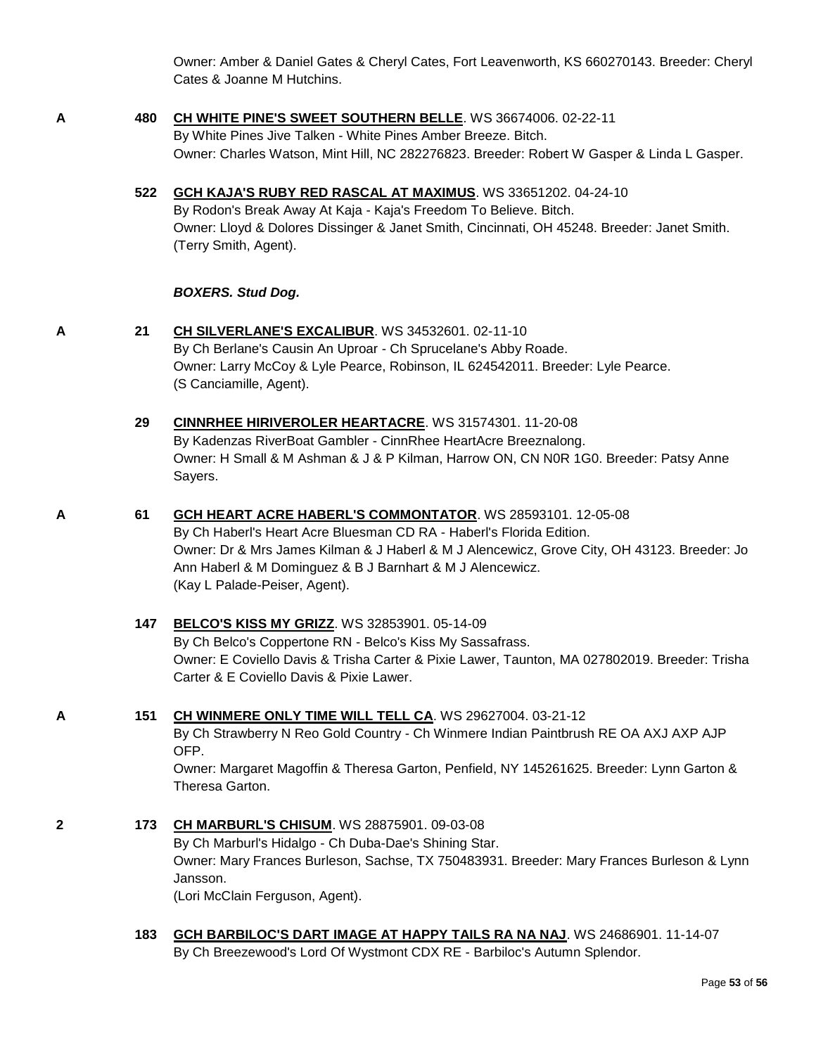Owner: Amber & Daniel Gates & Cheryl Cates, Fort Leavenworth, KS 660270143. Breeder: Cheryl Cates & Joanne M Hutchins.

**A** **480** **CH WHITE PINE'S SWEET SOUTHERN BELLE**. WS 36674006. 02-22-11
By White Pines Jive Talken - White Pines Amber Breeze. Bitch.
Owner: Charles Watson, Mint Hill, NC 282276823. Breeder: Robert W Gasper & Linda L Gasper.

**522** **GCH KAJA'S RUBY RED RASCAL AT MAXIMUS**. WS 33651202. 04-24-10
By Rodon's Break Away At Kaja - Kaja's Freedom To Believe. Bitch.
Owner: Lloyd & Dolores Dissinger & Janet Smith, Cincinnati, OH 45248. Breeder: Janet Smith.
(Terry Smith, Agent).

***BOXERS. Stud Dog.***

**A** **21** **CH SILVERLANE'S EXCALIBUR**. WS 34532601. 02-11-10
By Ch Berlane's Causin An Uproar - Ch Sprucelane's Abby Roade.
Owner: Larry McCoy & Lyle Pearce, Robinson, IL 624542011. Breeder: Lyle Pearce.
(S Canciamille, Agent).

**29** **CINNRHEE HIRIVEROLER HEARTACRE**. WS 31574301. 11-20-08
By Kadenzas RiverBoat Gambler - CinnRhee HeartAcre Breeznalong.
Owner: H Small & M Ashman & J & P Kilman, Harrow ON, CN N0R 1G0. Breeder: Patsy Anne Sayers.

**A** **61** **GCH HEART ACRE HABERL'S COMMONTATOR**. WS 28593101. 12-05-08
By Ch Haberl's Heart Acre Bluesman CD RA - Haberl's Florida Edition.
Owner: Dr & Mrs James Kilman & J Haberl & M J Alencewicz, Grove City, OH 43123. Breeder: Jo Ann Haberl & M Dominguez & B J Barnhart & M J Alencewicz.
(Kay L Palade-Peiser, Agent).

**147** **BELCO'S KISS MY GRIZZ**. WS 32853901. 05-14-09
By Ch Belco's Coppertone RN - Belco's Kiss My Sassafrass.
Owner: E Coviello Davis & Trisha Carter & Pixie Lawer, Taunton, MA 027802019. Breeder: Trisha Carter & E Coviello Davis & Pixie Lawer.

**A** **151** **CH WINMERE ONLY TIME WILL TELL CA**. WS 29627004. 03-21-12
By Ch Strawberry N Reo Gold Country - Ch Winmere Indian Paintbrush RE OA AXJ AXP AJP OFP.
Owner: Margaret Magoffin & Theresa Garton, Penfield, NY 145261625. Breeder: Lynn Garton & Theresa Garton.

**2** **173** **CH MARBURL'S CHISUM**. WS 28875901. 09-03-08
By Ch Marburl's Hidalgo - Ch Duba-Dae's Shining Star.
Owner: Mary Frances Burleson, Sachse, TX 750483931. Breeder: Mary Frances Burleson & Lynn Jansson.
(Lori McClain Ferguson, Agent).

**183** **GCH BARBILOC'S DART IMAGE AT HAPPY TAILS RA NA NAJ**. WS 24686901. 11-14-07
By Ch Breezewood's Lord Of Wystmont CDX RE - Barbiloc's Autumn Splendor.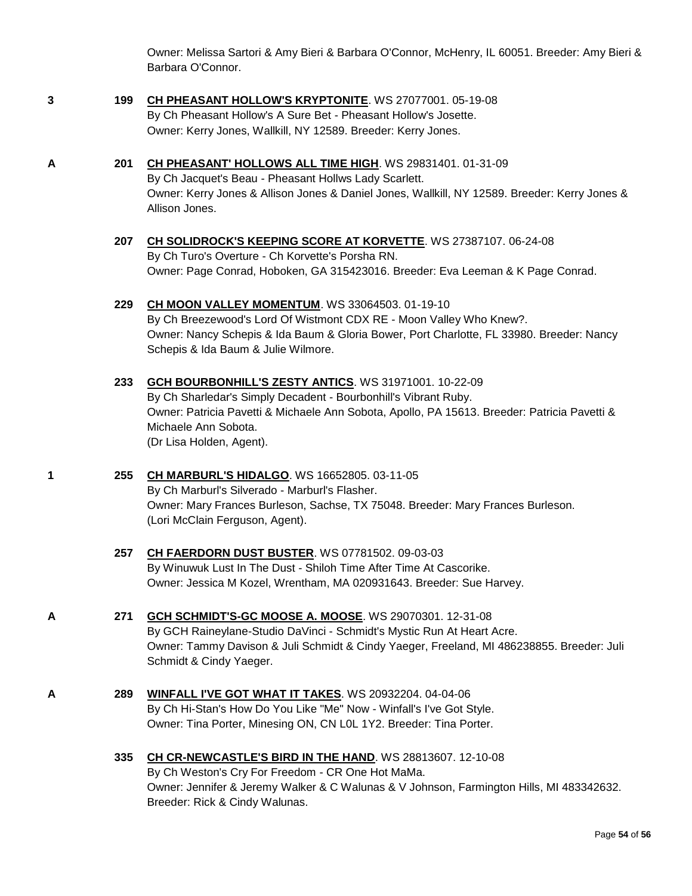Owner: Melissa Sartori & Amy Bieri & Barbara O'Connor, McHenry, IL 60051. Breeder: Amy Bieri & Barbara O'Connor.

**3** **199** **CH PHEASANT HOLLOW'S KRYPTONITE**. WS 27077001. 05-19-08
By Ch Pheasant Hollow's A Sure Bet - Pheasant Hollow's Josette.
Owner: Kerry Jones, Wallkill, NY 12589. Breeder: Kerry Jones.

**A** **201** **CH PHEASANT' HOLLOWS ALL TIME HIGH**. WS 29831401. 01-31-09
By Ch Jacquet's Beau - Pheasant Hollws Lady Scarlett.
Owner: Kerry Jones & Allison Jones & Daniel Jones, Wallkill, NY 12589. Breeder: Kerry Jones & Allison Jones.

**207** **CH SOLIDROCK'S KEEPING SCORE AT KORVETTE**. WS 27387107. 06-24-08
By Ch Turo's Overture - Ch Korvette's Porsha RN.
Owner: Page Conrad, Hoboken, GA 315423016. Breeder: Eva Leeman & K Page Conrad.

**229** **CH MOON VALLEY MOMENTUM**. WS 33064503. 01-19-10
By Ch Breezewood's Lord Of Wistmont CDX RE - Moon Valley Who Knew?.
Owner: Nancy Schepis & Ida Baum & Gloria Bower, Port Charlotte, FL 33980. Breeder: Nancy Schepis & Ida Baum & Julie Wilmore.

**233** **GCH BOURBONHILL'S ZESTY ANTICS**. WS 31971001. 10-22-09
By Ch Sharledar's Simply Decadent - Bourbonhill's Vibrant Ruby.
Owner: Patricia Pavetti & Michaele Ann Sobota, Apollo, PA 15613. Breeder: Patricia Pavetti & Michaele Ann Sobota.
(Dr Lisa Holden, Agent).

**1** **255** **CH MARBURL'S HIDALGO**. WS 16652805. 03-11-05
By Ch Marburl's Silverado - Marburl's Flasher.
Owner: Mary Frances Burleson, Sachse, TX 75048. Breeder: Mary Frances Burleson.
(Lori McClain Ferguson, Agent).

**257** **CH FAERDORN DUST BUSTER**. WS 07781502. 09-03-03
By Winuwuk Lust In The Dust - Shiloh Time After Time At Cascorike.
Owner: Jessica M Kozel, Wrentham, MA 020931643. Breeder: Sue Harvey.

**A** **271** **GCH SCHMIDT'S-GC MOOSE A. MOOSE**. WS 29070301. 12-31-08
By GCH Raineylane-Studio DaVinci - Schmidt's Mystic Run At Heart Acre.
Owner: Tammy Davison & Juli Schmidt & Cindy Yaeger, Freeland, MI 486238855. Breeder: Juli Schmidt & Cindy Yaeger.

**A** **289** **WINFALL I'VE GOT WHAT IT TAKES**. WS 20932204. 04-04-06
By Ch Hi-Stan's How Do You Like "Me" Now - Winfall's I've Got Style.
Owner: Tina Porter, Minesing ON, CN L0L 1Y2. Breeder: Tina Porter.

**335** **CH CR-NEWCASTLE'S BIRD IN THE HAND**. WS 28813607. 12-10-08
By Ch Weston's Cry For Freedom - CR One Hot MaMa.
Owner: Jennifer & Jeremy Walker & C Walunas & V Johnson, Farmington Hills, MI 483342632. Breeder: Rick & Cindy Walunas.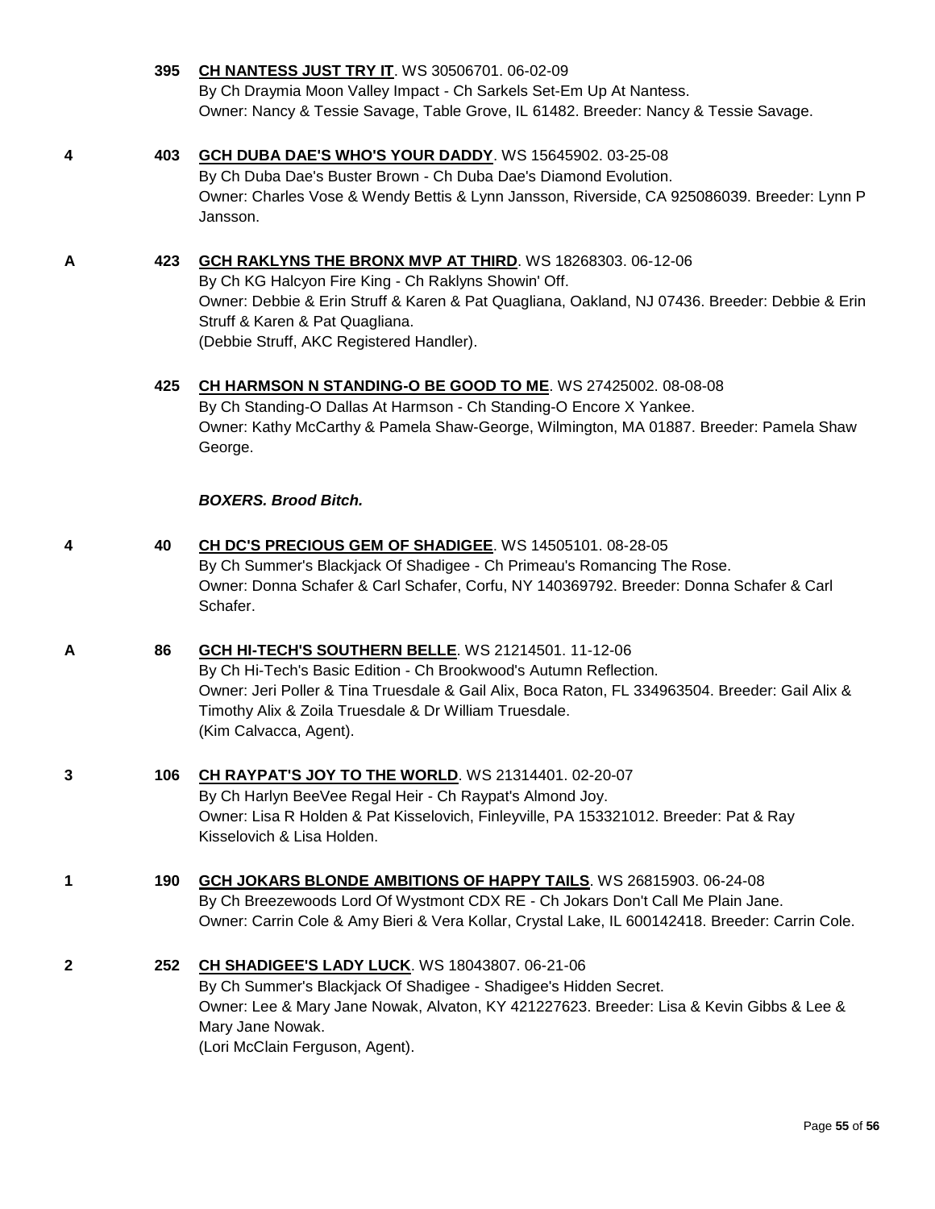**395** **CH NANTESS JUST TRY IT**. WS 30506701. 06-02-09
By Ch Draymia Moon Valley Impact - Ch Sarkels Set-Em Up At Nantess.
Owner: Nancy & Tessie Savage, Table Grove, IL 61482. Breeder: Nancy & Tessie Savage.

4 **403** **GCH DUBA DAE'S WHO'S YOUR DADDY**. WS 15645902. 03-25-08
By Ch Duba Dae's Buster Brown - Ch Duba Dae's Diamond Evolution.
Owner: Charles Vose & Wendy Bettis & Lynn Jansson, Riverside, CA 925086039. Breeder: Lynn P Jansson.

A **423** **GCH RAKLYNS THE BRONX MVP AT THIRD**. WS 18268303. 06-12-06
By Ch KG Halcyon Fire King - Ch Raklyns Showin' Off.
Owner: Debbie & Erin Struff & Karen & Pat Quagliana, Oakland, NJ 07436. Breeder: Debbie & Erin Struff & Karen & Pat Quagliana.
(Debbie Struff, AKC Registered Handler).

**425** **CH HARMSON N STANDING-O BE GOOD TO ME**. WS 27425002. 08-08-08
By Ch Standing-O Dallas At Harmson - Ch Standing-O Encore X Yankee.
Owner: Kathy McCarthy & Pamela Shaw-George, Wilmington, MA 01887. Breeder: Pamela Shaw George.

***BOXERS. Brood Bitch.***

4 **40** **CH DC'S PRECIOUS GEM OF SHADIGEE**. WS 14505101. 08-28-05
By Ch Summer's Blackjack Of Shadigee - Ch Primeau's Romancing The Rose.
Owner: Donna Schafer & Carl Schafer, Corfu, NY 140369792. Breeder: Donna Schafer & Carl Schafer.

A **86** **GCH HI-TECH'S SOUTHERN BELLE**. WS 21214501. 11-12-06
By Ch Hi-Tech's Basic Edition - Ch Brookwood's Autumn Reflection.
Owner: Jeri Poller & Tina Truesdale & Gail Alix, Boca Raton, FL 334963504. Breeder: Gail Alix & Timothy Alix & Zoila Truesdale & Dr William Truesdale.
(Kim Calvacca, Agent).

3 **106** **CH RAYPAT'S JOY TO THE WORLD**. WS 21314401. 02-20-07
By Ch Harlyn BeeVee Regal Heir - Ch Raypat's Almond Joy.
Owner: Lisa R Holden & Pat Kisselovich, Finleyville, PA 153321012. Breeder: Pat & Ray Kisselovich & Lisa Holden.

1 **190** **GCH JOKARS BLONDE AMBITIONS OF HAPPY TAILS**. WS 26815903. 06-24-08
By Ch Breezewoods Lord Of Wystmont CDX RE - Ch Jokars Don't Call Me Plain Jane.
Owner: Carrin Cole & Amy Bieri & Vera Kollar, Crystal Lake, IL 600142418. Breeder: Carrin Cole.

2 **252** **CH SHADIGEE'S LADY LUCK**. WS 18043807. 06-21-06
By Ch Summer's Blackjack Of Shadigee - Shadigee's Hidden Secret.
Owner: Lee & Mary Jane Nowak, Alvaton, KY 421227623. Breeder: Lisa & Kevin Gibbs & Lee & Mary Jane Nowak.
(Lori McClain Ferguson, Agent).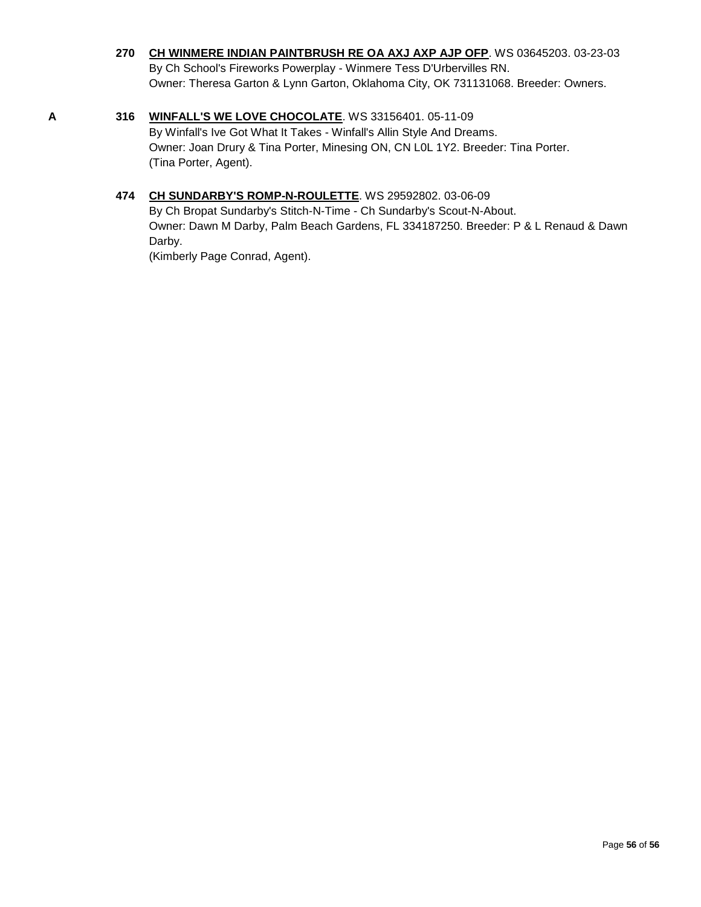**270** **<u>CH WINMERE INDIAN PAINTBRUSH RE OA AXJ AXP AJP OFP</u>**. WS 03645203. 03-23-03
By Ch School's Fireworks Powerplay - Winmere Tess D'Urbervilles RN.
Owner: Theresa Garton & Lynn Garton, Oklahoma City, OK 731131068. Breeder: Owners.

**A** **316** **<u>WINFALL'S WE LOVE CHOCOLATE</u>**. WS 33156401. 05-11-09
By Winfall's Ive Got What It Takes - Winfall's Allin Style And Dreams.
Owner: Joan Drury & Tina Porter, Minesing ON, CN L0L 1Y2. Breeder: Tina Porter.
(Tina Porter, Agent).

**474** **<u>CH SUNDARBY'S ROMP-N-ROULETTE</u>**. WS 29592802. 03-06-09
By Ch Bropat Sundarby's Stitch-N-Time - Ch Sundarby's Scout-N-About.
Owner: Dawn M Darby, Palm Beach Gardens, FL 334187250. Breeder: P & L Renaud & Dawn Darby.
(Kimberly Page Conrad, Agent).